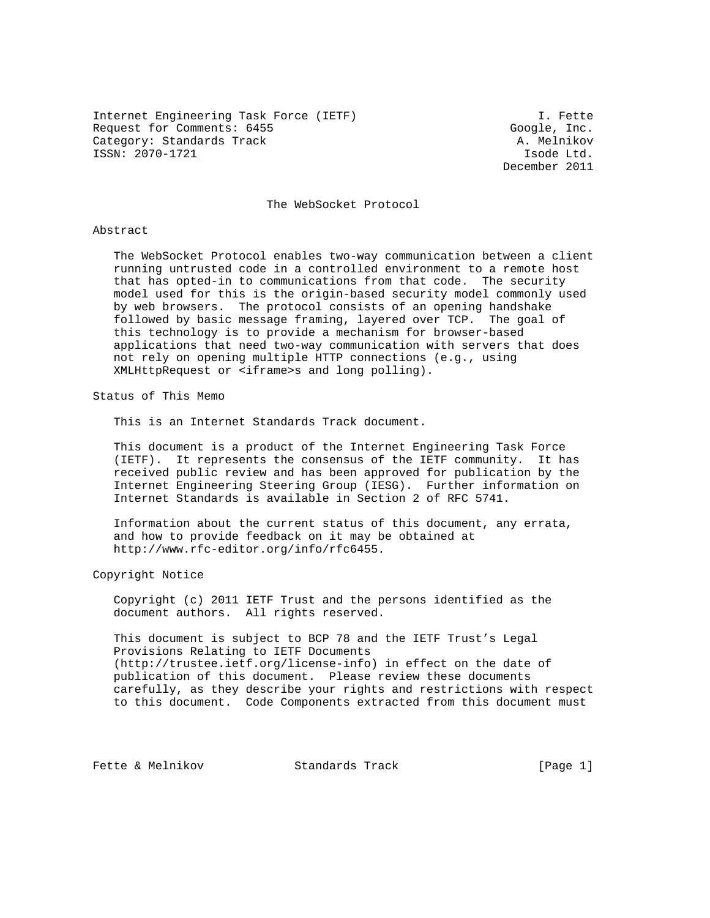Internet Engineering Task Force (IETF)  
Request for Comments: 6455  
Category: Standards Track  
ISSN: 2070-1721

I. Fette  
Google, Inc.  
A. Melnikov  
Isode Ltd.  
December 2011

# The WebSocket Protocol

## Abstract

The WebSocket Protocol enables two-way communication between a client running untrusted code in a controlled environment to a remote host that has opted-in to communications from that code. The security model used for this is the origin-based security model commonly used by web browsers. The protocol consists of an opening handshake followed by basic message framing, layered over TCP. The goal of this technology is to provide a mechanism for browser-based applications that need two-way communication with servers that does not rely on opening multiple HTTP connections (e.g., using XMLHttpRequest or <iframe>s and long polling).

## Status of This Memo

This is an Internet Standards Track document.

This document is a product of the Internet Engineering Task Force (IETF). It represents the consensus of the IETF community. It has received public review and has been approved for publication by the Internet Engineering Steering Group (IESG). Further information on Internet Standards is available in Section 2 of RFC 5741.

Information about the current status of this document, any errata, and how to provide feedback on it may be obtained at http://www.rfc-editor.org/info/rfc6455.

## Copyright Notice

Copyright (c) 2011 IETF Trust and the persons identified as the document authors. All rights reserved.

This document is subject to BCP 78 and the IETF Trust's Legal Provisions Relating to IETF Documents (http://trustee.ietf.org/license-info) in effect on the date of publication of this document. Please review these documents carefully, as they describe your rights and restrictions with respect to this document. Code Components extracted from this document must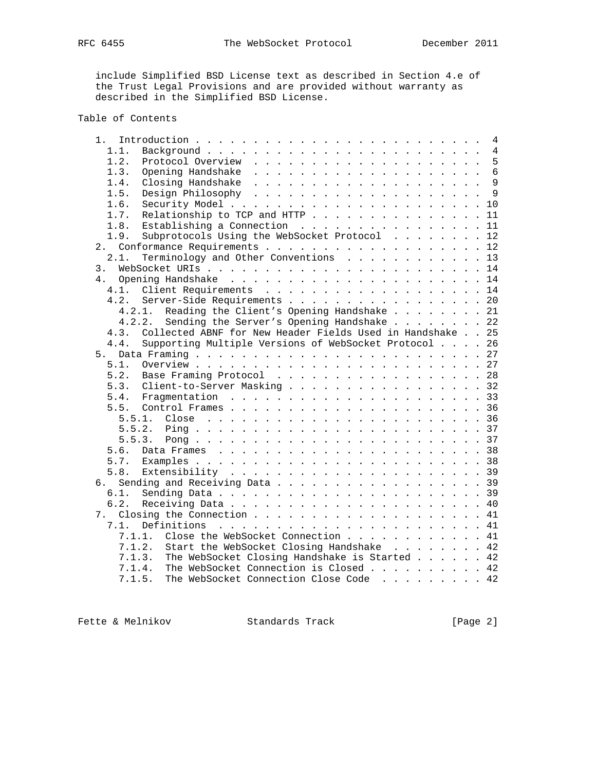include Simplified BSD License text as described in Section 4.e of the Trust Legal Provisions and are provided without warranty as described in the Simplified BSD License.

## Table of Contents

```
   1.  Introduction . . . . . . . . . . . . . . . . . . . . . . . . .  4
     1.1.  Background . . . . . . . . . . . . . . . . . . . . . . . .  4
     1.2.  Protocol Overview  . . . . . . . . . . . . . . . . . . . .  5
     1.3.  Opening Handshake  . . . . . . . . . . . . . . . . . . . .  6
     1.4.  Closing Handshake  . . . . . . . . . . . . . . . . . . . .  9
     1.5.  Design Philosophy  . . . . . . . . . . . . . . . . . . . .  9
     1.6.  Security Model . . . . . . . . . . . . . . . . . . . . . . 10
     1.7.  Relationship to TCP and HTTP . . . . . . . . . . . . . . . 11
     1.8.  Establishing a Connection  . . . . . . . . . . . . . . . . 11
     1.9.  Subprotocols Using the WebSocket Protocol  . . . . . . . . 12
   2.  Conformance Requirements . . . . . . . . . . . . . . . . . . . 12
     2.1.  Terminology and Other Conventions  . . . . . . . . . . . . 13
   3.  WebSocket URIs . . . . . . . . . . . . . . . . . . . . . . . . 14
   4.  Opening Handshake  . . . . . . . . . . . . . . . . . . . . . . 14
     4.1.  Client Requirements  . . . . . . . . . . . . . . . . . . . 14
     4.2.  Server-Side Requirements . . . . . . . . . . . . . . . . . 20
       4.2.1.  Reading the Client's Opening Handshake . . . . . . . . 21
       4.2.2.  Sending the Server's Opening Handshake . . . . . . . . 22
     4.3.  Collected ABNF for New Header Fields Used in Handshake  . . 25
     4.4.  Supporting Multiple Versions of WebSocket Protocol . . . . 26
   5.  Data Framing . . . . . . . . . . . . . . . . . . . . . . . . . 27
     5.1.  Overview . . . . . . . . . . . . . . . . . . . . . . . . . 27
     5.2.  Base Framing Protocol  . . . . . . . . . . . . . . . . . . 28
     5.3.  Client-to-Server Masking . . . . . . . . . . . . . . . . . 32
     5.4.  Fragmentation  . . . . . . . . . . . . . . . . . . . . . . 33
     5.5.  Control Frames . . . . . . . . . . . . . . . . . . . . . . 36
       5.5.1.  Close  . . . . . . . . . . . . . . . . . . . . . . . . 36
       5.5.2.  Ping . . . . . . . . . . . . . . . . . . . . . . . . . 37
       5.5.3.  Pong . . . . . . . . . . . . . . . . . . . . . . . . . 37
     5.6.  Data Frames  . . . . . . . . . . . . . . . . . . . . . . . 38
     5.7.  Examples . . . . . . . . . . . . . . . . . . . . . . . . . 38
     5.8.  Extensibility  . . . . . . . . . . . . . . . . . . . . . . 39
   6.  Sending and Receiving Data . . . . . . . . . . . . . . . . . . 39
     6.1.  Sending Data . . . . . . . . . . . . . . . . . . . . . . . 39
     6.2.  Receiving Data . . . . . . . . . . . . . . . . . . . . . . 40
   7.  Closing the Connection . . . . . . . . . . . . . . . . . . . . 41
     7.1.  Definitions  . . . . . . . . . . . . . . . . . . . . . . . 41
       7.1.1.  Close the WebSocket Connection . . . . . . . . . . . . 41
       7.1.2.  Start the WebSocket Closing Handshake  . . . . . . . . 42
       7.1.3.  The WebSocket Closing Handshake is Started . . . . . . 42
       7.1.4.  The WebSocket Connection is Closed . . . . . . . . . . 42
       7.1.5.  The WebSocket Connection Close Code  . . . . . . . . . 42
```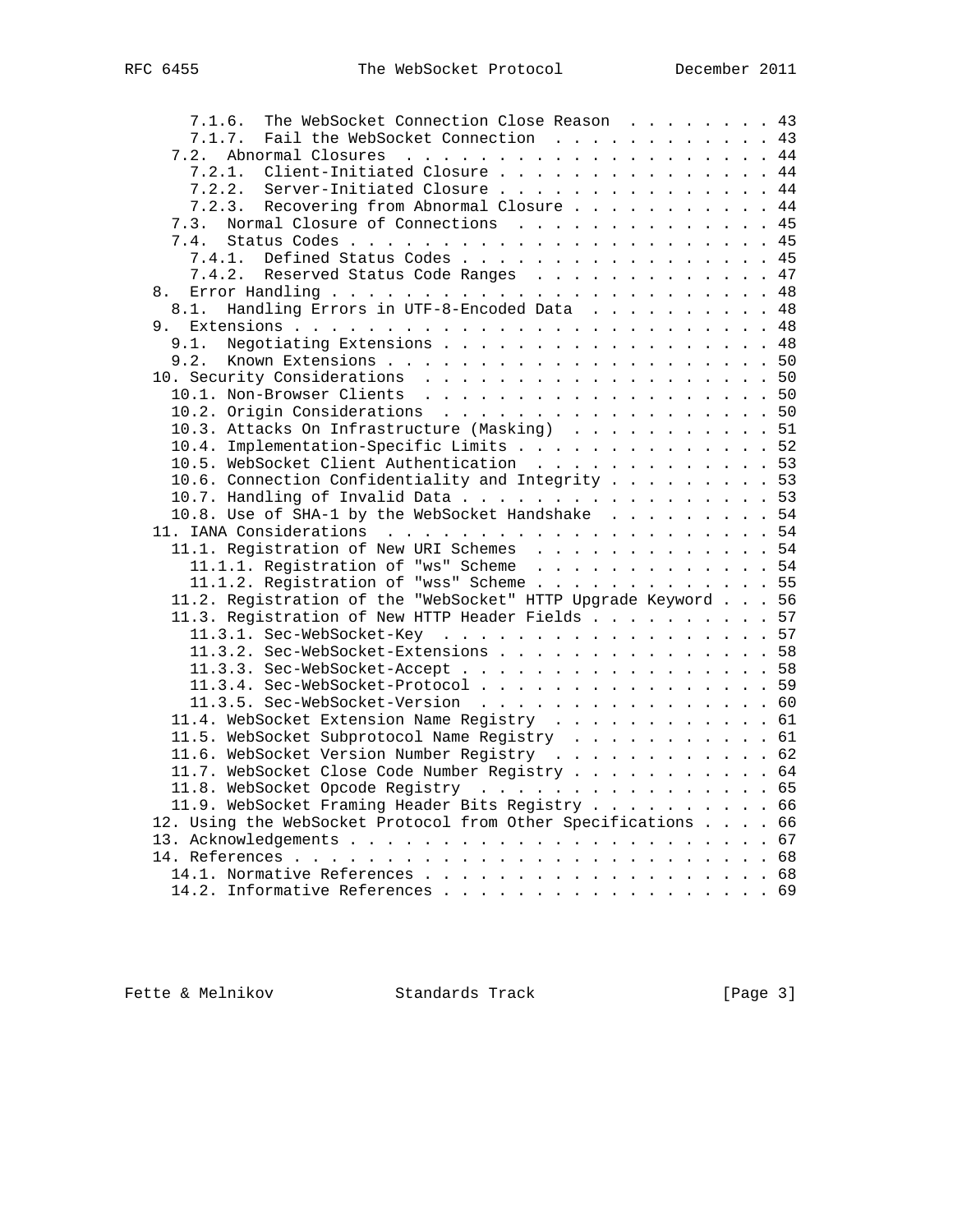```
      7.1.6.  The WebSocket Connection Close Reason  . . . . . . . . . 43
      7.1.7.  Fail the WebSocket Connection  . . . . . . . . . . . . . 43
    7.2.  Abnormal Closures  . . . . . . . . . . . . . . . . . . . . . 44
      7.2.1.  Client-Initiated Closure . . . . . . . . . . . . . . . . 44
      7.2.2.  Server-Initiated Closure . . . . . . . . . . . . . . . . 44
      7.2.3.  Recovering from Abnormal Closure . . . . . . . . . . . . 44
    7.3.  Normal Closure of Connections  . . . . . . . . . . . . . . . 45
    7.4.  Status Codes . . . . . . . . . . . . . . . . . . . . . . . . 45
      7.4.1.  Defined Status Codes . . . . . . . . . . . . . . . . . . 45
      7.4.2.  Reserved Status Code Ranges  . . . . . . . . . . . . . . 47
  8.  Error Handling . . . . . . . . . . . . . . . . . . . . . . . . . 48
    8.1.  Handling Errors in UTF-8-Encoded Data  . . . . . . . . . . . 48
  9.  Extensions . . . . . . . . . . . . . . . . . . . . . . . . . . . 48
    9.1.  Negotiating Extensions . . . . . . . . . . . . . . . . . . . 48
    9.2.  Known Extensions . . . . . . . . . . . . . . . . . . . . . . 50
  10. Security Considerations  . . . . . . . . . . . . . . . . . . . . 50
    10.1. Non-Browser Clients  . . . . . . . . . . . . . . . . . . . . 50
    10.2. Origin Considerations  . . . . . . . . . . . . . . . . . . . 50
    10.3. Attacks On Infrastructure (Masking)  . . . . . . . . . . . . 51
    10.4. Implementation-Specific Limits . . . . . . . . . . . . . . . 52
    10.5. WebSocket Client Authentication  . . . . . . . . . . . . . . 53
    10.6. Connection Confidentiality and Integrity . . . . . . . . . . 53
    10.7. Handling of Invalid Data . . . . . . . . . . . . . . . . . . 53
    10.8. Use of SHA-1 by the WebSocket Handshake  . . . . . . . . . . 54
  11. IANA Considerations  . . . . . . . . . . . . . . . . . . . . . . 54
    11.1. Registration of New URI Schemes  . . . . . . . . . . . . . . 54
      11.1.1. Registration of "ws" Scheme  . . . . . . . . . . . . . . 54
      11.1.2. Registration of "wss" Scheme . . . . . . . . . . . . . . 55
    11.2. Registration of the "WebSocket" HTTP Upgrade Keyword . . . . 56
    11.3. Registration of New HTTP Header Fields . . . . . . . . . . . 57
      11.3.1. Sec-WebSocket-Key  . . . . . . . . . . . . . . . . . . . 57
      11.3.2. Sec-WebSocket-Extensions . . . . . . . . . . . . . . . . 58
      11.3.3. Sec-WebSocket-Accept . . . . . . . . . . . . . . . . . . 58
      11.3.4. Sec-WebSocket-Protocol . . . . . . . . . . . . . . . . . 59
      11.3.5. Sec-WebSocket-Version  . . . . . . . . . . . . . . . . . 60
    11.4. WebSocket Extension Name Registry  . . . . . . . . . . . . . 61
    11.5. WebSocket Subprotocol Name Registry  . . . . . . . . . . . . 61
    11.6. WebSocket Version Number Registry  . . . . . . . . . . . . . 62
    11.7. WebSocket Close Code Number Registry . . . . . . . . . . . . 64
    11.8. WebSocket Opcode Registry  . . . . . . . . . . . . . . . . . 65
    11.9. WebSocket Framing Header Bits Registry . . . . . . . . . . . 66
  12. Using the WebSocket Protocol from Other Specifications . . . . . 66
  13. Acknowledgements . . . . . . . . . . . . . . . . . . . . . . . . 67
  14. References . . . . . . . . . . . . . . . . . . . . . . . . . . . 68
    14.1. Normative References . . . . . . . . . . . . . . . . . . . . 68
    14.2. Informative References . . . . . . . . . . . . . . . . . . . 69
```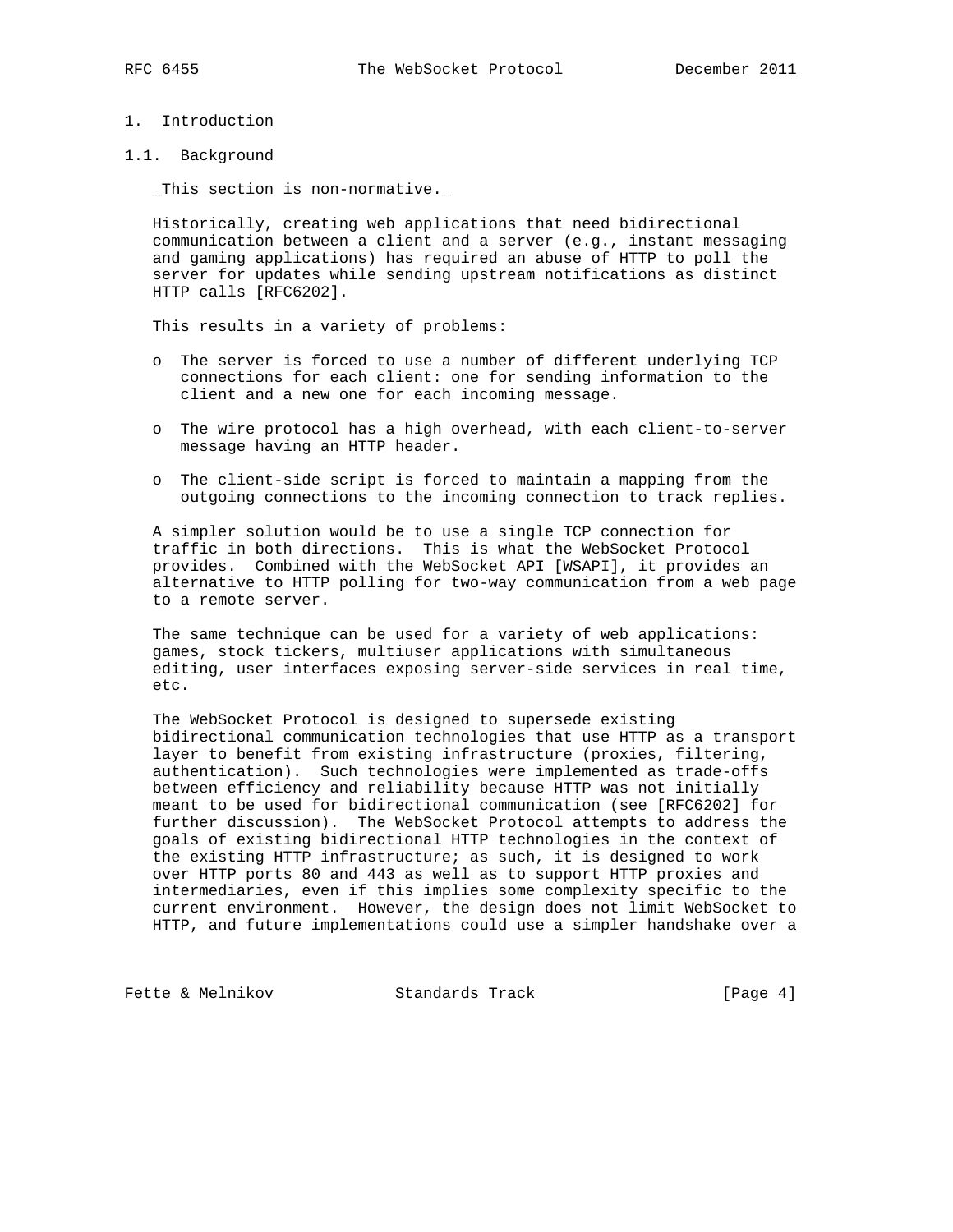# 1. Introduction

## 1.1. Background

_This section is non-normative._

Historically, creating web applications that need bidirectional communication between a client and a server (e.g., instant messaging and gaming applications) has required an abuse of HTTP to poll the server for updates while sending upstream notifications as distinct HTTP calls [RFC6202].

This results in a variety of problems:

- The server is forced to use a number of different underlying TCP connections for each client: one for sending information to the client and a new one for each incoming message.
- The wire protocol has a high overhead, with each client-to-server message having an HTTP header.
- The client-side script is forced to maintain a mapping from the outgoing connections to the incoming connection to track replies.

A simpler solution would be to use a single TCP connection for traffic in both directions. This is what the WebSocket Protocol provides. Combined with the WebSocket API [WSAPI], it provides an alternative to HTTP polling for two-way communication from a web page to a remote server.

The same technique can be used for a variety of web applications: games, stock tickers, multiuser applications with simultaneous editing, user interfaces exposing server-side services in real time, etc.

The WebSocket Protocol is designed to supersede existing bidirectional communication technologies that use HTTP as a transport layer to benefit from existing infrastructure (proxies, filtering, authentication). Such technologies were implemented as trade-offs between efficiency and reliability because HTTP was not initially meant to be used for bidirectional communication (see [RFC6202] for further discussion). The WebSocket Protocol attempts to address the goals of existing bidirectional HTTP technologies in the context of the existing HTTP infrastructure; as such, it is designed to work over HTTP ports 80 and 443 as well as to support HTTP proxies and intermediaries, even if this implies some complexity specific to the current environment. However, the design does not limit WebSocket to HTTP, and future implementations could use a simpler handshake over a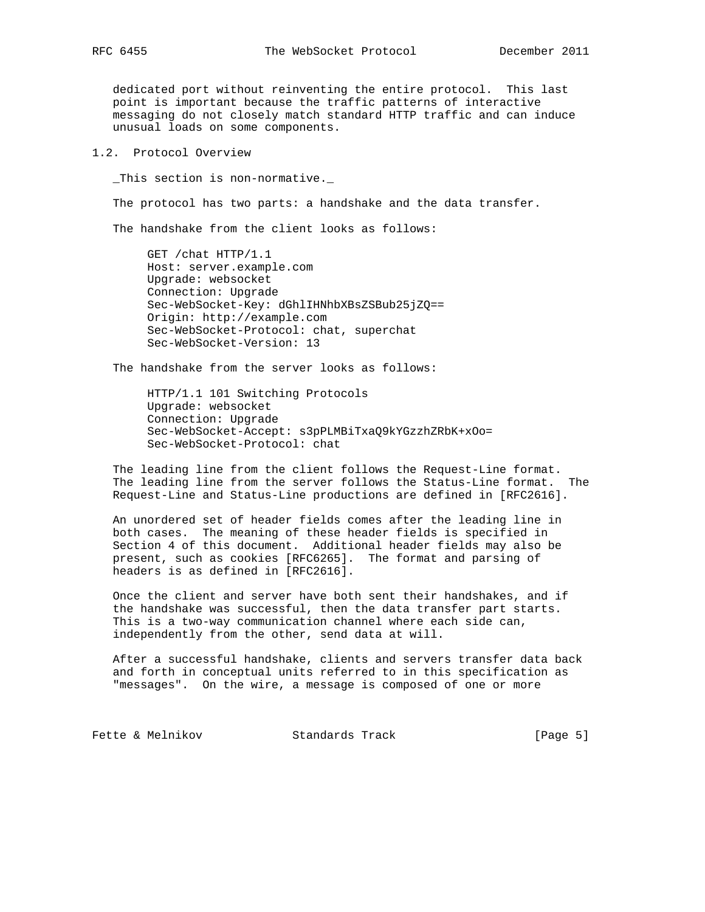dedicated port without reinventing the entire protocol. This last point is important because the traffic patterns of interactive messaging do not closely match standard HTTP traffic and can induce unusual loads on some components.

## 1.2. Protocol Overview

_This section is non-normative._

The protocol has two parts: a handshake and the data transfer.

The handshake from the client looks as follows:

```
GET /chat HTTP/1.1
Host: server.example.com
Upgrade: websocket
Connection: Upgrade
Sec-WebSocket-Key: dGhlIHNhbXBsZSBub25jZQ==
Origin: http://example.com
Sec-WebSocket-Protocol: chat, superchat
Sec-WebSocket-Version: 13
```

The handshake from the server looks as follows:

```
HTTP/1.1 101 Switching Protocols
Upgrade: websocket
Connection: Upgrade
Sec-WebSocket-Accept: s3pPLMBiTxaQ9kYGzzhZRbK+xOo=
Sec-WebSocket-Protocol: chat
```

The leading line from the client follows the Request-Line format. The leading line from the server follows the Status-Line format. The Request-Line and Status-Line productions are defined in [RFC2616].

An unordered set of header fields comes after the leading line in both cases. The meaning of these header fields is specified in Section 4 of this document. Additional header fields may also be present, such as cookies [RFC6265]. The format and parsing of headers is as defined in [RFC2616].

Once the client and server have both sent their handshakes, and if the handshake was successful, then the data transfer part starts. This is a two-way communication channel where each side can, independently from the other, send data at will.

After a successful handshake, clients and servers transfer data back and forth in conceptual units referred to in this specification as "messages". On the wire, a message is composed of one or more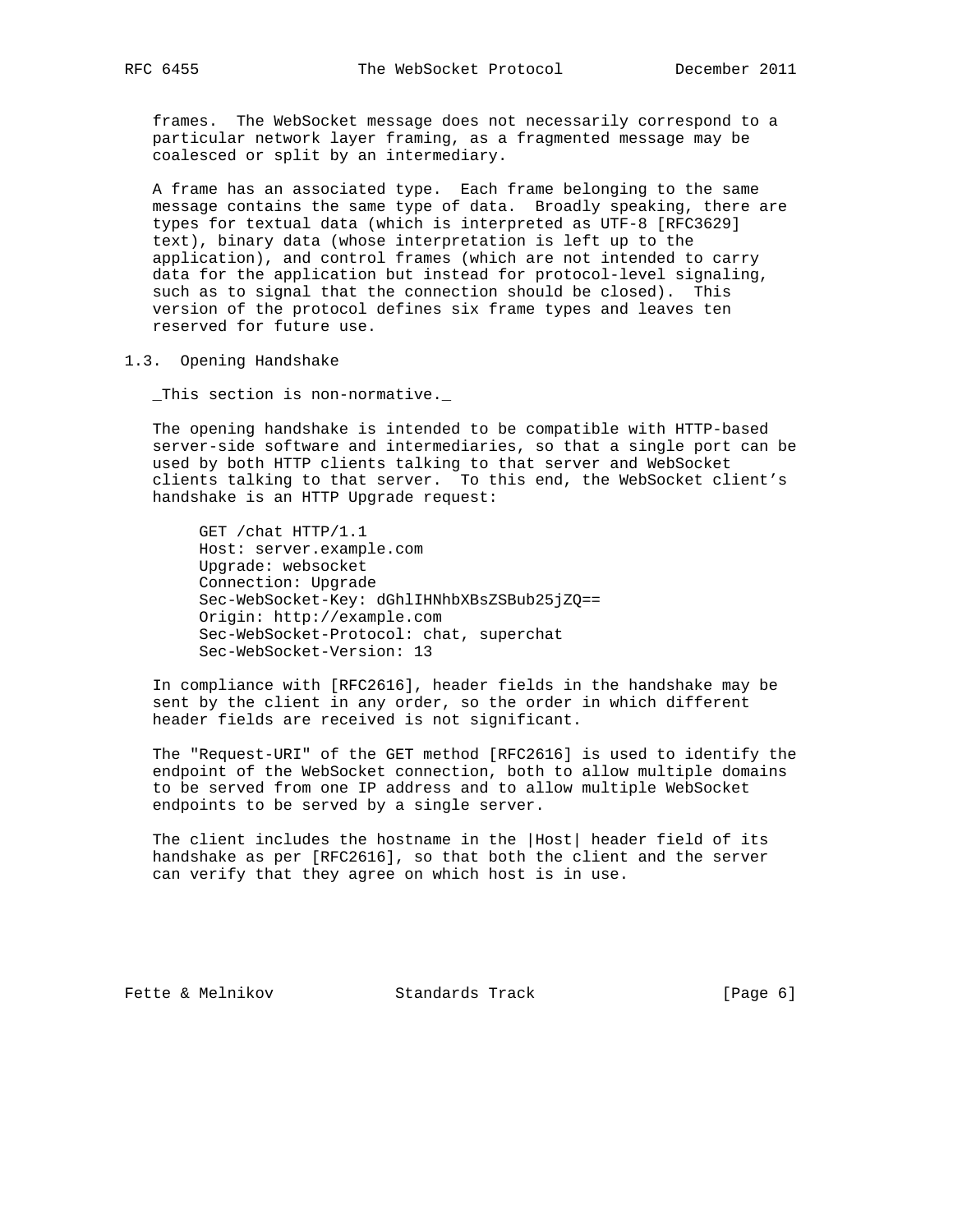frames. The WebSocket message does not necessarily correspond to a particular network layer framing, as a fragmented message may be coalesced or split by an intermediary.

A frame has an associated type. Each frame belonging to the same message contains the same type of data. Broadly speaking, there are types for textual data (which is interpreted as UTF-8 [RFC3629] text), binary data (whose interpretation is left up to the application), and control frames (which are not intended to carry data for the application but instead for protocol-level signaling, such as to signal that the connection should be closed). This version of the protocol defines six frame types and leaves ten reserved for future use.

## 1.3. Opening Handshake

_This section is non-normative._

The opening handshake is intended to be compatible with HTTP-based server-side software and intermediaries, so that a single port can be used by both HTTP clients talking to that server and WebSocket clients talking to that server. To this end, the WebSocket client's handshake is an HTTP Upgrade request:

```
GET /chat HTTP/1.1
Host: server.example.com
Upgrade: websocket
Connection: Upgrade
Sec-WebSocket-Key: dGhlIHNhbXBsZSBub25jZQ==
Origin: http://example.com
Sec-WebSocket-Protocol: chat, superchat
Sec-WebSocket-Version: 13
```

In compliance with [RFC2616], header fields in the handshake may be sent by the client in any order, so the order in which different header fields are received is not significant.

The "Request-URI" of the GET method [RFC2616] is used to identify the endpoint of the WebSocket connection, both to allow multiple domains to be served from one IP address and to allow multiple WebSocket endpoints to be served by a single server.

The client includes the hostname in the |Host| header field of its handshake as per [RFC2616], so that both the client and the server can verify that they agree on which host is in use.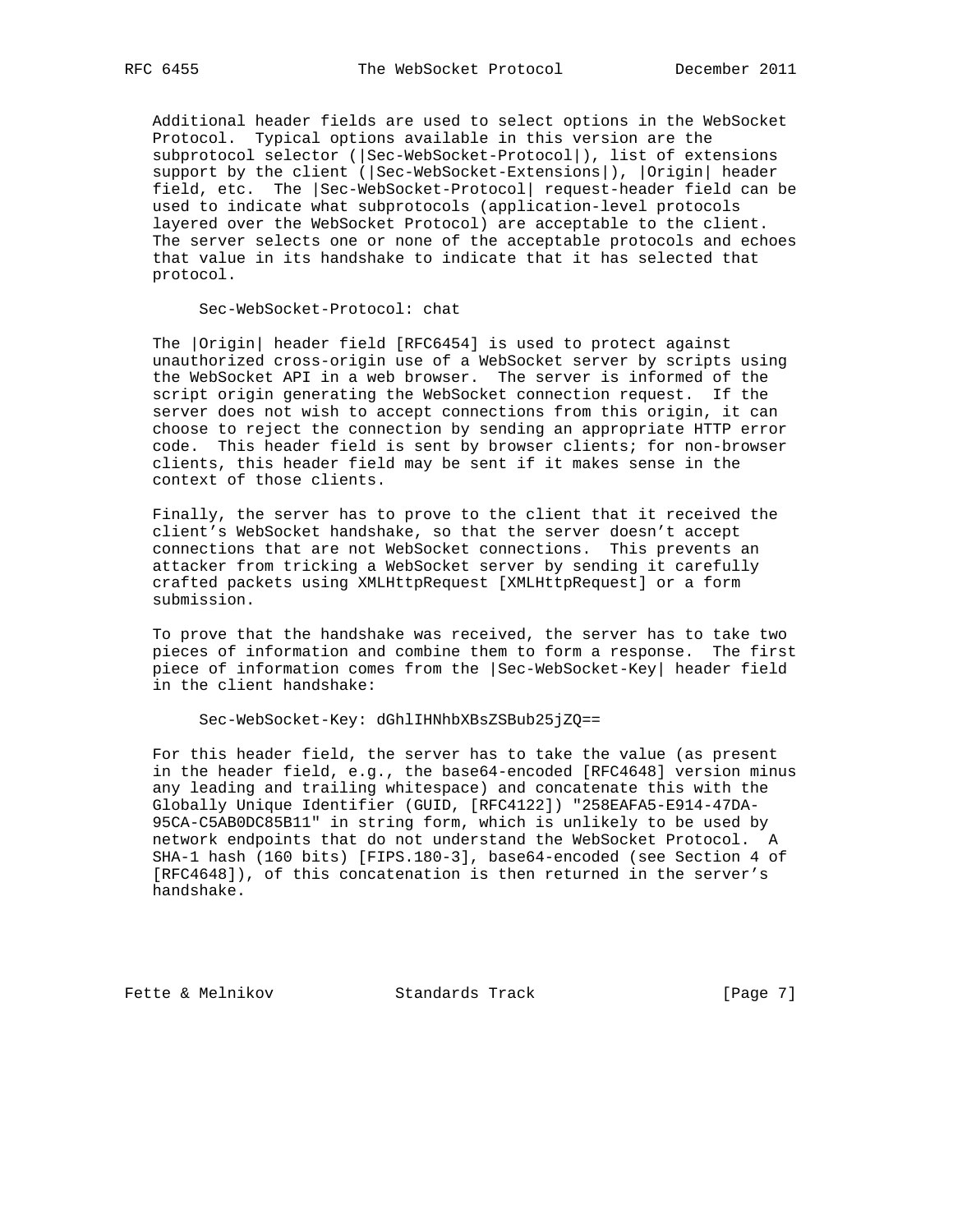Additional header fields are used to select options in the WebSocket Protocol. Typical options available in this version are the subprotocol selector (|Sec-WebSocket-Protocol|), list of extensions support by the client (|Sec-WebSocket-Extensions|), |Origin| header field, etc. The |Sec-WebSocket-Protocol| request-header field can be used to indicate what subprotocols (application-level protocols layered over the WebSocket Protocol) are acceptable to the client. The server selects one or none of the acceptable protocols and echoes that value in its handshake to indicate that it has selected that protocol.

```
Sec-WebSocket-Protocol: chat
```

The |Origin| header field [RFC6454] is used to protect against unauthorized cross-origin use of a WebSocket server by scripts using the WebSocket API in a web browser. The server is informed of the script origin generating the WebSocket connection request. If the server does not wish to accept connections from this origin, it can choose to reject the connection by sending an appropriate HTTP error code. This header field is sent by browser clients; for non-browser clients, this header field may be sent if it makes sense in the context of those clients.

Finally, the server has to prove to the client that it received the client's WebSocket handshake, so that the server doesn't accept connections that are not WebSocket connections. This prevents an attacker from tricking a WebSocket server by sending it carefully crafted packets using XMLHttpRequest [XMLHttpRequest] or a form submission.

To prove that the handshake was received, the server has to take two pieces of information and combine them to form a response. The first piece of information comes from the |Sec-WebSocket-Key| header field in the client handshake:

```
Sec-WebSocket-Key: dGhlIHNhbXBsZSBub25jZQ==
```

For this header field, the server has to take the value (as present in the header field, e.g., the base64-encoded [RFC4648] version minus any leading and trailing whitespace) and concatenate this with the Globally Unique Identifier (GUID, [RFC4122]) "258EAFA5-E914-47DA-95CA-C5AB0DC85B11" in string form, which is unlikely to be used by network endpoints that do not understand the WebSocket Protocol. A SHA-1 hash (160 bits) [FIPS.180-3], base64-encoded (see Section 4 of [RFC4648]), of this concatenation is then returned in the server's handshake.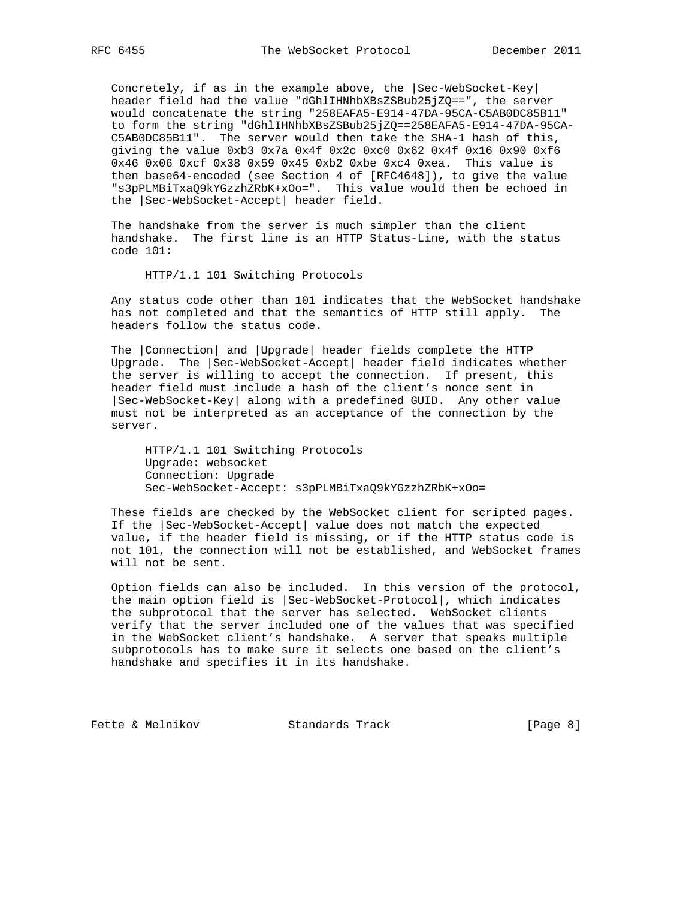Concretely, if as in the example above, the |Sec-WebSocket-Key| header field had the value "dGhlIHNhbXBsZSBub25jZQ==", the server would concatenate the string "258EAFA5-E914-47DA-95CA-C5AB0DC85B11" to form the string "dGhlIHNhbXBsZSBub25jZQ==258EAFA5-E914-47DA-95CA-C5AB0DC85B11". The server would then take the SHA-1 hash of this, giving the value 0xb3 0x7a 0x4f 0x2c 0xc0 0x62 0x4f 0x16 0x90 0xf6 0x46 0x06 0xcf 0x38 0x59 0x45 0xb2 0xbe 0xc4 0xea. This value is then base64-encoded (see Section 4 of [RFC4648]), to give the value "s3pPLMBiTxaQ9kYGzzhZRbK+xOo=". This value would then be echoed in the |Sec-WebSocket-Accept| header field.

The handshake from the server is much simpler than the client handshake. The first line is an HTTP Status-Line, with the status code 101:

```
HTTP/1.1 101 Switching Protocols
```

Any status code other than 101 indicates that the WebSocket handshake has not completed and that the semantics of HTTP still apply. The headers follow the status code.

The |Connection| and |Upgrade| header fields complete the HTTP Upgrade. The |Sec-WebSocket-Accept| header field indicates whether the server is willing to accept the connection. If present, this header field must include a hash of the client's nonce sent in |Sec-WebSocket-Key| along with a predefined GUID. Any other value must not be interpreted as an acceptance of the connection by the server.

```
HTTP/1.1 101 Switching Protocols
Upgrade: websocket
Connection: Upgrade
Sec-WebSocket-Accept: s3pPLMBiTxaQ9kYGzzhZRbK+xOo=
```

These fields are checked by the WebSocket client for scripted pages. If the |Sec-WebSocket-Accept| value does not match the expected value, if the header field is missing, or if the HTTP status code is not 101, the connection will not be established, and WebSocket frames will not be sent.

Option fields can also be included. In this version of the protocol, the main option field is |Sec-WebSocket-Protocol|, which indicates the subprotocol that the server has selected. WebSocket clients verify that the server included one of the values that was specified in the WebSocket client's handshake. A server that speaks multiple subprotocols has to make sure it selects one based on the client's handshake and specifies it in its handshake.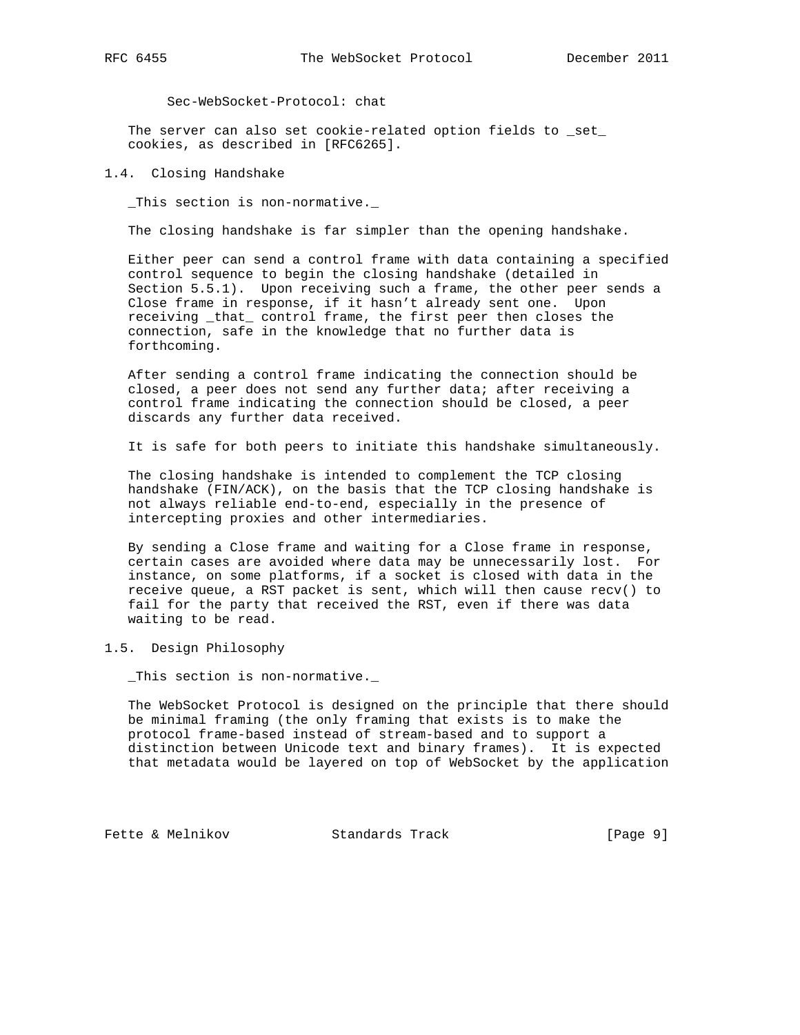```
Sec-WebSocket-Protocol: chat
```

The server can also set cookie-related option fields to _set_ cookies, as described in [RFC6265].

## 1.4. Closing Handshake

_This section is non-normative._

The closing handshake is far simpler than the opening handshake.

Either peer can send a control frame with data containing a specified control sequence to begin the closing handshake (detailed in Section 5.5.1). Upon receiving such a frame, the other peer sends a Close frame in response, if it hasn't already sent one. Upon receiving _that_ control frame, the first peer then closes the connection, safe in the knowledge that no further data is forthcoming.

After sending a control frame indicating the connection should be closed, a peer does not send any further data; after receiving a control frame indicating the connection should be closed, a peer discards any further data received.

It is safe for both peers to initiate this handshake simultaneously.

The closing handshake is intended to complement the TCP closing handshake (FIN/ACK), on the basis that the TCP closing handshake is not always reliable end-to-end, especially in the presence of intercepting proxies and other intermediaries.

By sending a Close frame and waiting for a Close frame in response, certain cases are avoided where data may be unnecessarily lost. For instance, on some platforms, if a socket is closed with data in the receive queue, a RST packet is sent, which will then cause recv() to fail for the party that received the RST, even if there was data waiting to be read.

## 1.5. Design Philosophy

_This section is non-normative._

The WebSocket Protocol is designed on the principle that there should be minimal framing (the only framing that exists is to make the protocol frame-based instead of stream-based and to support a distinction between Unicode text and binary frames). It is expected that metadata would be layered on top of WebSocket by the application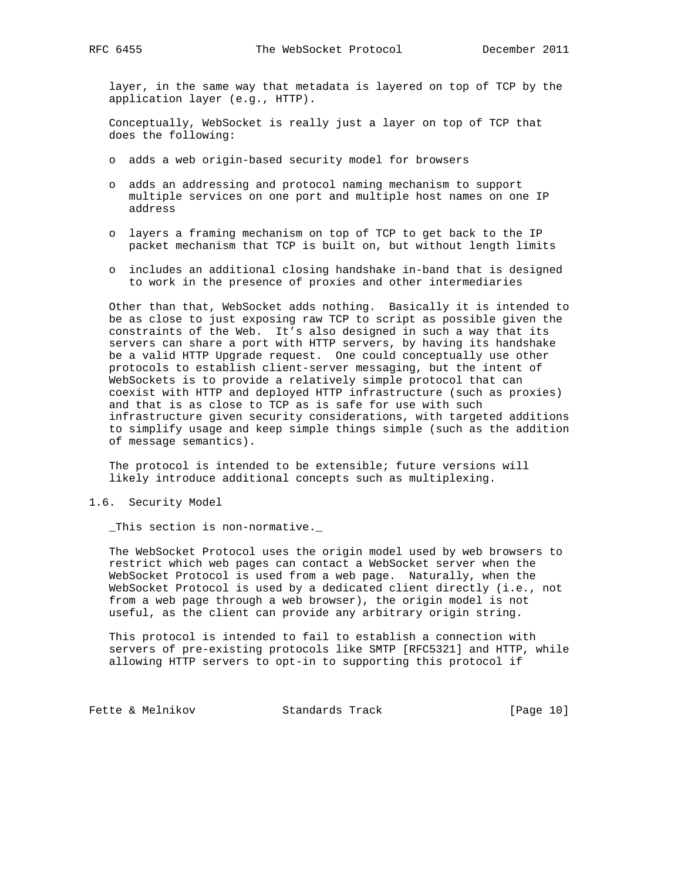layer, in the same way that metadata is layered on top of TCP by the application layer (e.g., HTTP).

Conceptually, WebSocket is really just a layer on top of TCP that does the following:

- adds a web origin-based security model for browsers
- adds an addressing and protocol naming mechanism to support multiple services on one port and multiple host names on one IP address
- layers a framing mechanism on top of TCP to get back to the IP packet mechanism that TCP is built on, but without length limits
- includes an additional closing handshake in-band that is designed to work in the presence of proxies and other intermediaries

Other than that, WebSocket adds nothing. Basically it is intended to be as close to just exposing raw TCP to script as possible given the constraints of the Web. It's also designed in such a way that its servers can share a port with HTTP servers, by having its handshake be a valid HTTP Upgrade request. One could conceptually use other protocols to establish client-server messaging, but the intent of WebSockets is to provide a relatively simple protocol that can coexist with HTTP and deployed HTTP infrastructure (such as proxies) and that is as close to TCP as is safe for use with such infrastructure given security considerations, with targeted additions to simplify usage and keep simple things simple (such as the addition of message semantics).

The protocol is intended to be extensible; future versions will likely introduce additional concepts such as multiplexing.

## 1.6. Security Model

_This section is non-normative._

The WebSocket Protocol uses the origin model used by web browsers to restrict which web pages can contact a WebSocket server when the WebSocket Protocol is used from a web page. Naturally, when the WebSocket Protocol is used by a dedicated client directly (i.e., not from a web page through a web browser), the origin model is not useful, as the client can provide any arbitrary origin string.

This protocol is intended to fail to establish a connection with servers of pre-existing protocols like SMTP [RFC5321] and HTTP, while allowing HTTP servers to opt-in to supporting this protocol if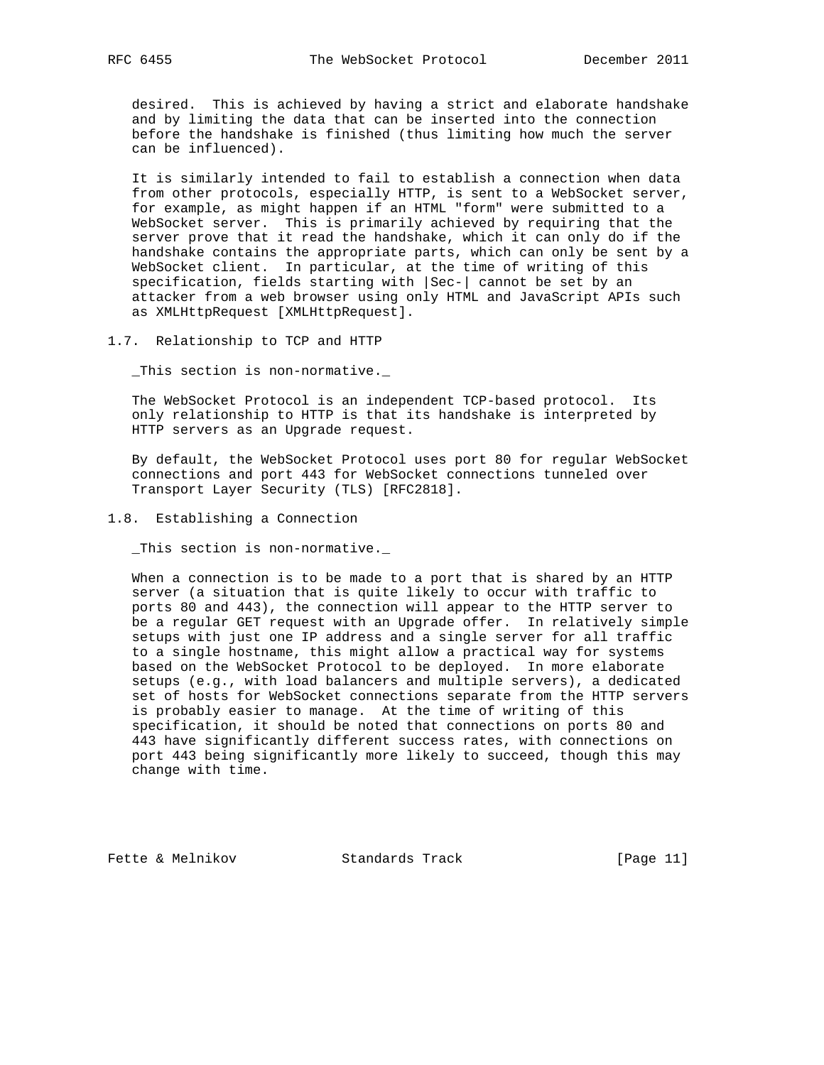desired. This is achieved by having a strict and elaborate handshake and by limiting the data that can be inserted into the connection before the handshake is finished (thus limiting how much the server can be influenced).

It is similarly intended to fail to establish a connection when data from other protocols, especially HTTP, is sent to a WebSocket server, for example, as might happen if an HTML "form" were submitted to a WebSocket server. This is primarily achieved by requiring that the server prove that it read the handshake, which it can only do if the handshake contains the appropriate parts, which can only be sent by a WebSocket client. In particular, at the time of writing of this specification, fields starting with |Sec-| cannot be set by an attacker from a web browser using only HTML and JavaScript APIs such as XMLHttpRequest [XMLHttpRequest].

## 1.7. Relationship to TCP and HTTP

_This section is non-normative._

The WebSocket Protocol is an independent TCP-based protocol. Its only relationship to HTTP is that its handshake is interpreted by HTTP servers as an Upgrade request.

By default, the WebSocket Protocol uses port 80 for regular WebSocket connections and port 443 for WebSocket connections tunneled over Transport Layer Security (TLS) [RFC2818].

## 1.8. Establishing a Connection

_This section is non-normative._

When a connection is to be made to a port that is shared by an HTTP server (a situation that is quite likely to occur with traffic to ports 80 and 443), the connection will appear to the HTTP server to be a regular GET request with an Upgrade offer. In relatively simple setups with just one IP address and a single server for all traffic to a single hostname, this might allow a practical way for systems based on the WebSocket Protocol to be deployed. In more elaborate setups (e.g., with load balancers and multiple servers), a dedicated set of hosts for WebSocket connections separate from the HTTP servers is probably easier to manage. At the time of writing of this specification, it should be noted that connections on ports 80 and 443 have significantly different success rates, with connections on port 443 being significantly more likely to succeed, though this may change with time.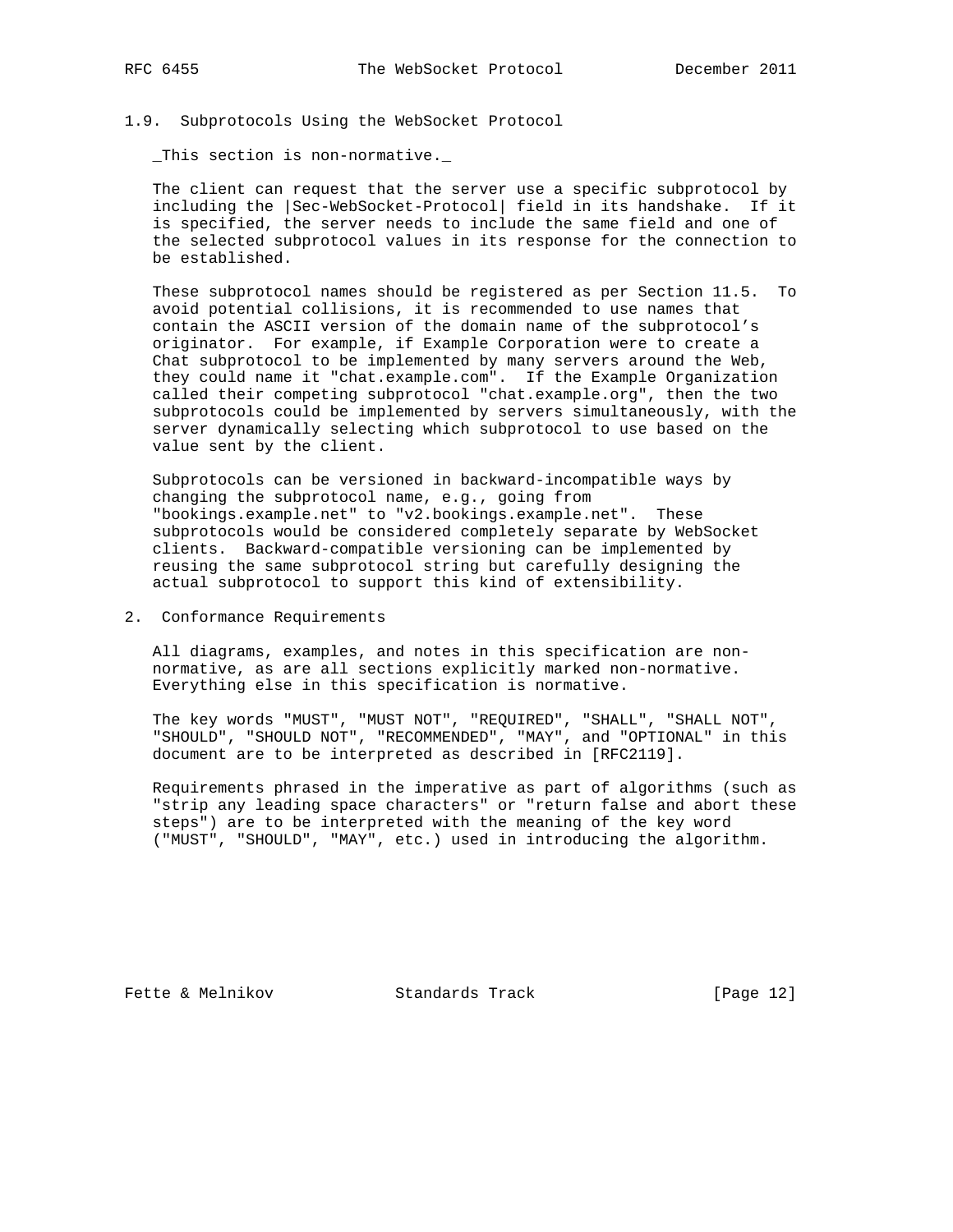### 1.9. Subprotocols Using the WebSocket Protocol

_This section is non-normative._

The client can request that the server use a specific subprotocol by including the |Sec-WebSocket-Protocol| field in its handshake. If it is specified, the server needs to include the same field and one of the selected subprotocol values in its response for the connection to be established.

These subprotocol names should be registered as per Section 11.5. To avoid potential collisions, it is recommended to use names that contain the ASCII version of the domain name of the subprotocol's originator. For example, if Example Corporation were to create a Chat subprotocol to be implemented by many servers around the Web, they could name it "chat.example.com". If the Example Organization called their competing subprotocol "chat.example.org", then the two subprotocols could be implemented by servers simultaneously, with the server dynamically selecting which subprotocol to use based on the value sent by the client.

Subprotocols can be versioned in backward-incompatible ways by changing the subprotocol name, e.g., going from "bookings.example.net" to "v2.bookings.example.net". These subprotocols would be considered completely separate by WebSocket clients. Backward-compatible versioning can be implemented by reusing the same subprotocol string but carefully designing the actual subprotocol to support this kind of extensibility.

## 2. Conformance Requirements

All diagrams, examples, and notes in this specification are non-normative, as are all sections explicitly marked non-normative. Everything else in this specification is normative.

The key words "MUST", "MUST NOT", "REQUIRED", "SHALL", "SHALL NOT", "SHOULD", "SHOULD NOT", "RECOMMENDED", "MAY", and "OPTIONAL" in this document are to be interpreted as described in [RFC2119].

Requirements phrased in the imperative as part of algorithms (such as "strip any leading space characters" or "return false and abort these steps") are to be interpreted with the meaning of the key word ("MUST", "SHOULD", "MAY", etc.) used in introducing the algorithm.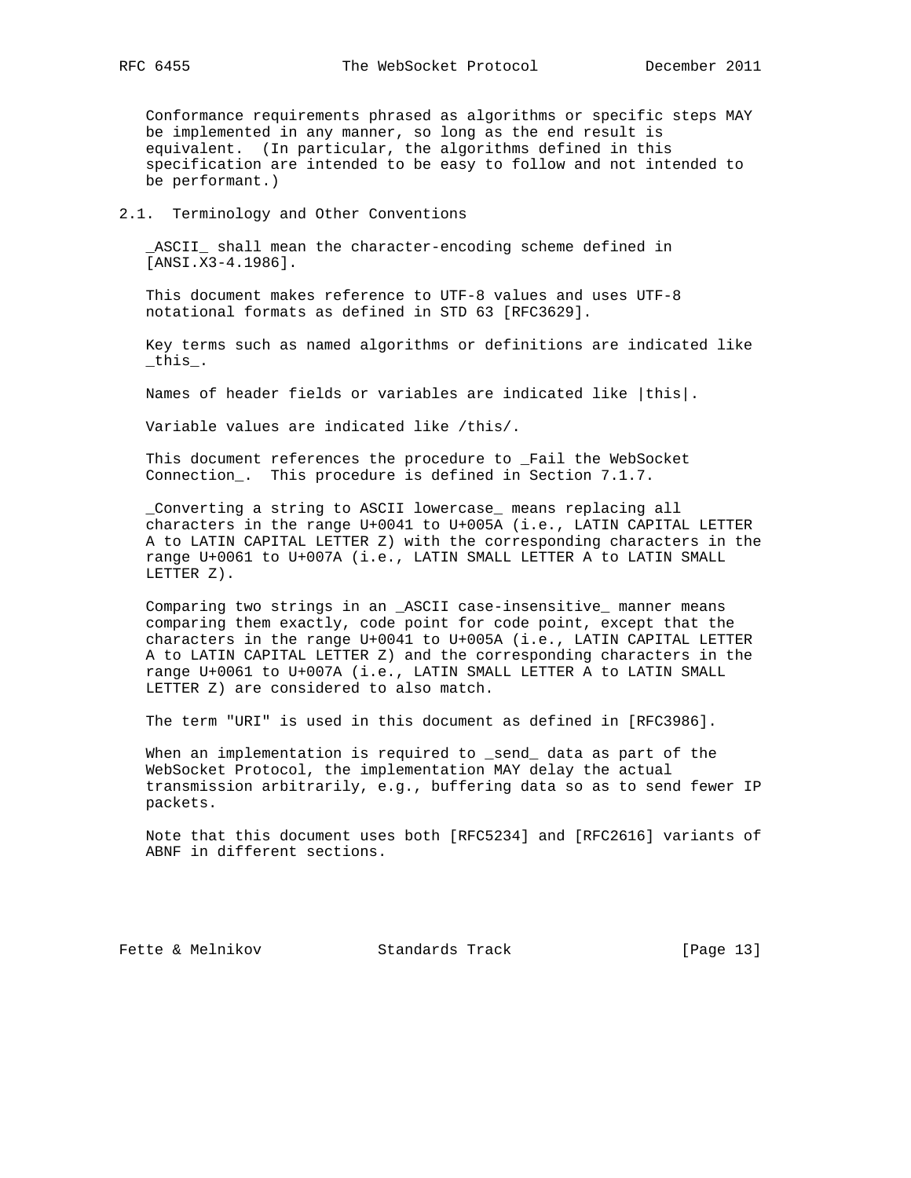Conformance requirements phrased as algorithms or specific steps MAY be implemented in any manner, so long as the end result is equivalent. (In particular, the algorithms defined in this specification are intended to be easy to follow and not intended to be performant.)

## 2.1. Terminology and Other Conventions

_ASCII_ shall mean the character-encoding scheme defined in [ANSI.X3-4.1986].

This document makes reference to UTF-8 values and uses UTF-8 notational formats as defined in STD 63 [RFC3629].

Key terms such as named algorithms or definitions are indicated like _this_.

Names of header fields or variables are indicated like |this|.

Variable values are indicated like /this/.

This document references the procedure to _Fail the WebSocket Connection_. This procedure is defined in Section 7.1.7.

_Converting a string to ASCII lowercase_ means replacing all characters in the range U+0041 to U+005A (i.e., LATIN CAPITAL LETTER A to LATIN CAPITAL LETTER Z) with the corresponding characters in the range U+0061 to U+007A (i.e., LATIN SMALL LETTER A to LATIN SMALL LETTER Z).

Comparing two strings in an _ASCII case-insensitive_ manner means comparing them exactly, code point for code point, except that the characters in the range U+0041 to U+005A (i.e., LATIN CAPITAL LETTER A to LATIN CAPITAL LETTER Z) and the corresponding characters in the range U+0061 to U+007A (i.e., LATIN SMALL LETTER A to LATIN SMALL LETTER Z) are considered to also match.

The term "URI" is used in this document as defined in [RFC3986].

When an implementation is required to _send_ data as part of the WebSocket Protocol, the implementation MAY delay the actual transmission arbitrarily, e.g., buffering data so as to send fewer IP packets.

Note that this document uses both [RFC5234] and [RFC2616] variants of ABNF in different sections.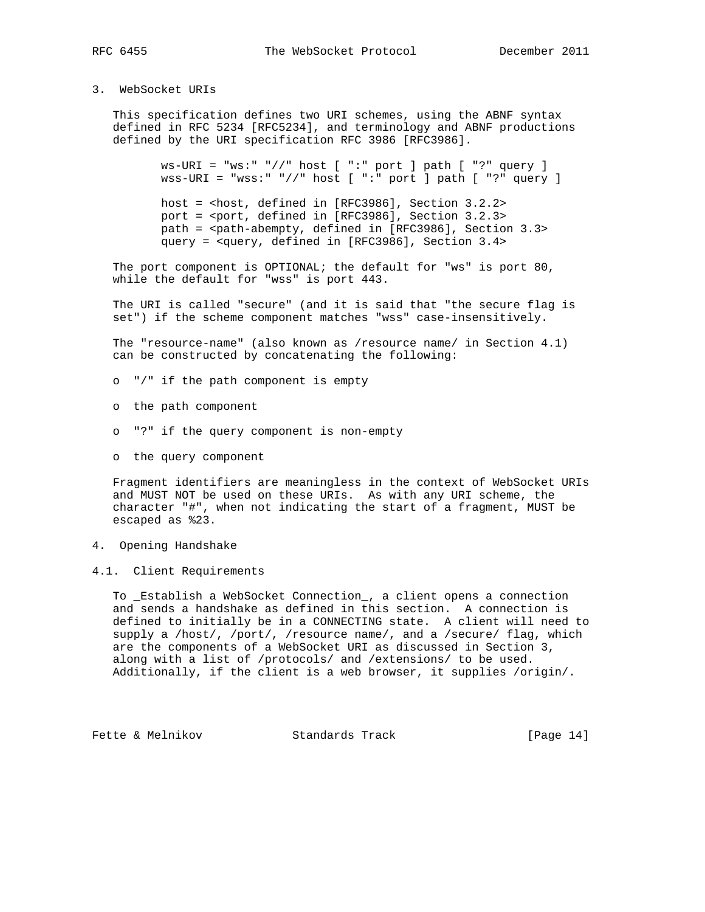## 3. WebSocket URIs

This specification defines two URI schemes, using the ABNF syntax defined in RFC 5234 [RFC5234], and terminology and ABNF productions defined by the URI specification RFC 3986 [RFC3986].

```
ws-URI = "ws:" "//" host [ ":" port ] path [ "?" query ]
wss-URI = "wss:" "//" host [ ":" port ] path [ "?" query ]

host = <host, defined in [RFC3986], Section 3.2.2>
port = <port, defined in [RFC3986], Section 3.2.3>
path = <path-abempty, defined in [RFC3986], Section 3.3>
query = <query, defined in [RFC3986], Section 3.4>
```

The port component is OPTIONAL; the default for "ws" is port 80, while the default for "wss" is port 443.

The URI is called "secure" (and it is said that "the secure flag is set") if the scheme component matches "wss" case-insensitively.

The "resource-name" (also known as /resource name/ in Section 4.1) can be constructed by concatenating the following:

- "/" if the path component is empty
- the path component
- "?" if the query component is non-empty
- the query component

Fragment identifiers are meaningless in the context of WebSocket URIs and MUST NOT be used on these URIs. As with any URI scheme, the character "#", when not indicating the start of a fragment, MUST be escaped as %23.

## 4. Opening Handshake

### 4.1. Client Requirements

To _Establish a WebSocket Connection_, a client opens a connection and sends a handshake as defined in this section. A connection is defined to initially be in a CONNECTING state. A client will need to supply a /host/, /port/, /resource name/, and a /secure/ flag, which are the components of a WebSocket URI as discussed in Section 3, along with a list of /protocols/ and /extensions/ to be used. Additionally, if the client is a web browser, it supplies /origin/.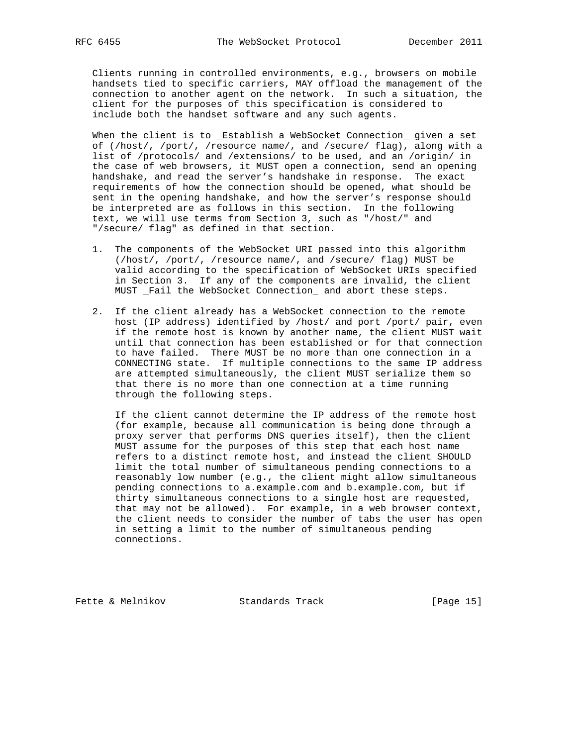Clients running in controlled environments, e.g., browsers on mobile handsets tied to specific carriers, MAY offload the management of the connection to another agent on the network. In such a situation, the client for the purposes of this specification is considered to include both the handset software and any such agents.

When the client is to _Establish a WebSocket Connection_ given a set of (/host/, /port/, /resource name/, and /secure/ flag), along with a list of /protocols/ and /extensions/ to be used, and an /origin/ in the case of web browsers, it MUST open a connection, send an opening handshake, and read the server's handshake in response. The exact requirements of how the connection should be opened, what should be sent in the opening handshake, and how the server's response should be interpreted are as follows in this section. In the following text, we will use terms from Section 3, such as "/host/" and "/secure/ flag" as defined in that section.

1. The components of the WebSocket URI passed into this algorithm (/host/, /port/, /resource name/, and /secure/ flag) MUST be valid according to the specification of WebSocket URIs specified in Section 3. If any of the components are invalid, the client MUST _Fail the WebSocket Connection_ and abort these steps.

2. If the client already has a WebSocket connection to the remote host (IP address) identified by /host/ and port /port/ pair, even if the remote host is known by another name, the client MUST wait until that connection has been established or for that connection to have failed. There MUST be no more than one connection in a CONNECTING state. If multiple connections to the same IP address are attempted simultaneously, the client MUST serialize them so that there is no more than one connection at a time running through the following steps.

   If the client cannot determine the IP address of the remote host (for example, because all communication is being done through a proxy server that performs DNS queries itself), then the client MUST assume for the purposes of this step that each host name refers to a distinct remote host, and instead the client SHOULD limit the total number of simultaneous pending connections to a reasonably low number (e.g., the client might allow simultaneous pending connections to a.example.com and b.example.com, but if thirty simultaneous connections to a single host are requested, that may not be allowed). For example, in a web browser context, the client needs to consider the number of tabs the user has open in setting a limit to the number of simultaneous pending connections.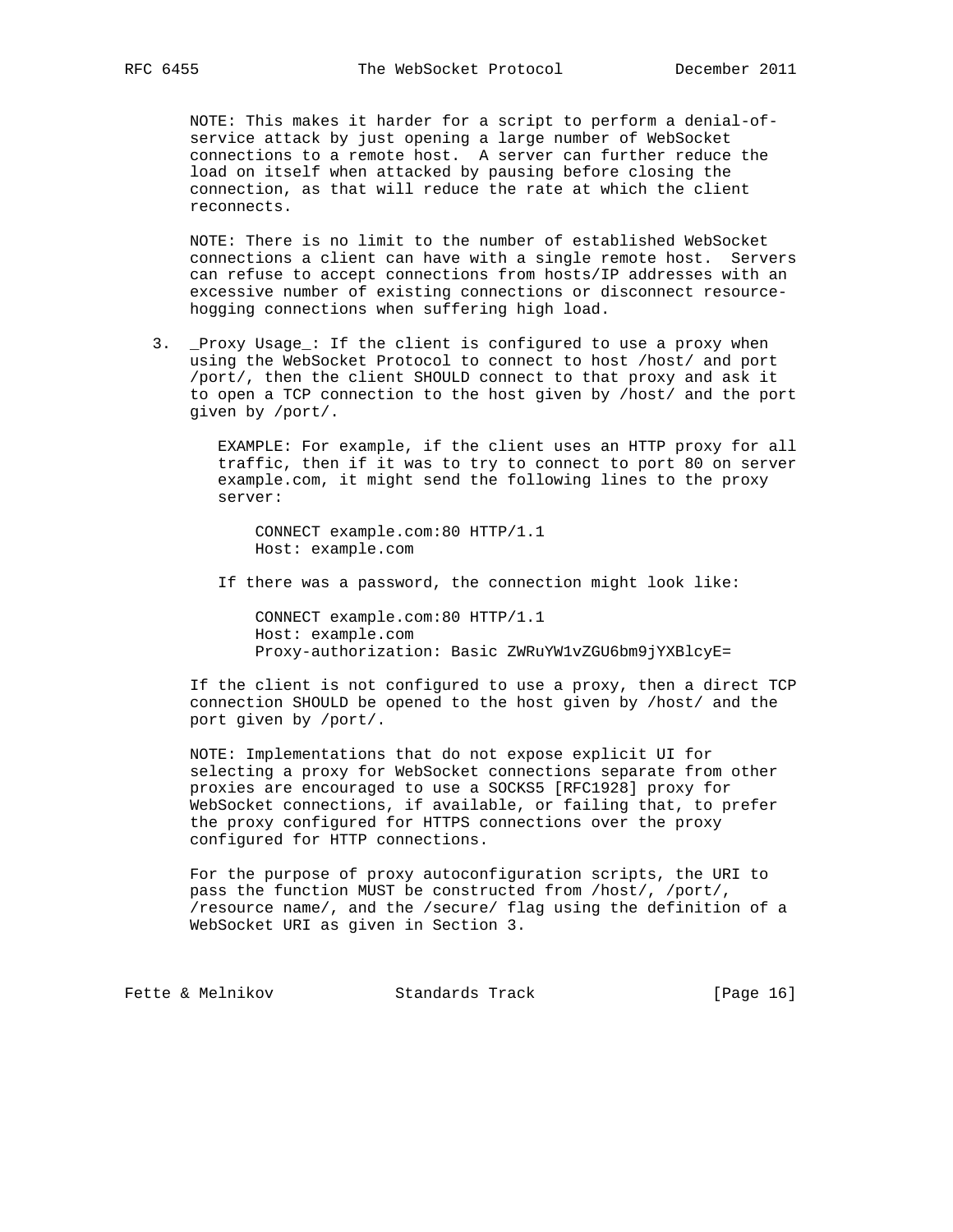NOTE: This makes it harder for a script to perform a denial-of-service attack by just opening a large number of WebSocket connections to a remote host. A server can further reduce the load on itself when attacked by pausing before closing the connection, as that will reduce the rate at which the client reconnects.

NOTE: There is no limit to the number of established WebSocket connections a client can have with a single remote host. Servers can refuse to accept connections from hosts/IP addresses with an excessive number of existing connections or disconnect resource-hogging connections when suffering high load.

3. _Proxy Usage_: If the client is configured to use a proxy when using the WebSocket Protocol to connect to host /host/ and port /port/, then the client SHOULD connect to that proxy and ask it to open a TCP connection to the host given by /host/ and the port given by /port/.

   EXAMPLE: For example, if the client uses an HTTP proxy for all traffic, then if it was to try to connect to port 80 on server example.com, it might send the following lines to the proxy server:

   ```
   CONNECT example.com:80 HTTP/1.1
   Host: example.com
   ```

   If there was a password, the connection might look like:

   ```
   CONNECT example.com:80 HTTP/1.1
   Host: example.com
   Proxy-authorization: Basic ZWRuYW1vZGU6bm9jYXBlcyE=
   ```

   If the client is not configured to use a proxy, then a direct TCP connection SHOULD be opened to the host given by /host/ and the port given by /port/.

   NOTE: Implementations that do not expose explicit UI for selecting a proxy for WebSocket connections separate from other proxies are encouraged to use a SOCKS5 [RFC1928] proxy for WebSocket connections, if available, or failing that, to prefer the proxy configured for HTTPS connections over the proxy configured for HTTP connections.

   For the purpose of proxy autoconfiguration scripts, the URI to pass the function MUST be constructed from /host/, /port/, /resource name/, and the /secure/ flag using the definition of a WebSocket URI as given in Section 3.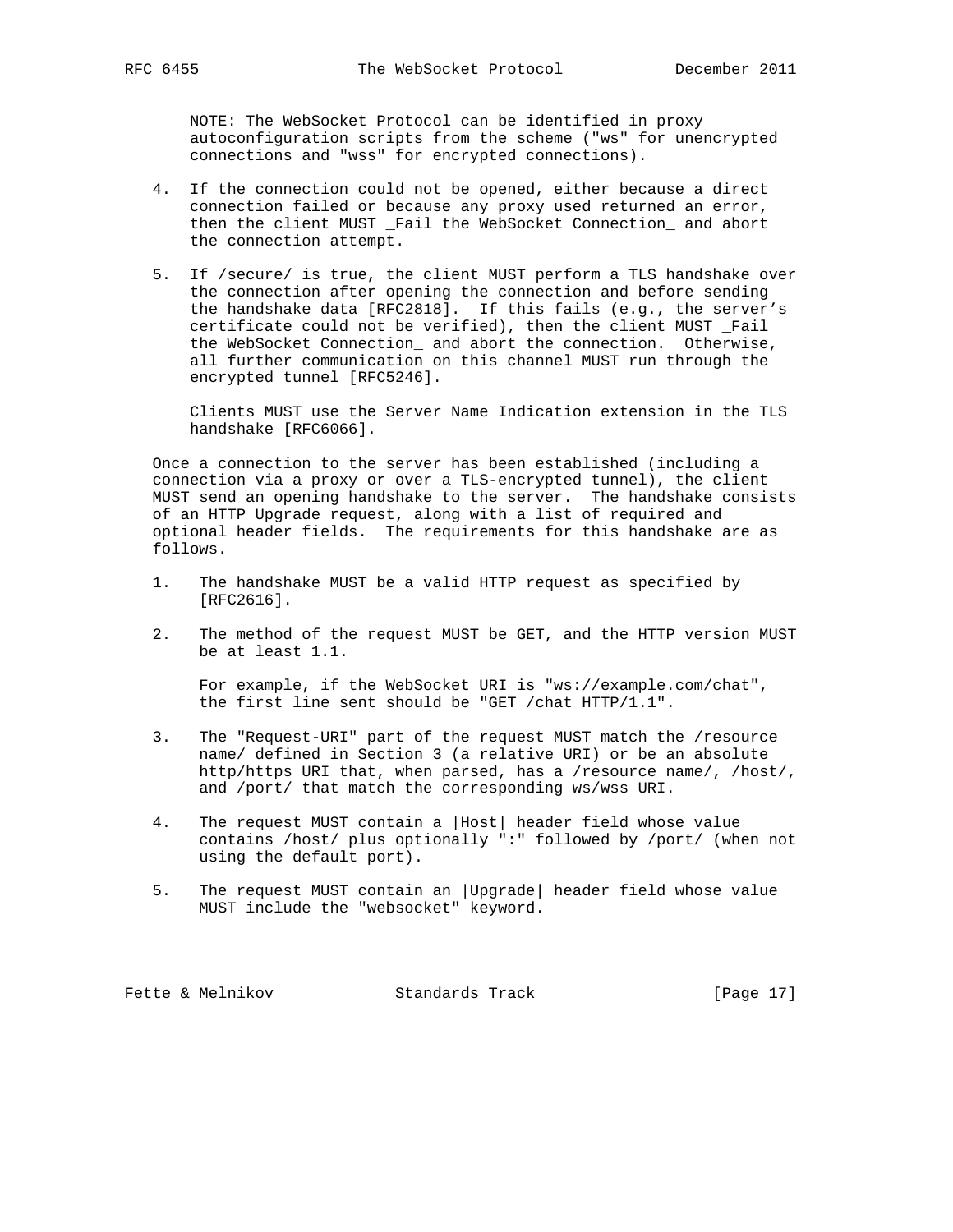NOTE: The WebSocket Protocol can be identified in proxy autoconfiguration scripts from the scheme ("ws" for unencrypted connections and "wss" for encrypted connections).

4. If the connection could not be opened, either because a direct connection failed or because any proxy used returned an error, then the client MUST _Fail the WebSocket Connection_ and abort the connection attempt.

5. If /secure/ is true, the client MUST perform a TLS handshake over the connection after opening the connection and before sending the handshake data [RFC2818]. If this fails (e.g., the server's certificate could not be verified), then the client MUST _Fail the WebSocket Connection_ and abort the connection. Otherwise, all further communication on this channel MUST run through the encrypted tunnel [RFC5246].

   Clients MUST use the Server Name Indication extension in the TLS handshake [RFC6066].

Once a connection to the server has been established (including a connection via a proxy or over a TLS-encrypted tunnel), the client MUST send an opening handshake to the server. The handshake consists of an HTTP Upgrade request, along with a list of required and optional header fields. The requirements for this handshake are as follows.

1. The handshake MUST be a valid HTTP request as specified by [RFC2616].

2. The method of the request MUST be GET, and the HTTP version MUST be at least 1.1.

   For example, if the WebSocket URI is "ws://example.com/chat", the first line sent should be "GET /chat HTTP/1.1".

3. The "Request-URI" part of the request MUST match the /resource name/ defined in Section 3 (a relative URI) or be an absolute http/https URI that, when parsed, has a /resource name/, /host/, and /port/ that match the corresponding ws/wss URI.

4. The request MUST contain a |Host| header field whose value contains /host/ plus optionally ":" followed by /port/ (when not using the default port).

5. The request MUST contain an |Upgrade| header field whose value MUST include the "websocket" keyword.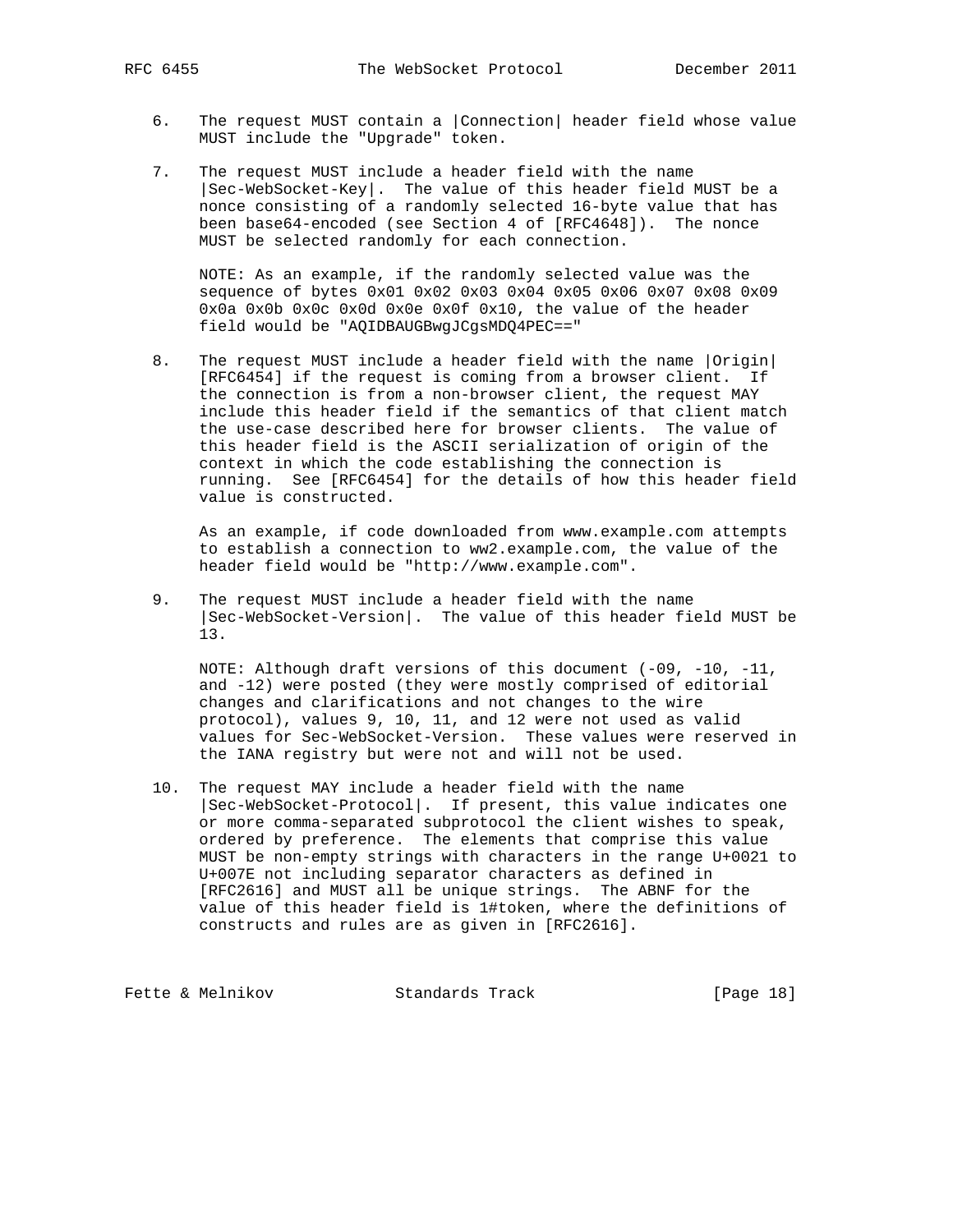6. The request MUST contain a |Connection| header field whose value MUST include the "Upgrade" token.

7. The request MUST include a header field with the name |Sec-WebSocket-Key|. The value of this header field MUST be a nonce consisting of a randomly selected 16-byte value that has been base64-encoded (see Section 4 of [RFC4648]). The nonce MUST be selected randomly for each connection.

   NOTE: As an example, if the randomly selected value was the sequence of bytes 0x01 0x02 0x03 0x04 0x05 0x06 0x07 0x08 0x09 0x0a 0x0b 0x0c 0x0d 0x0e 0x0f 0x10, the value of the header field would be "AQIDBAUGBwgJCgsMDQ4PEC=="

8. The request MUST include a header field with the name |Origin| [RFC6454] if the request is coming from a browser client. If the connection is from a non-browser client, the request MAY include this header field if the semantics of that client match the use-case described here for browser clients. The value of this header field is the ASCII serialization of origin of the context in which the code establishing the connection is running. See [RFC6454] for the details of how this header field value is constructed.

   As an example, if code downloaded from www.example.com attempts to establish a connection to ww2.example.com, the value of the header field would be "http://www.example.com".

9. The request MUST include a header field with the name |Sec-WebSocket-Version|. The value of this header field MUST be 13.

   NOTE: Although draft versions of this document (-09, -10, -11, and -12) were posted (they were mostly comprised of editorial changes and clarifications and not changes to the wire protocol), values 9, 10, 11, and 12 were not used as valid values for Sec-WebSocket-Version. These values were reserved in the IANA registry but were not and will not be used.

10. The request MAY include a header field with the name |Sec-WebSocket-Protocol|. If present, this value indicates one or more comma-separated subprotocol the client wishes to speak, ordered by preference. The elements that comprise this value MUST be non-empty strings with characters in the range U+0021 to U+007E not including separator characters as defined in [RFC2616] and MUST all be unique strings. The ABNF for the value of this header field is 1#token, where the definitions of constructs and rules are as given in [RFC2616].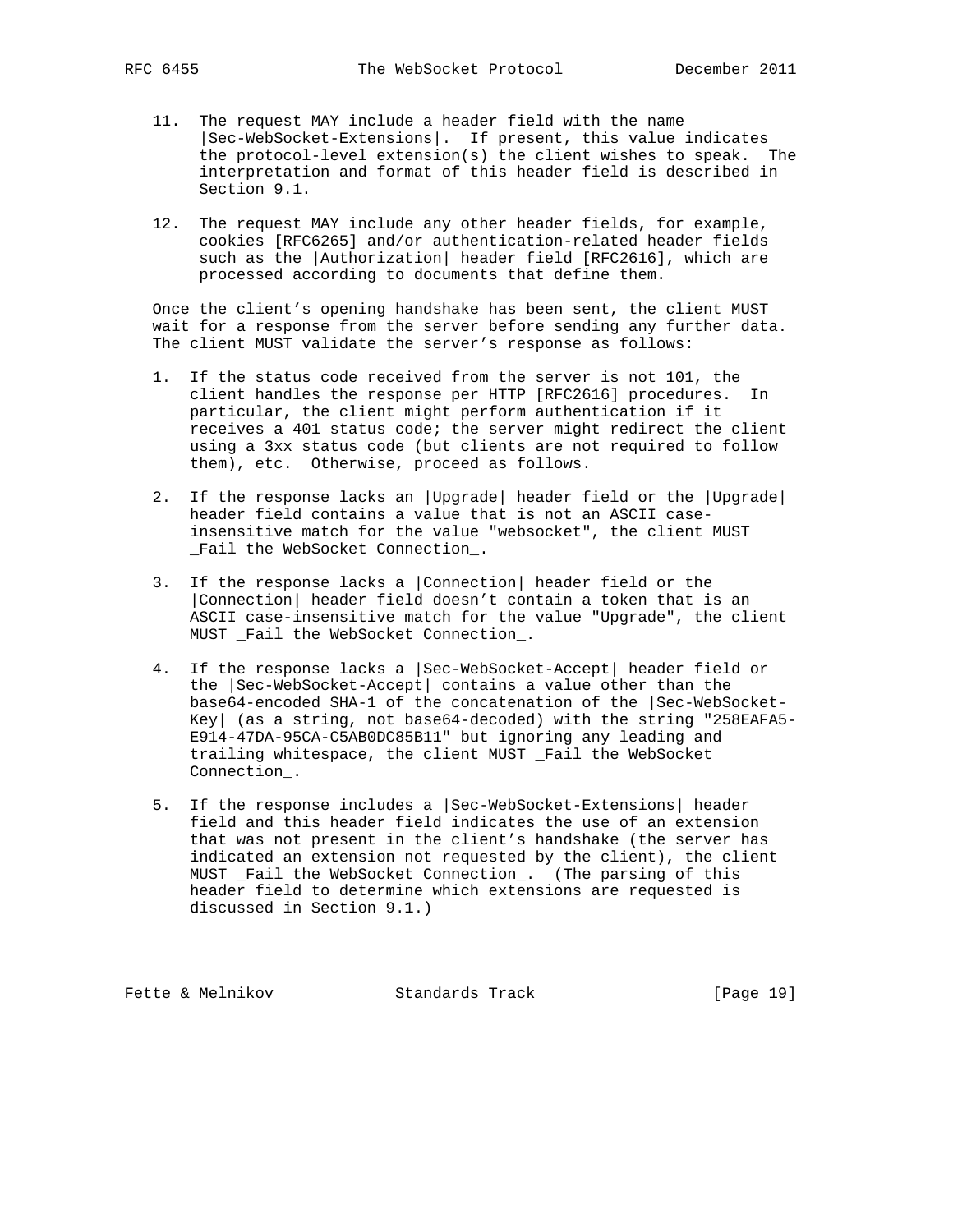11. The request MAY include a header field with the name |Sec-WebSocket-Extensions|. If present, this value indicates the protocol-level extension(s) the client wishes to speak. The interpretation and format of this header field is described in Section 9.1.

12. The request MAY include any other header fields, for example, cookies [RFC6265] and/or authentication-related header fields such as the |Authorization| header field [RFC2616], which are processed according to documents that define them.

Once the client's opening handshake has been sent, the client MUST wait for a response from the server before sending any further data. The client MUST validate the server's response as follows:

1. If the status code received from the server is not 101, the client handles the response per HTTP [RFC2616] procedures. In particular, the client might perform authentication if it receives a 401 status code; the server might redirect the client using a 3xx status code (but clients are not required to follow them), etc. Otherwise, proceed as follows.

2. If the response lacks an |Upgrade| header field or the |Upgrade| header field contains a value that is not an ASCII case-insensitive match for the value "websocket", the client MUST _Fail the WebSocket Connection_.

3. If the response lacks a |Connection| header field or the |Connection| header field doesn't contain a token that is an ASCII case-insensitive match for the value "Upgrade", the client MUST _Fail the WebSocket Connection_.

4. If the response lacks a |Sec-WebSocket-Accept| header field or the |Sec-WebSocket-Accept| contains a value other than the base64-encoded SHA-1 of the concatenation of the |Sec-WebSocket-Key| (as a string, not base64-decoded) with the string "258EAFA5-E914-47DA-95CA-C5AB0DC85B11" but ignoring any leading and trailing whitespace, the client MUST _Fail the WebSocket Connection_.

5. If the response includes a |Sec-WebSocket-Extensions| header field and this header field indicates the use of an extension that was not present in the client's handshake (the server has indicated an extension not requested by the client), the client MUST _Fail the WebSocket Connection_. (The parsing of this header field to determine which extensions are requested is discussed in Section 9.1.)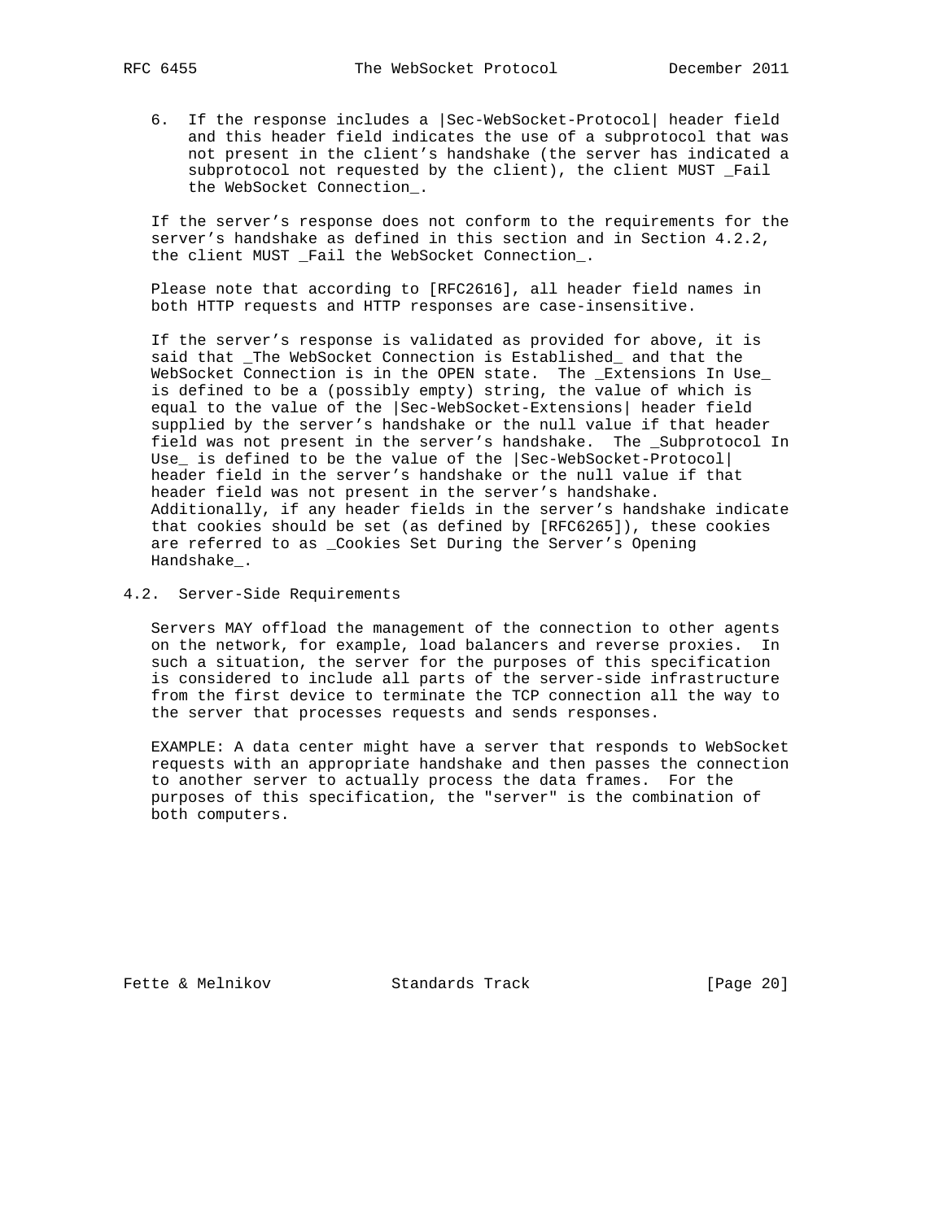6. If the response includes a |Sec-WebSocket-Protocol| header field and this header field indicates the use of a subprotocol that was not present in the client's handshake (the server has indicated a subprotocol not requested by the client), the client MUST _Fail the WebSocket Connection_.

If the server's response does not conform to the requirements for the server's handshake as defined in this section and in Section 4.2.2, the client MUST _Fail the WebSocket Connection_.

Please note that according to [RFC2616], all header field names in both HTTP requests and HTTP responses are case-insensitive.

If the server's response is validated as provided for above, it is said that _The WebSocket Connection is Established_ and that the WebSocket Connection is in the OPEN state. The _Extensions In Use_ is defined to be a (possibly empty) string, the value of which is equal to the value of the |Sec-WebSocket-Extensions| header field supplied by the server's handshake or the null value if that header field was not present in the server's handshake. The _Subprotocol In Use_ is defined to be the value of the |Sec-WebSocket-Protocol| header field in the server's handshake or the null value if that header field was not present in the server's handshake. Additionally, if any header fields in the server's handshake indicate that cookies should be set (as defined by [RFC6265]), these cookies are referred to as _Cookies Set During the Server's Opening Handshake_.

## 4.2. Server-Side Requirements

Servers MAY offload the management of the connection to other agents on the network, for example, load balancers and reverse proxies. In such a situation, the server for the purposes of this specification is considered to include all parts of the server-side infrastructure from the first device to terminate the TCP connection all the way to the server that processes requests and sends responses.

EXAMPLE: A data center might have a server that responds to WebSocket requests with an appropriate handshake and then passes the connection to another server to actually process the data frames. For the purposes of this specification, the "server" is the combination of both computers.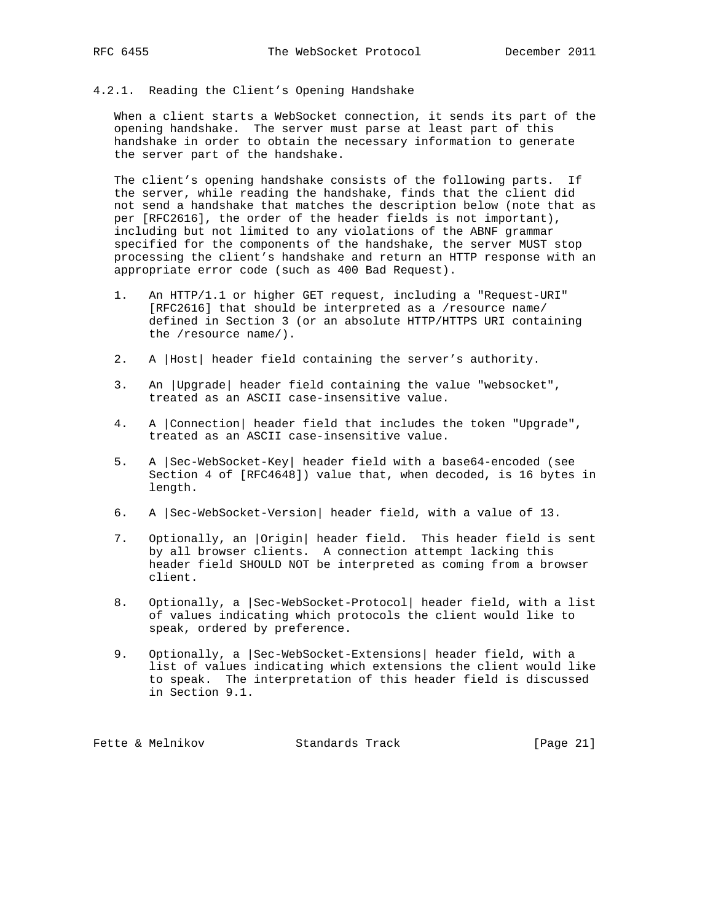#### 4.2.1. Reading the Client's Opening Handshake

When a client starts a WebSocket connection, it sends its part of the opening handshake. The server must parse at least part of this handshake in order to obtain the necessary information to generate the server part of the handshake.

The client's opening handshake consists of the following parts. If the server, while reading the handshake, finds that the client did not send a handshake that matches the description below (note that as per [RFC2616], the order of the header fields is not important), including but not limited to any violations of the ABNF grammar specified for the components of the handshake, the server MUST stop processing the client's handshake and return an HTTP response with an appropriate error code (such as 400 Bad Request).

1. An HTTP/1.1 or higher GET request, including a "Request-URI" [RFC2616] that should be interpreted as a /resource name/ defined in Section 3 (or an absolute HTTP/HTTPS URI containing the /resource name/).

2. A |Host| header field containing the server's authority.

3. An |Upgrade| header field containing the value "websocket", treated as an ASCII case-insensitive value.

4. A |Connection| header field that includes the token "Upgrade", treated as an ASCII case-insensitive value.

5. A |Sec-WebSocket-Key| header field with a base64-encoded (see Section 4 of [RFC4648]) value that, when decoded, is 16 bytes in length.

6. A |Sec-WebSocket-Version| header field, with a value of 13.

7. Optionally, an |Origin| header field. This header field is sent by all browser clients. A connection attempt lacking this header field SHOULD NOT be interpreted as coming from a browser client.

8. Optionally, a |Sec-WebSocket-Protocol| header field, with a list of values indicating which protocols the client would like to speak, ordered by preference.

9. Optionally, a |Sec-WebSocket-Extensions| header field, with a list of values indicating which extensions the client would like to speak. The interpretation of this header field is discussed in Section 9.1.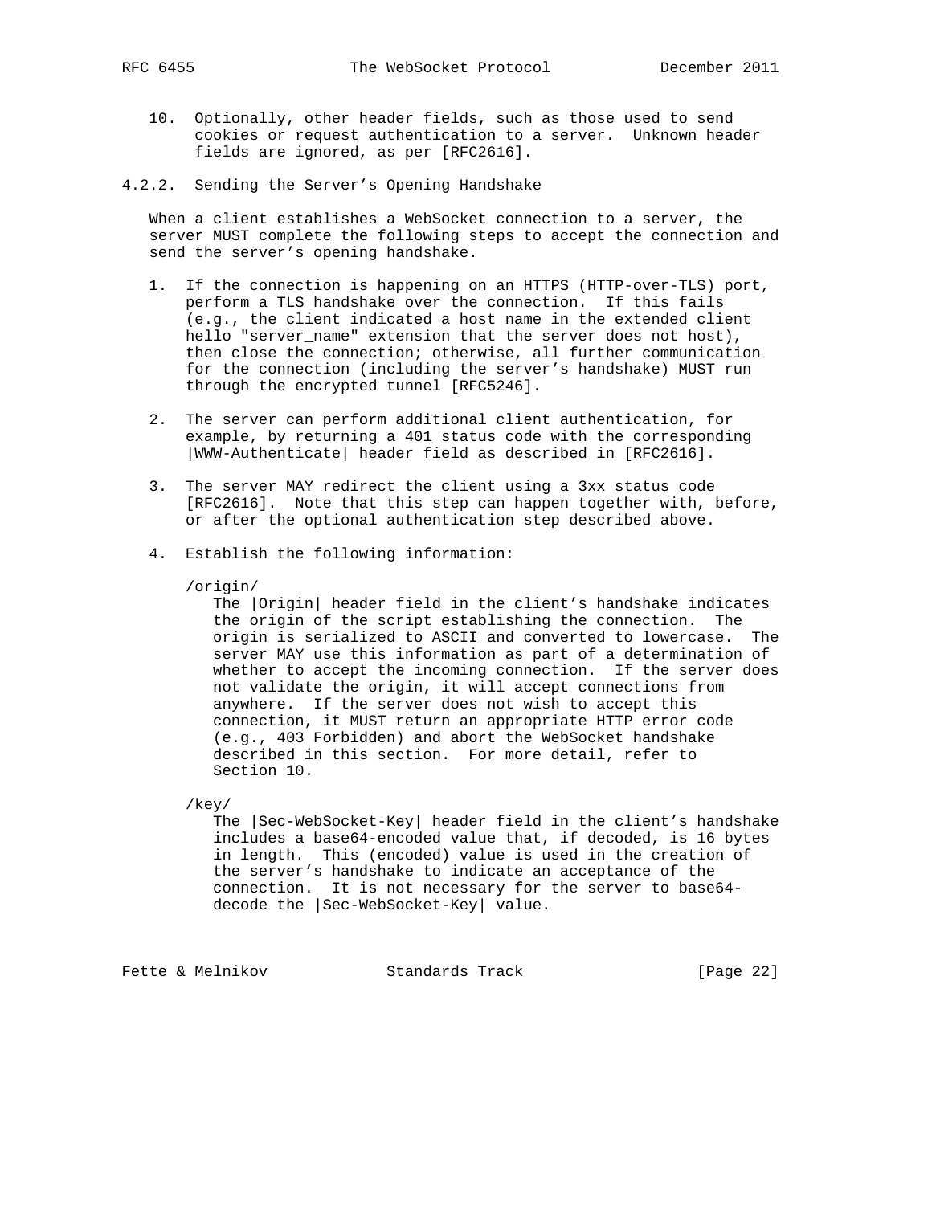10. Optionally, other header fields, such as those used to send cookies or request authentication to a server. Unknown header fields are ignored, as per [RFC2616].

### 4.2.2. Sending the Server's Opening Handshake

When a client establishes a WebSocket connection to a server, the server MUST complete the following steps to accept the connection and send the server's opening handshake.

1. If the connection is happening on an HTTPS (HTTP-over-TLS) port, perform a TLS handshake over the connection. If this fails (e.g., the client indicated a host name in the extended client hello "server_name" extension that the server does not host), then close the connection; otherwise, all further communication for the connection (including the server's handshake) MUST run through the encrypted tunnel [RFC5246].

2. The server can perform additional client authentication, for example, by returning a 401 status code with the corresponding |WWW-Authenticate| header field as described in [RFC2616].

3. The server MAY redirect the client using a 3xx status code [RFC2616]. Note that this step can happen together with, before, or after the optional authentication step described above.

4. Establish the following information:

   /origin/

   The |Origin| header field in the client's handshake indicates the origin of the script establishing the connection. The origin is serialized to ASCII and converted to lowercase. The server MAY use this information as part of a determination of whether to accept the incoming connection. If the server does not validate the origin, it will accept connections from anywhere. If the server does not wish to accept this connection, it MUST return an appropriate HTTP error code (e.g., 403 Forbidden) and abort the WebSocket handshake described in this section. For more detail, refer to Section 10.

   /key/

   The |Sec-WebSocket-Key| header field in the client's handshake includes a base64-encoded value that, if decoded, is 16 bytes in length. This (encoded) value is used in the creation of the server's handshake to indicate an acceptance of the connection. It is not necessary for the server to base64-decode the |Sec-WebSocket-Key| value.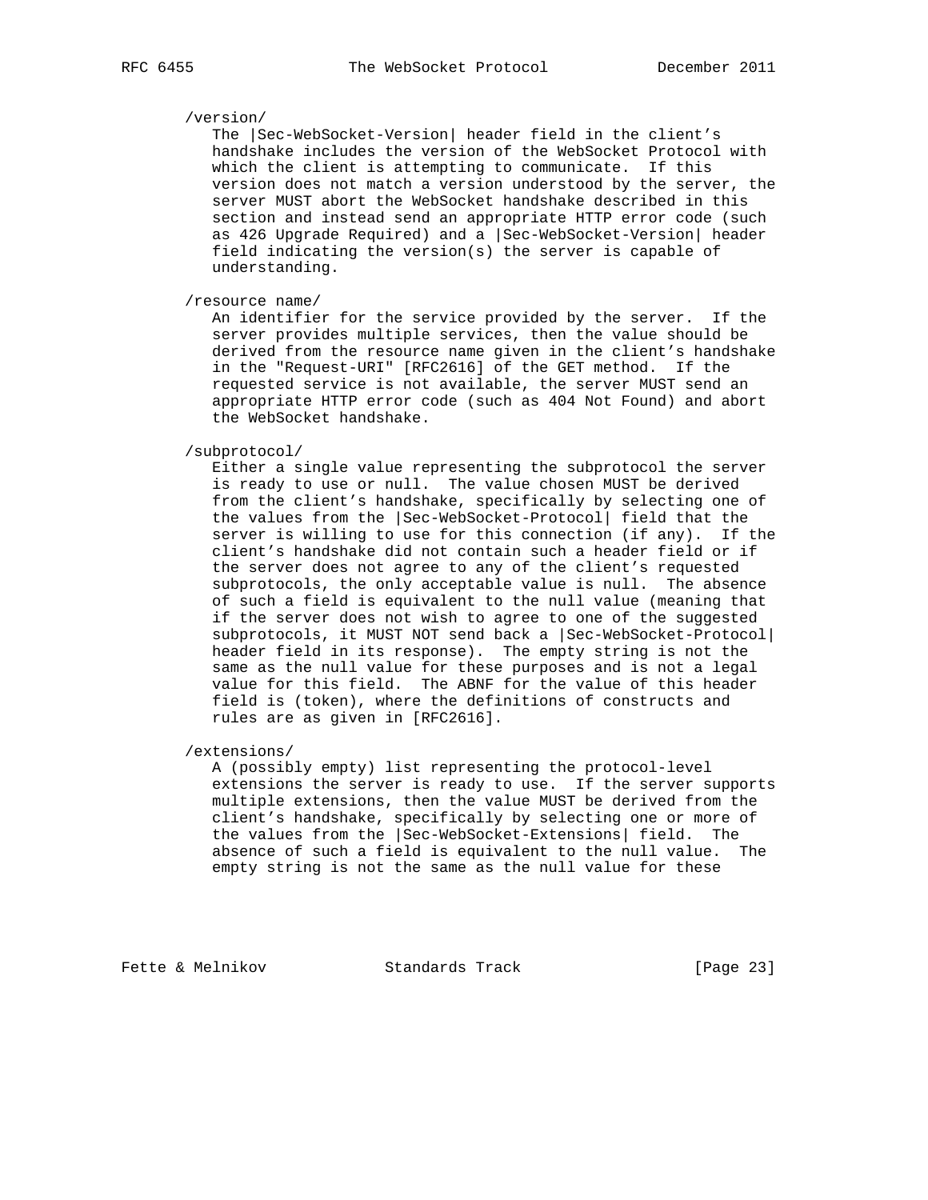/version/

The |Sec-WebSocket-Version| header field in the client's handshake includes the version of the WebSocket Protocol with which the client is attempting to communicate. If this version does not match a version understood by the server, the server MUST abort the WebSocket handshake described in this section and instead send an appropriate HTTP error code (such as 426 Upgrade Required) and a |Sec-WebSocket-Version| header field indicating the version(s) the server is capable of understanding.

/resource name/

An identifier for the service provided by the server. If the server provides multiple services, then the value should be derived from the resource name given in the client's handshake in the "Request-URI" [RFC2616] of the GET method. If the requested service is not available, the server MUST send an appropriate HTTP error code (such as 404 Not Found) and abort the WebSocket handshake.

/subprotocol/

Either a single value representing the subprotocol the server is ready to use or null. The value chosen MUST be derived from the client's handshake, specifically by selecting one of the values from the |Sec-WebSocket-Protocol| field that the server is willing to use for this connection (if any). If the client's handshake did not contain such a header field or if the server does not agree to any of the client's requested subprotocols, the only acceptable value is null. The absence of such a field is equivalent to the null value (meaning that if the server does not wish to agree to one of the suggested subprotocols, it MUST NOT send back a |Sec-WebSocket-Protocol| header field in its response). The empty string is not the same as the null value for these purposes and is not a legal value for this field. The ABNF for the value of this header field is (token), where the definitions of constructs and rules are as given in [RFC2616].

/extensions/

A (possibly empty) list representing the protocol-level extensions the server is ready to use. If the server supports multiple extensions, then the value MUST be derived from the client's handshake, specifically by selecting one or more of the values from the |Sec-WebSocket-Extensions| field. The absence of such a field is equivalent to the null value. The empty string is not the same as the null value for these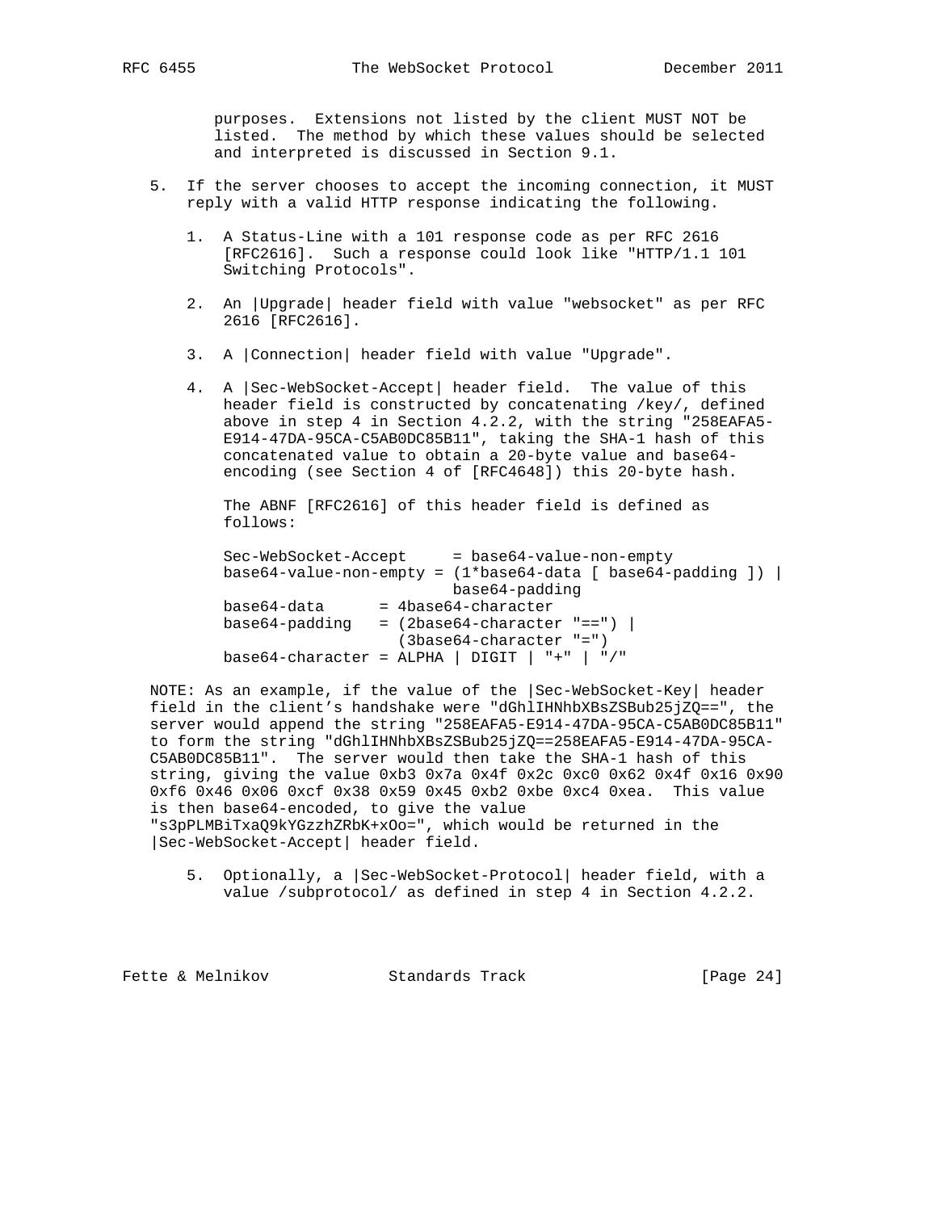purposes. Extensions not listed by the client MUST NOT be listed. The method by which these values should be selected and interpreted is discussed in Section 9.1.

5. If the server chooses to accept the incoming connection, it MUST reply with a valid HTTP response indicating the following.

   1. A Status-Line with a 101 response code as per RFC 2616 [RFC2616]. Such a response could look like "HTTP/1.1 101 Switching Protocols".

   2. An |Upgrade| header field with value "websocket" as per RFC 2616 [RFC2616].

   3. A |Connection| header field with value "Upgrade".

   4. A |Sec-WebSocket-Accept| header field. The value of this header field is constructed by concatenating /key/, defined above in step 4 in Section 4.2.2, with the string "258EAFA5-E914-47DA-95CA-C5AB0DC85B11", taking the SHA-1 hash of this concatenated value to obtain a 20-byte value and base64-encoding (see Section 4 of [RFC4648]) this 20-byte hash.

      The ABNF [RFC2616] of this header field is defined as follows:

```
Sec-WebSocket-Accept     = base64-value-non-empty
base64-value-non-empty = (1*base64-data [ base64-padding ]) |
                         base64-padding
base64-data      = 4base64-character
base64-padding   = (2base64-character "==") |
                   (3base64-character "=")
base64-character = ALPHA | DIGIT | "+" | "/"
```

NOTE: As an example, if the value of the |Sec-WebSocket-Key| header field in the client's handshake were "dGhlIHNhbXBsZSBub25jZQ==", the server would append the string "258EAFA5-E914-47DA-95CA-C5AB0DC85B11" to form the string "dGhlIHNhbXBsZSBub25jZQ==258EAFA5-E914-47DA-95CA-C5AB0DC85B11". The server would then take the SHA-1 hash of this string, giving the value 0xb3 0x7a 0x4f 0x2c 0xc0 0x62 0x4f 0x16 0x90 0xf6 0x46 0x06 0xcf 0x38 0x59 0x45 0xb2 0xbe 0xc4 0xea. This value is then base64-encoded, to give the value "s3pPLMBiTxaQ9kYGzzhZRbK+xOo=", which would be returned in the |Sec-WebSocket-Accept| header field.

   5. Optionally, a |Sec-WebSocket-Protocol| header field, with a value /subprotocol/ as defined in step 4 in Section 4.2.2.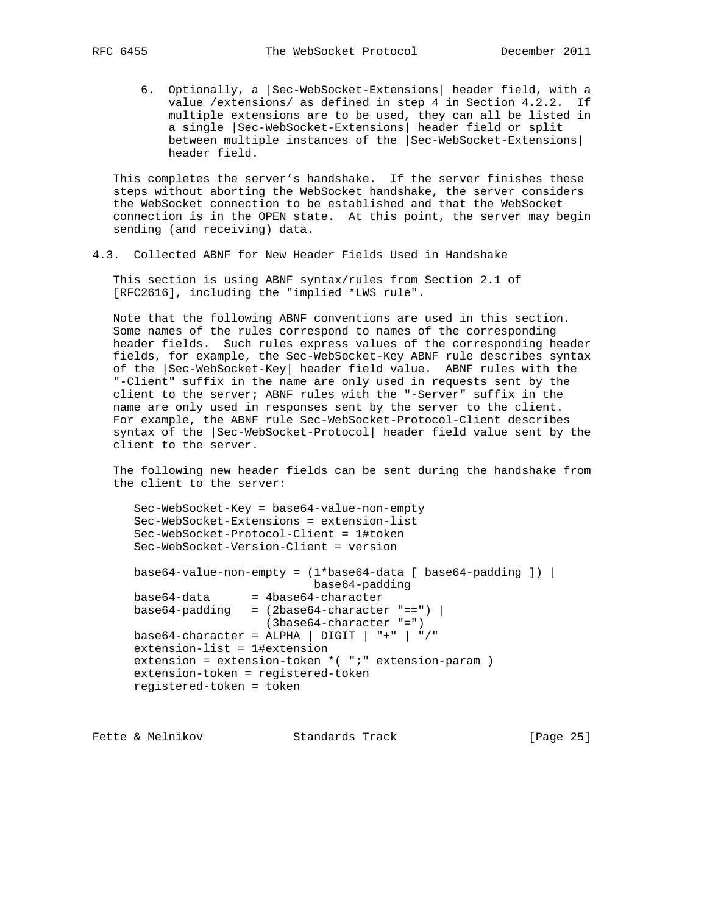6. Optionally, a |Sec-WebSocket-Extensions| header field, with a value /extensions/ as defined in step 4 in Section 4.2.2. If multiple extensions are to be used, they can all be listed in a single |Sec-WebSocket-Extensions| header field or split between multiple instances of the |Sec-WebSocket-Extensions| header field.

This completes the server's handshake. If the server finishes these steps without aborting the WebSocket handshake, the server considers the WebSocket connection to be established and that the WebSocket connection is in the OPEN state. At this point, the server may begin sending (and receiving) data.

## 4.3. Collected ABNF for New Header Fields Used in Handshake

This section is using ABNF syntax/rules from Section 2.1 of [RFC2616], including the "implied *LWS rule".

Note that the following ABNF conventions are used in this section. Some names of the rules correspond to names of the corresponding header fields. Such rules express values of the corresponding header fields, for example, the Sec-WebSocket-Key ABNF rule describes syntax of the |Sec-WebSocket-Key| header field value. ABNF rules with the "-Client" suffix in the name are only used in requests sent by the client to the server; ABNF rules with the "-Server" suffix in the name are only used in responses sent by the server to the client. For example, the ABNF rule Sec-WebSocket-Protocol-Client describes syntax of the |Sec-WebSocket-Protocol| header field value sent by the client to the server.

The following new header fields can be sent during the handshake from the client to the server:

```
Sec-WebSocket-Key = base64-value-non-empty
Sec-WebSocket-Extensions = extension-list
Sec-WebSocket-Protocol-Client = 1#token
Sec-WebSocket-Version-Client = version

base64-value-non-empty = (1*base64-data [ base64-padding ]) |
                          base64-padding
base64-data      = 4base64-character
base64-padding   = (2base64-character "==") |
                   (3base64-character "=")
base64-character = ALPHA | DIGIT | "+" | "/"
extension-list = 1#extension
extension = extension-token *( ";" extension-param )
extension-token = registered-token
registered-token = token
```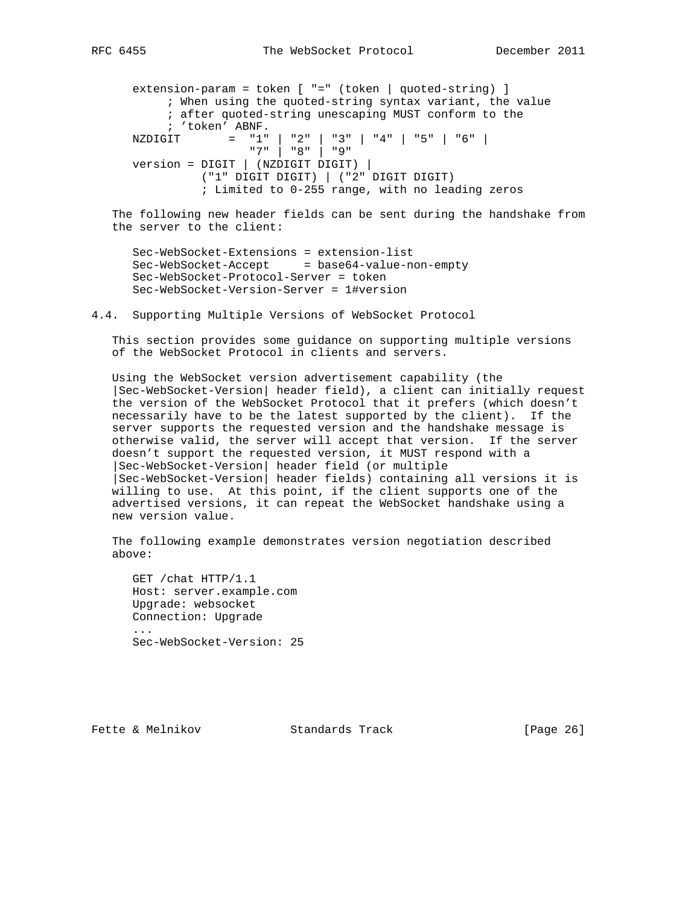```
extension-param = token [ "=" (token | quoted-string) ]
     ; When using the quoted-string syntax variant, the value
     ; after quoted-string unescaping MUST conform to the
     ; 'token' ABNF.
NZDIGIT       =  "1" | "2" | "3" | "4" | "5" | "6" |
                 "7" | "8" | "9"
version = DIGIT | (NZDIGIT DIGIT) |
          ("1" DIGIT DIGIT) | ("2" DIGIT DIGIT)
          ; Limited to 0-255 range, with no leading zeros
```

The following new header fields can be sent during the handshake from the server to the client:

```
Sec-WebSocket-Extensions = extension-list
Sec-WebSocket-Accept     = base64-value-non-empty
Sec-WebSocket-Protocol-Server = token
Sec-WebSocket-Version-Server = 1#version
```

## 4.4. Supporting Multiple Versions of WebSocket Protocol

This section provides some guidance on supporting multiple versions of the WebSocket Protocol in clients and servers.

Using the WebSocket version advertisement capability (the |Sec-WebSocket-Version| header field), a client can initially request the version of the WebSocket Protocol that it prefers (which doesn't necessarily have to be the latest supported by the client). If the server supports the requested version and the handshake message is otherwise valid, the server will accept that version. If the server doesn't support the requested version, it MUST respond with a |Sec-WebSocket-Version| header field (or multiple |Sec-WebSocket-Version| header fields) containing all versions it is willing to use. At this point, if the client supports one of the advertised versions, it can repeat the WebSocket handshake using a new version value.

The following example demonstrates version negotiation described above:

```
GET /chat HTTP/1.1
Host: server.example.com
Upgrade: websocket
Connection: Upgrade
...
Sec-WebSocket-Version: 25
```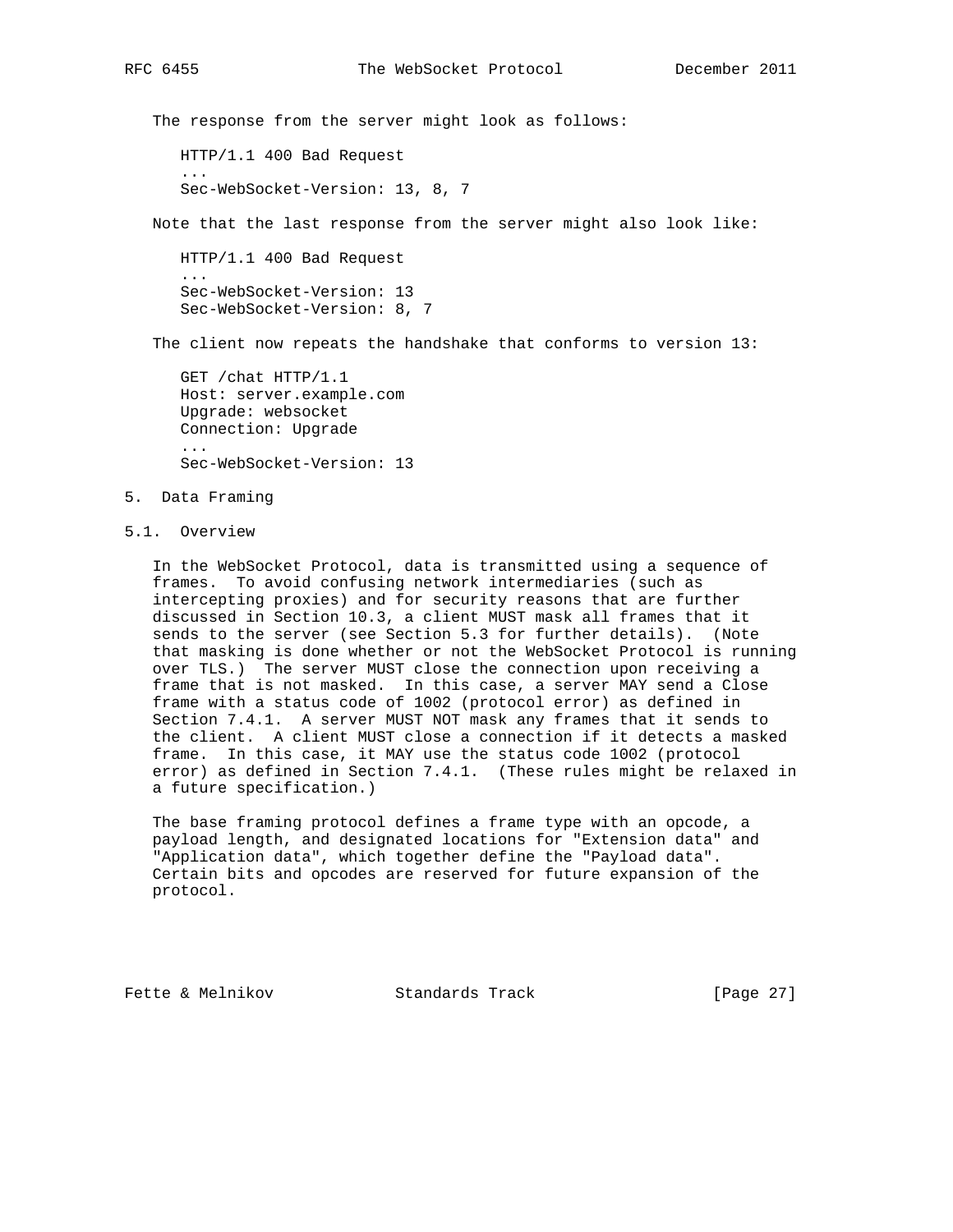The response from the server might look as follows:

```
HTTP/1.1 400 Bad Request
...
Sec-WebSocket-Version: 13, 8, 7
```

Note that the last response from the server might also look like:

```
HTTP/1.1 400 Bad Request
...
Sec-WebSocket-Version: 13
Sec-WebSocket-Version: 8, 7
```

The client now repeats the handshake that conforms to version 13:

```
GET /chat HTTP/1.1
Host: server.example.com
Upgrade: websocket
Connection: Upgrade
...
Sec-WebSocket-Version: 13
```

# 5. Data Framing

## 5.1. Overview

In the WebSocket Protocol, data is transmitted using a sequence of frames. To avoid confusing network intermediaries (such as intercepting proxies) and for security reasons that are further discussed in Section 10.3, a client MUST mask all frames that it sends to the server (see Section 5.3 for further details). (Note that masking is done whether or not the WebSocket Protocol is running over TLS.) The server MUST close the connection upon receiving a frame that is not masked. In this case, a server MAY send a Close frame with a status code of 1002 (protocol error) as defined in Section 7.4.1. A server MUST NOT mask any frames that it sends to the client. A client MUST close a connection if it detects a masked frame. In this case, it MAY use the status code 1002 (protocol error) as defined in Section 7.4.1. (These rules might be relaxed in a future specification.)

The base framing protocol defines a frame type with an opcode, a payload length, and designated locations for "Extension data" and "Application data", which together define the "Payload data". Certain bits and opcodes are reserved for future expansion of the protocol.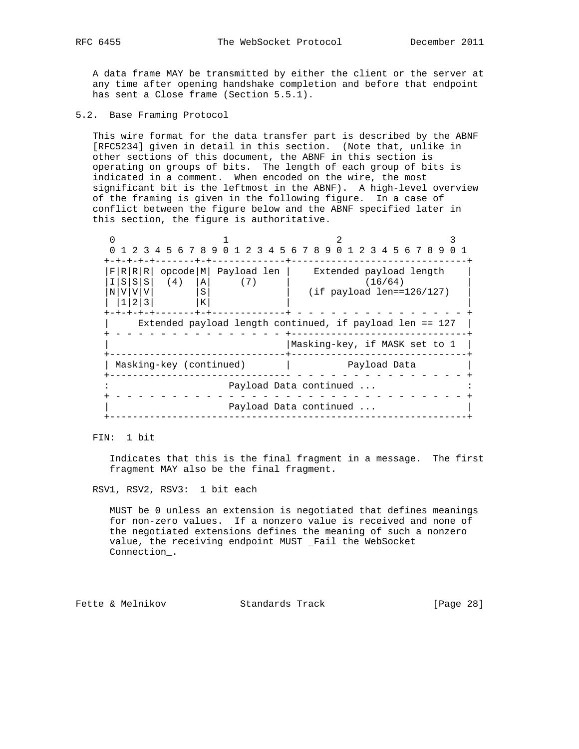A data frame MAY be transmitted by either the client or the server at any time after opening handshake completion and before that endpoint has sent a Close frame (Section 5.5.1).

## 5.2. Base Framing Protocol

This wire format for the data transfer part is described by the ABNF [RFC5234] given in detail in this section. (Note that, unlike in other sections of this document, the ABNF in this section is operating on groups of bits. The length of each group of bits is indicated in a comment. When encoded on the wire, the most significant bit is the leftmost in the ABNF). A high-level overview of the framing is given in the following figure. In a case of conflict between the figure below and the ABNF specified later in this section, the figure is authoritative.

```
  0                   1                   2                   3
  0 1 2 3 4 5 6 7 8 9 0 1 2 3 4 5 6 7 8 9 0 1 2 3 4 5 6 7 8 9 0 1
 +-+-+-+-+-------+-+-------------+-------------------------------+
 |F|R|R|R| opcode|M| Payload len |    Extended payload length    |
 |I|S|S|S|  (4)  |A|     (7)     |             (16/64)           |
 |N|V|V|V|       |S|             |   (if payload len==126/127)   |
 | |1|2|3|       |K|             |                               |
 +-+-+-+-+-------+-+-------------+ - - - - - - - - - - - - - - - +
 |     Extended payload length continued, if payload len == 127  |
 + - - - - - - - - - - - - - - - +-------------------------------+
 |                               |Masking-key, if MASK set to 1  |
 +-------------------------------+-------------------------------+
 | Masking-key (continued)       |          Payload Data         |
 +-------------------------------- - - - - - - - - - - - - - - - +
 :                     Payload Data continued ...                :
 + - - - - - - - - - - - - - - - - - - - - - - - - - - - - - - - +
 |                     Payload Data continued ...                |
 +---------------------------------------------------------------+
```

FIN: 1 bit

Indicates that this is the final fragment in a message. The first fragment MAY also be the final fragment.

RSV1, RSV2, RSV3: 1 bit each

MUST be 0 unless an extension is negotiated that defines meanings for non-zero values. If a nonzero value is received and none of the negotiated extensions defines the meaning of such a nonzero value, the receiving endpoint MUST _Fail the WebSocket Connection_.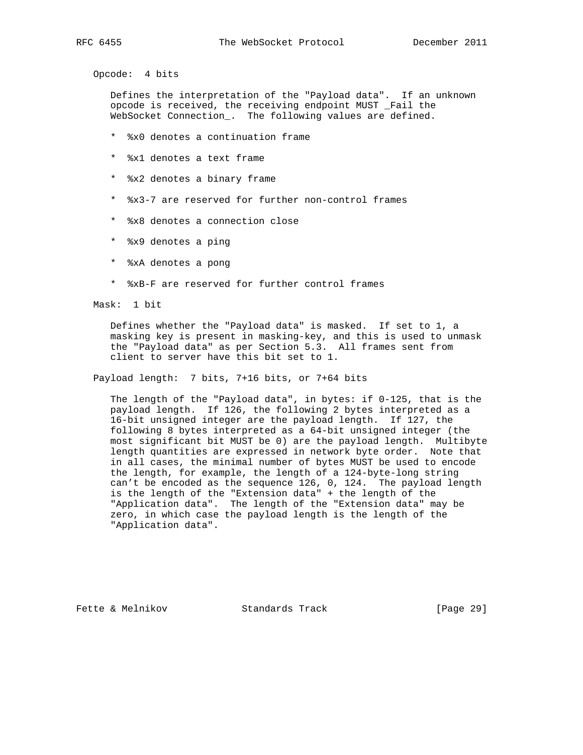Opcode: 4 bits

Defines the interpretation of the "Payload data". If an unknown opcode is received, the receiving endpoint MUST _Fail the WebSocket Connection_. The following values are defined.

* %x0 denotes a continuation frame

* %x1 denotes a text frame

* %x2 denotes a binary frame

* %x3-7 are reserved for further non-control frames

* %x8 denotes a connection close

* %x9 denotes a ping

* %xA denotes a pong

* %xB-F are reserved for further control frames

Mask: 1 bit

Defines whether the "Payload data" is masked. If set to 1, a masking key is present in masking-key, and this is used to unmask the "Payload data" as per Section 5.3. All frames sent from client to server have this bit set to 1.

Payload length: 7 bits, 7+16 bits, or 7+64 bits

The length of the "Payload data", in bytes: if 0-125, that is the payload length. If 126, the following 2 bytes interpreted as a 16-bit unsigned integer are the payload length. If 127, the following 8 bytes interpreted as a 64-bit unsigned integer (the most significant bit MUST be 0) are the payload length. Multibyte length quantities are expressed in network byte order. Note that in all cases, the minimal number of bytes MUST be used to encode the length, for example, the length of a 124-byte-long string can't be encoded as the sequence 126, 0, 124. The payload length is the length of the "Extension data" + the length of the "Application data". The length of the "Extension data" may be zero, in which case the payload length is the length of the "Application data".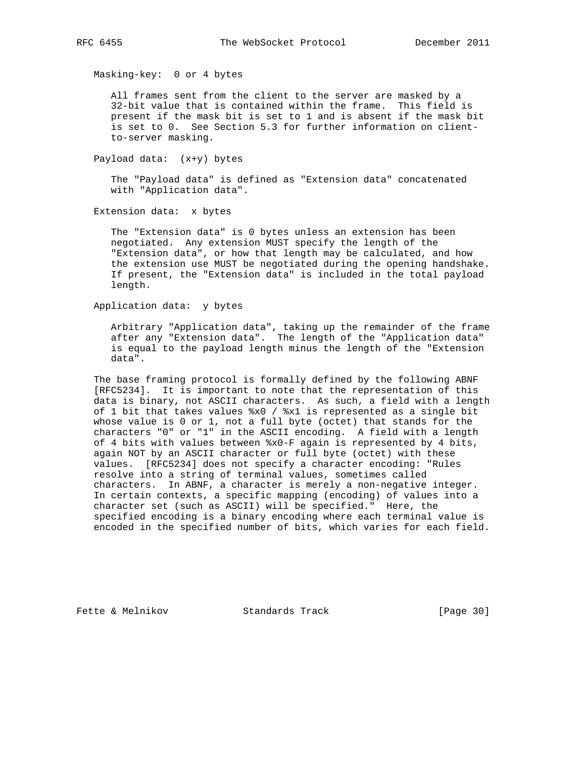Masking-key: 0 or 4 bytes

All frames sent from the client to the server are masked by a 32-bit value that is contained within the frame. This field is present if the mask bit is set to 1 and is absent if the mask bit is set to 0. See Section 5.3 for further information on client-to-server masking.

Payload data: (x+y) bytes

The "Payload data" is defined as "Extension data" concatenated with "Application data".

Extension data: x bytes

The "Extension data" is 0 bytes unless an extension has been negotiated. Any extension MUST specify the length of the "Extension data", or how that length may be calculated, and how the extension use MUST be negotiated during the opening handshake. If present, the "Extension data" is included in the total payload length.

Application data: y bytes

Arbitrary "Application data", taking up the remainder of the frame after any "Extension data". The length of the "Application data" is equal to the payload length minus the length of the "Extension data".

The base framing protocol is formally defined by the following ABNF [RFC5234]. It is important to note that the representation of this data is binary, not ASCII characters. As such, a field with a length of 1 bit that takes values %x0 / %x1 is represented as a single bit whose value is 0 or 1, not a full byte (octet) that stands for the characters "0" or "1" in the ASCII encoding. A field with a length of 4 bits with values between %x0-F again is represented by 4 bits, again NOT by an ASCII character or full byte (octet) with these values. [RFC5234] does not specify a character encoding: "Rules resolve into a string of terminal values, sometimes called characters. In ABNF, a character is merely a non-negative integer. In certain contexts, a specific mapping (encoding) of values into a character set (such as ASCII) will be specified." Here, the specified encoding is a binary encoding where each terminal value is encoded in the specified number of bits, which varies for each field.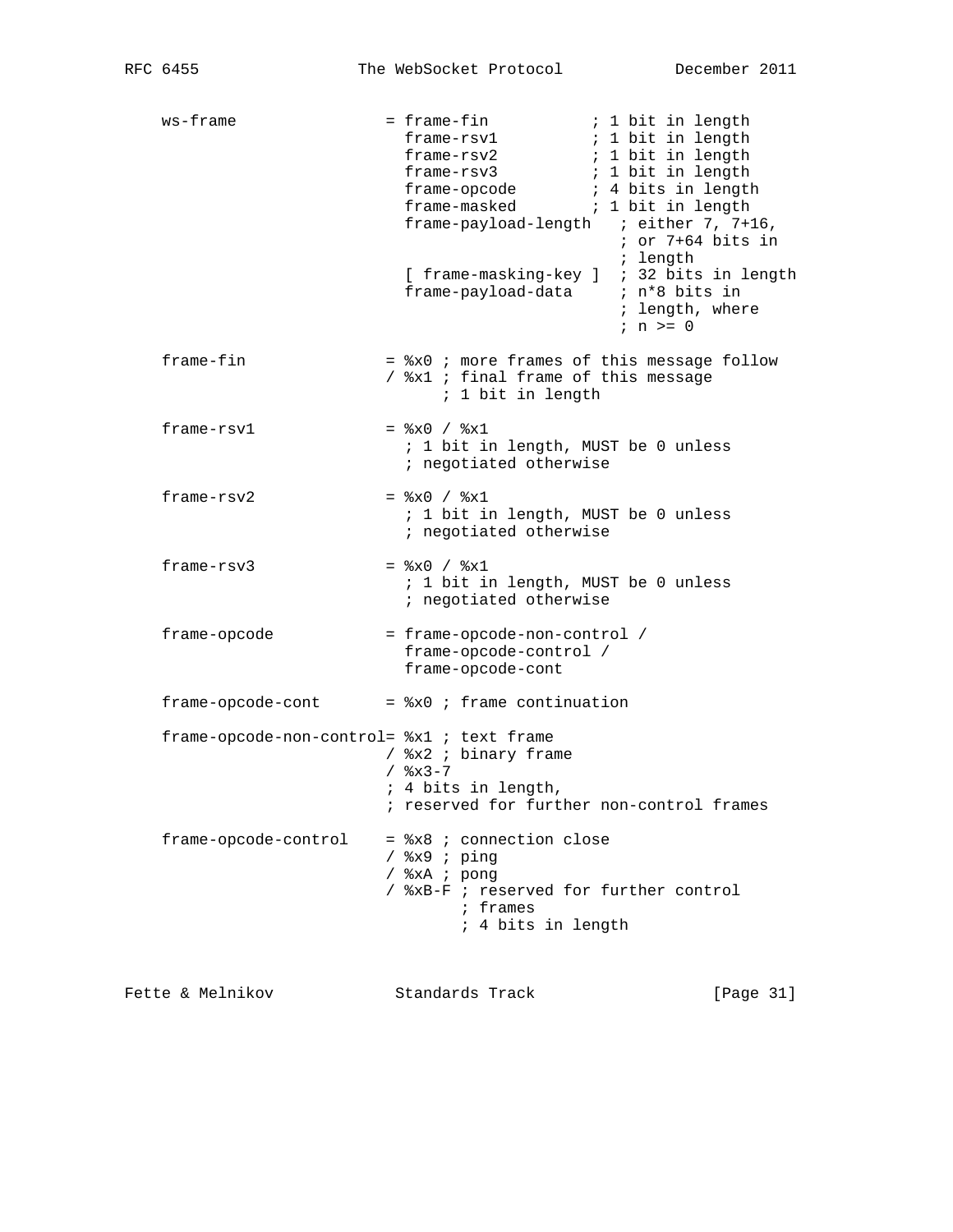```
    ws-frame                = frame-fin           ; 1 bit in length
                              frame-rsv1          ; 1 bit in length
                              frame-rsv2          ; 1 bit in length
                              frame-rsv3          ; 1 bit in length
                              frame-opcode        ; 4 bits in length
                              frame-masked        ; 1 bit in length
                              frame-payload-length   ; either 7, 7+16,
                                                     ; or 7+64 bits in
                                                     ; length
                              [ frame-masking-key ]  ; 32 bits in length
                              frame-payload-data     ; n*8 bits in
                                                     ; length, where
                                                     ; n >= 0

    frame-fin               = %x0 ; more frames of this message follow
                            / %x1 ; final frame of this message
                                  ; 1 bit in length

    frame-rsv1              = %x0 / %x1
                              ; 1 bit in length, MUST be 0 unless
                              ; negotiated otherwise

    frame-rsv2              = %x0 / %x1
                              ; 1 bit in length, MUST be 0 unless
                              ; negotiated otherwise

    frame-rsv3              = %x0 / %x1
                              ; 1 bit in length, MUST be 0 unless
                              ; negotiated otherwise

    frame-opcode            = frame-opcode-non-control /
                              frame-opcode-control /
                              frame-opcode-cont

    frame-opcode-cont       = %x0 ; frame continuation

    frame-opcode-non-control= %x1 ; text frame
                            / %x2 ; binary frame
                            / %x3-7
                            ; 4 bits in length,
                            ; reserved for further non-control frames

    frame-opcode-control    = %x8 ; connection close
                            / %x9 ; ping
                            / %xA ; pong
                            / %xB-F ; reserved for further control
                                    ; frames
                                    ; 4 bits in length
```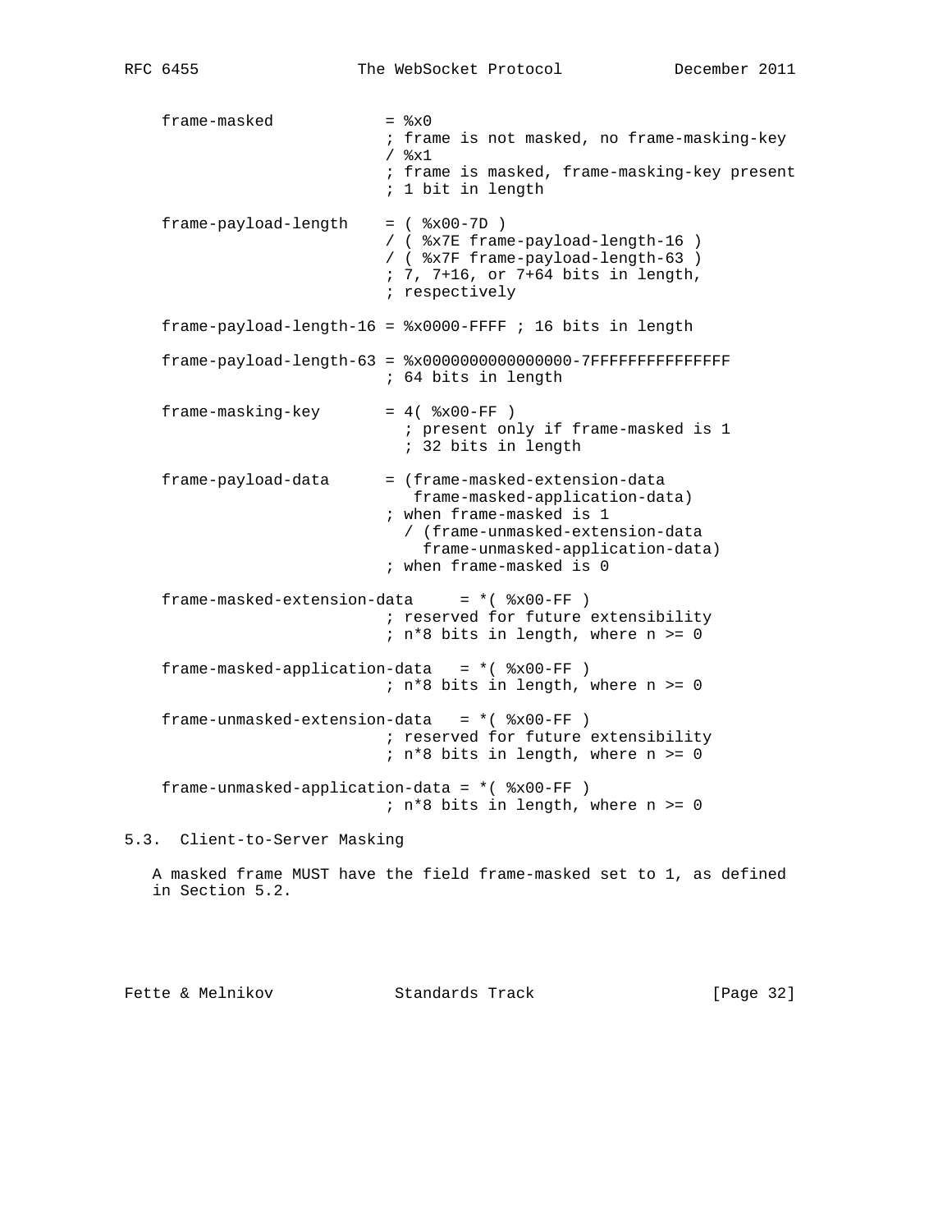```
    frame-masked            = %x0
                            ; frame is not masked, no frame-masking-key
                            / %x1
                            ; frame is masked, frame-masking-key present
                            ; 1 bit in length

    frame-payload-length    = ( %x00-7D )
                            / ( %x7E frame-payload-length-16 )
                            / ( %x7F frame-payload-length-63 )
                            ; 7, 7+16, or 7+64 bits in length,
                            ; respectively

    frame-payload-length-16 = %x0000-FFFF ; 16 bits in length

    frame-payload-length-63 = %x0000000000000000-7FFFFFFFFFFFFFFF
                            ; 64 bits in length

    frame-masking-key       = 4( %x00-FF )
                              ; present only if frame-masked is 1
                              ; 32 bits in length

    frame-payload-data      = (frame-masked-extension-data
                               frame-masked-application-data)
                            ; when frame-masked is 1
                              / (frame-unmasked-extension-data
                                frame-unmasked-application-data)
                            ; when frame-masked is 0

    frame-masked-extension-data     = *( %x00-FF )
                            ; reserved for future extensibility
                            ; n*8 bits in length, where n >= 0

    frame-masked-application-data   = *( %x00-FF )
                            ; n*8 bits in length, where n >= 0

    frame-unmasked-extension-data   = *( %x00-FF )
                            ; reserved for future extensibility
                            ; n*8 bits in length, where n >= 0

    frame-unmasked-application-data = *( %x00-FF )
                            ; n*8 bits in length, where n >= 0
```

### 5.3. Client-to-Server Masking

A masked frame MUST have the field frame-masked set to 1, as defined in Section 5.2.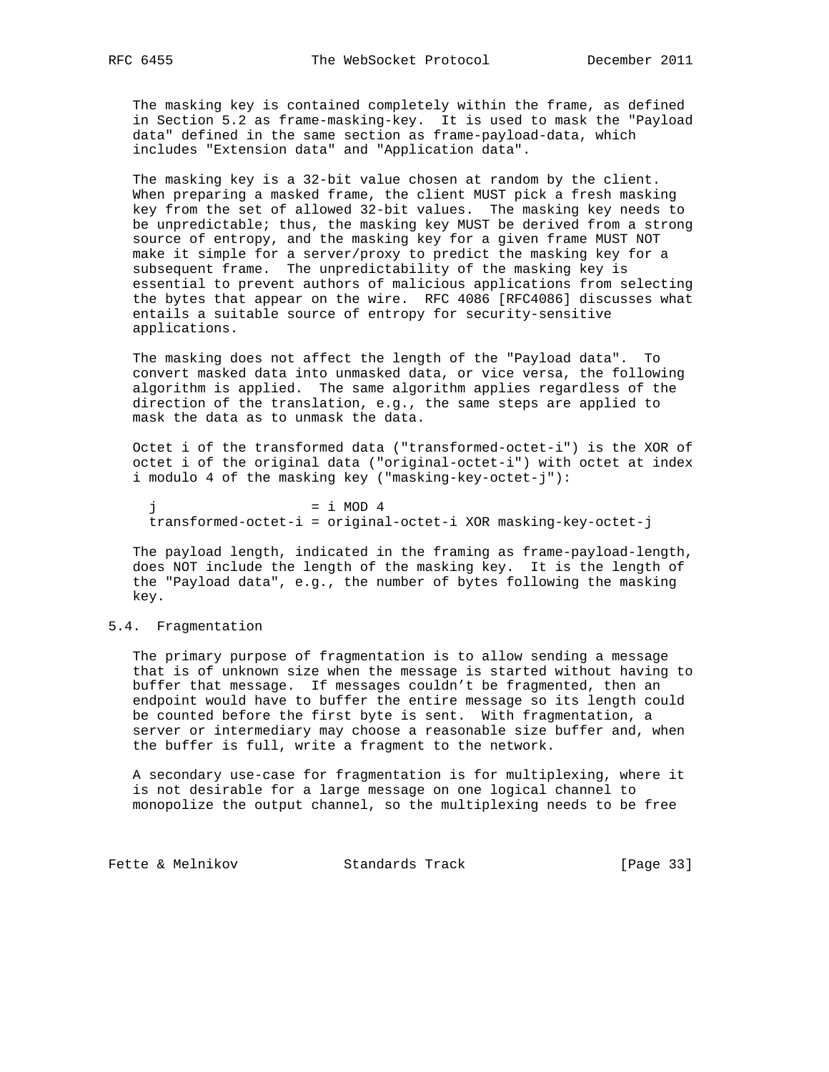The masking key is contained completely within the frame, as defined in Section 5.2 as frame-masking-key. It is used to mask the "Payload data" defined in the same section as frame-payload-data, which includes "Extension data" and "Application data".

The masking key is a 32-bit value chosen at random by the client. When preparing a masked frame, the client MUST pick a fresh masking key from the set of allowed 32-bit values. The masking key needs to be unpredictable; thus, the masking key MUST be derived from a strong source of entropy, and the masking key for a given frame MUST NOT make it simple for a server/proxy to predict the masking key for a subsequent frame. The unpredictability of the masking key is essential to prevent authors of malicious applications from selecting the bytes that appear on the wire. RFC 4086 [RFC4086] discusses what entails a suitable source of entropy for security-sensitive applications.

The masking does not affect the length of the "Payload data". To convert masked data into unmasked data, or vice versa, the following algorithm is applied. The same algorithm applies regardless of the direction of the translation, e.g., the same steps are applied to mask the data as to unmask the data.

Octet i of the transformed data ("transformed-octet-i") is the XOR of octet i of the original data ("original-octet-i") with octet at index i modulo 4 of the masking key ("masking-key-octet-j"):

```
j                   = i MOD 4
transformed-octet-i = original-octet-i XOR masking-key-octet-j
```

The payload length, indicated in the framing as frame-payload-length, does NOT include the length of the masking key. It is the length of the "Payload data", e.g., the number of bytes following the masking key.

## 5.4. Fragmentation

The primary purpose of fragmentation is to allow sending a message that is of unknown size when the message is started without having to buffer that message. If messages couldn't be fragmented, then an endpoint would have to buffer the entire message so its length could be counted before the first byte is sent. With fragmentation, a server or intermediary may choose a reasonable size buffer and, when the buffer is full, write a fragment to the network.

A secondary use-case for fragmentation is for multiplexing, where it is not desirable for a large message on one logical channel to monopolize the output channel, so the multiplexing needs to be free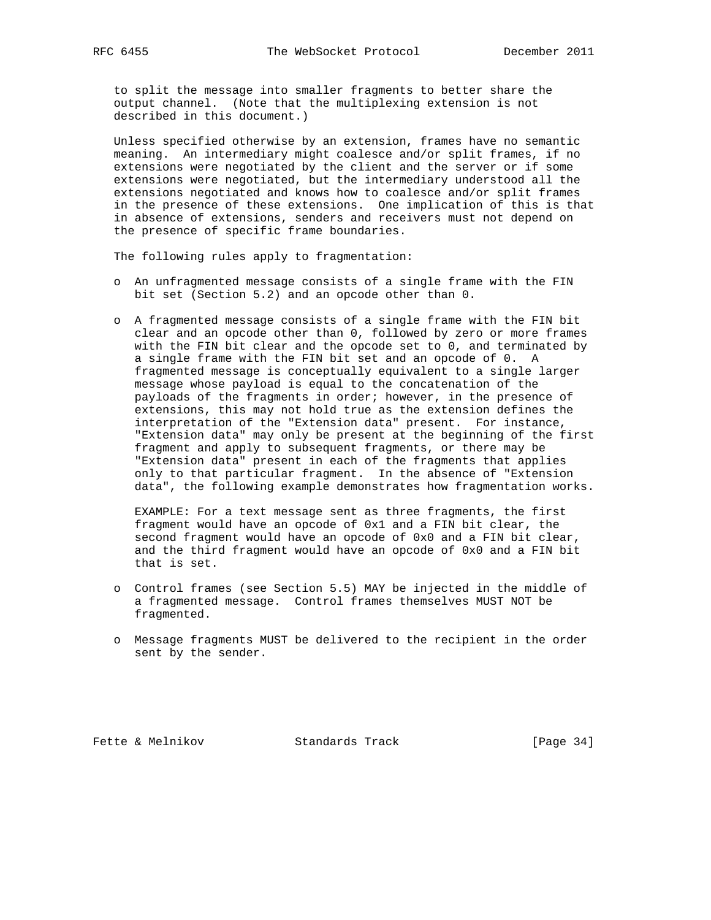to split the message into smaller fragments to better share the output channel. (Note that the multiplexing extension is not described in this document.)

Unless specified otherwise by an extension, frames have no semantic meaning. An intermediary might coalesce and/or split frames, if no extensions were negotiated by the client and the server or if some extensions were negotiated, but the intermediary understood all the extensions negotiated and knows how to coalesce and/or split frames in the presence of these extensions. One implication of this is that in absence of extensions, senders and receivers must not depend on the presence of specific frame boundaries.

The following rules apply to fragmentation:

- An unfragmented message consists of a single frame with the FIN bit set (Section 5.2) and an opcode other than 0.

- A fragmented message consists of a single frame with the FIN bit clear and an opcode other than 0, followed by zero or more frames with the FIN bit clear and the opcode set to 0, and terminated by a single frame with the FIN bit set and an opcode of 0. A fragmented message is conceptually equivalent to a single larger message whose payload is equal to the concatenation of the payloads of the fragments in order; however, in the presence of extensions, this may not hold true as the extension defines the interpretation of the "Extension data" present. For instance, "Extension data" may only be present at the beginning of the first fragment and apply to subsequent fragments, or there may be "Extension data" present in each of the fragments that applies only to that particular fragment. In the absence of "Extension data", the following example demonstrates how fragmentation works.

  EXAMPLE: For a text message sent as three fragments, the first fragment would have an opcode of 0x1 and a FIN bit clear, the second fragment would have an opcode of 0x0 and a FIN bit clear, and the third fragment would have an opcode of 0x0 and a FIN bit that is set.

- Control frames (see Section 5.5) MAY be injected in the middle of a fragmented message. Control frames themselves MUST NOT be fragmented.

- Message fragments MUST be delivered to the recipient in the order sent by the sender.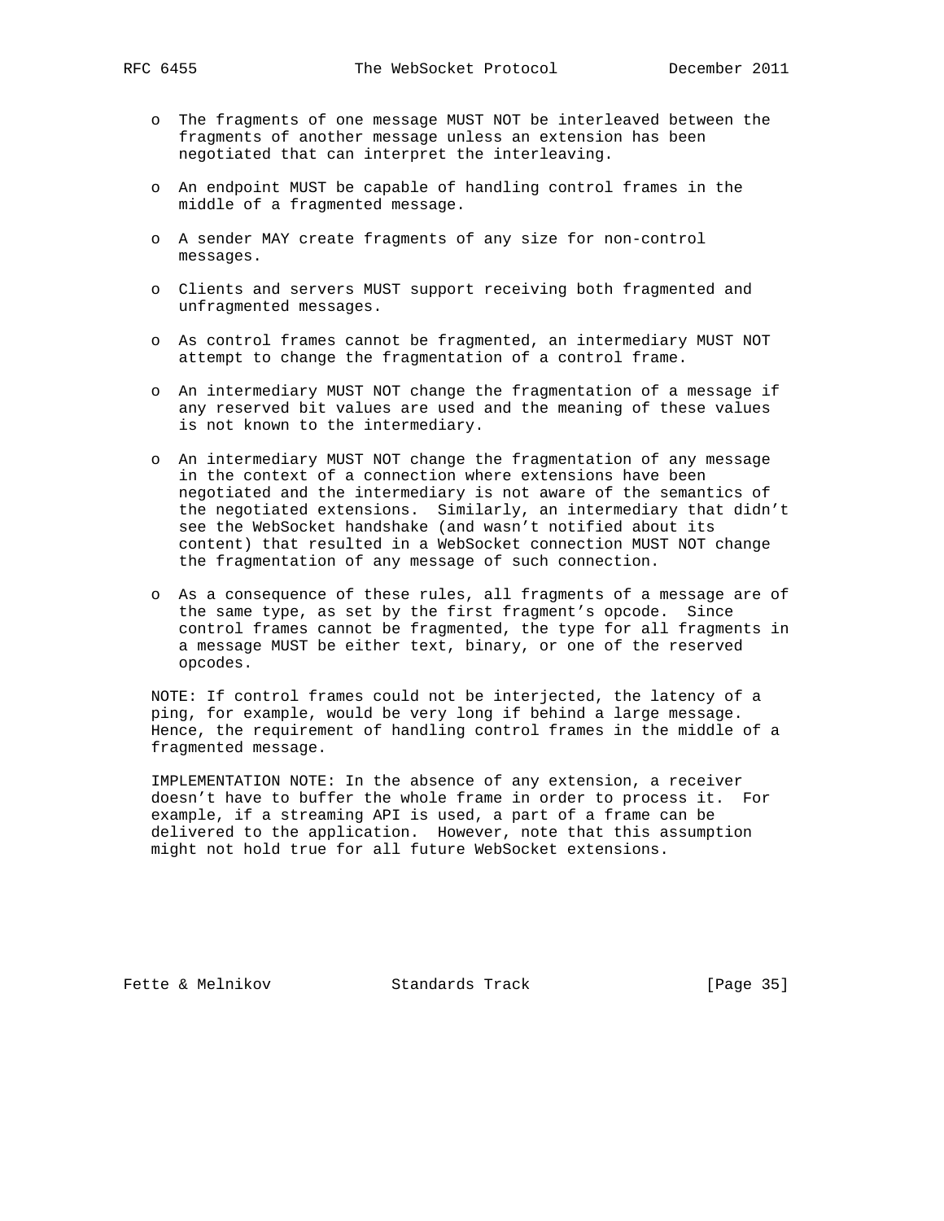- The fragments of one message MUST NOT be interleaved between the fragments of another message unless an extension has been negotiated that can interpret the interleaving.

- An endpoint MUST be capable of handling control frames in the middle of a fragmented message.

- A sender MAY create fragments of any size for non-control messages.

- Clients and servers MUST support receiving both fragmented and unfragmented messages.

- As control frames cannot be fragmented, an intermediary MUST NOT attempt to change the fragmentation of a control frame.

- An intermediary MUST NOT change the fragmentation of a message if any reserved bit values are used and the meaning of these values is not known to the intermediary.

- An intermediary MUST NOT change the fragmentation of any message in the context of a connection where extensions have been negotiated and the intermediary is not aware of the semantics of the negotiated extensions. Similarly, an intermediary that didn't see the WebSocket handshake (and wasn't notified about its content) that resulted in a WebSocket connection MUST NOT change the fragmentation of any message of such connection.

- As a consequence of these rules, all fragments of a message are of the same type, as set by the first fragment's opcode. Since control frames cannot be fragmented, the type for all fragments in a message MUST be either text, binary, or one of the reserved opcodes.

NOTE: If control frames could not be interjected, the latency of a ping, for example, would be very long if behind a large message. Hence, the requirement of handling control frames in the middle of a fragmented message.

IMPLEMENTATION NOTE: In the absence of any extension, a receiver doesn't have to buffer the whole frame in order to process it. For example, if a streaming API is used, a part of a frame can be delivered to the application. However, note that this assumption might not hold true for all future WebSocket extensions.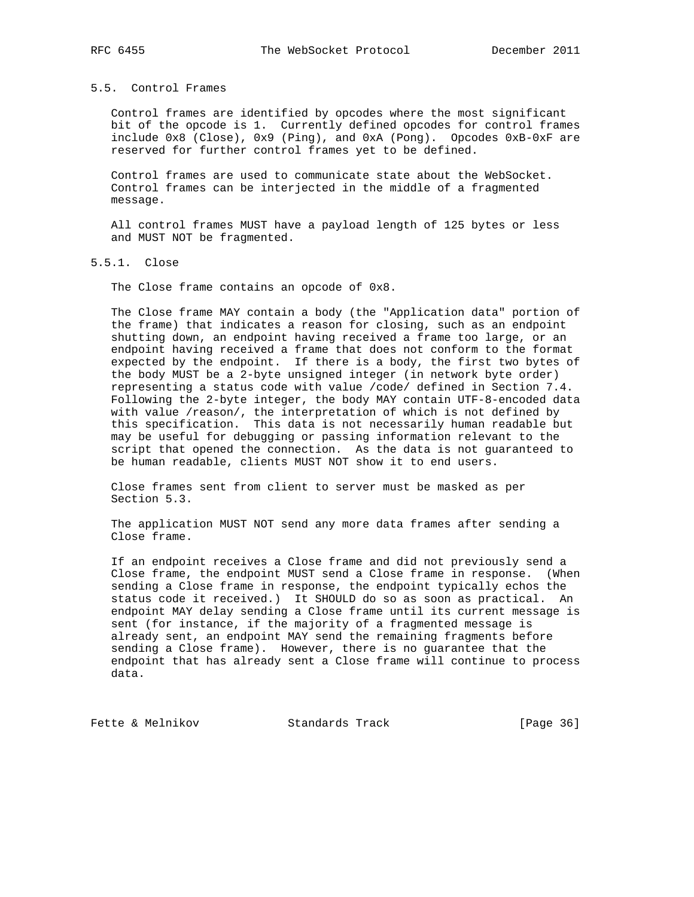### 5.5. Control Frames

Control frames are identified by opcodes where the most significant bit of the opcode is 1. Currently defined opcodes for control frames include 0x8 (Close), 0x9 (Ping), and 0xA (Pong). Opcodes 0xB-0xF are reserved for further control frames yet to be defined.

Control frames are used to communicate state about the WebSocket. Control frames can be interjected in the middle of a fragmented message.

All control frames MUST have a payload length of 125 bytes or less and MUST NOT be fragmented.

#### 5.5.1. Close

The Close frame contains an opcode of 0x8.

The Close frame MAY contain a body (the "Application data" portion of the frame) that indicates a reason for closing, such as an endpoint shutting down, an endpoint having received a frame too large, or an endpoint having received a frame that does not conform to the format expected by the endpoint. If there is a body, the first two bytes of the body MUST be a 2-byte unsigned integer (in network byte order) representing a status code with value /code/ defined in Section 7.4. Following the 2-byte integer, the body MAY contain UTF-8-encoded data with value /reason/, the interpretation of which is not defined by this specification. This data is not necessarily human readable but may be useful for debugging or passing information relevant to the script that opened the connection. As the data is not guaranteed to be human readable, clients MUST NOT show it to end users.

Close frames sent from client to server must be masked as per Section 5.3.

The application MUST NOT send any more data frames after sending a Close frame.

If an endpoint receives a Close frame and did not previously send a Close frame, the endpoint MUST send a Close frame in response. (When sending a Close frame in response, the endpoint typically echos the status code it received.) It SHOULD do so as soon as practical. An endpoint MAY delay sending a Close frame until its current message is sent (for instance, if the majority of a fragmented message is already sent, an endpoint MAY send the remaining fragments before sending a Close frame). However, there is no guarantee that the endpoint that has already sent a Close frame will continue to process data.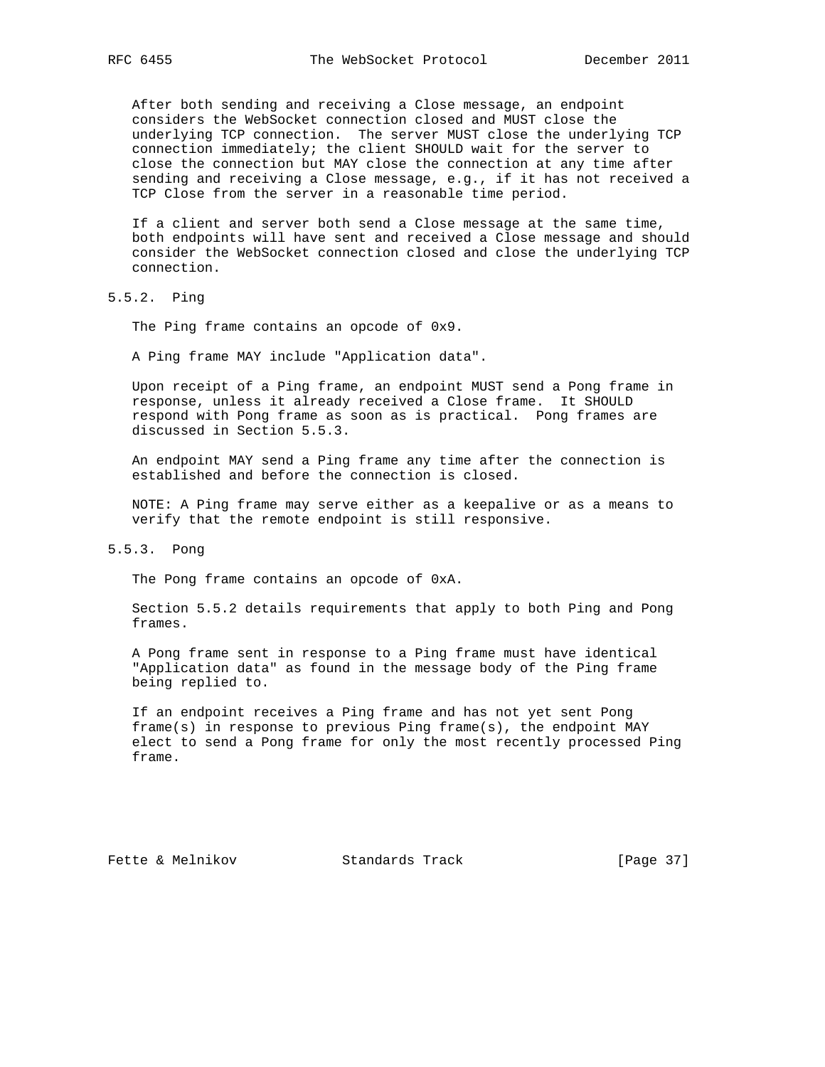After both sending and receiving a Close message, an endpoint considers the WebSocket connection closed and MUST close the underlying TCP connection. The server MUST close the underlying TCP connection immediately; the client SHOULD wait for the server to close the connection but MAY close the connection at any time after sending and receiving a Close message, e.g., if it has not received a TCP Close from the server in a reasonable time period.

If a client and server both send a Close message at the same time, both endpoints will have sent and received a Close message and should consider the WebSocket connection closed and close the underlying TCP connection.

### 5.5.2. Ping

The Ping frame contains an opcode of 0x9.

A Ping frame MAY include "Application data".

Upon receipt of a Ping frame, an endpoint MUST send a Pong frame in response, unless it already received a Close frame. It SHOULD respond with Pong frame as soon as is practical. Pong frames are discussed in Section 5.5.3.

An endpoint MAY send a Ping frame any time after the connection is established and before the connection is closed.

NOTE: A Ping frame may serve either as a keepalive or as a means to verify that the remote endpoint is still responsive.

### 5.5.3. Pong

The Pong frame contains an opcode of 0xA.

Section 5.5.2 details requirements that apply to both Ping and Pong frames.

A Pong frame sent in response to a Ping frame must have identical "Application data" as found in the message body of the Ping frame being replied to.

If an endpoint receives a Ping frame and has not yet sent Pong frame(s) in response to previous Ping frame(s), the endpoint MAY elect to send a Pong frame for only the most recently processed Ping frame.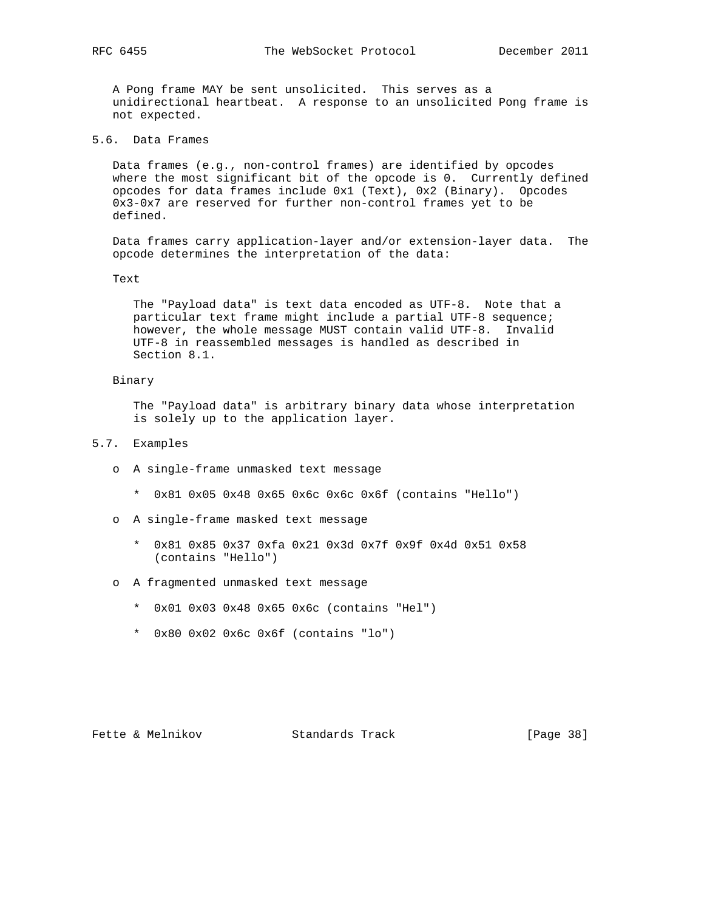A Pong frame MAY be sent unsolicited. This serves as a unidirectional heartbeat. A response to an unsolicited Pong frame is not expected.

## 5.6. Data Frames

Data frames (e.g., non-control frames) are identified by opcodes where the most significant bit of the opcode is 0. Currently defined opcodes for data frames include 0x1 (Text), 0x2 (Binary). Opcodes 0x3-0x7 are reserved for further non-control frames yet to be defined.

Data frames carry application-layer and/or extension-layer data. The opcode determines the interpretation of the data:

Text

> The "Payload data" is text data encoded as UTF-8. Note that a particular text frame might include a partial UTF-8 sequence; however, the whole message MUST contain valid UTF-8. Invalid UTF-8 in reassembled messages is handled as described in Section 8.1.

Binary

> The "Payload data" is arbitrary binary data whose interpretation is solely up to the application layer.

## 5.7. Examples

- A single-frame unmasked text message
  - 0x81 0x05 0x48 0x65 0x6c 0x6c 0x6f (contains "Hello")
- A single-frame masked text message
  - 0x81 0x85 0x37 0xfa 0x21 0x3d 0x7f 0x9f 0x4d 0x51 0x58 (contains "Hello")
- A fragmented unmasked text message
  - 0x01 0x03 0x48 0x65 0x6c (contains "Hel")
  - 0x80 0x02 0x6c 0x6f (contains "lo")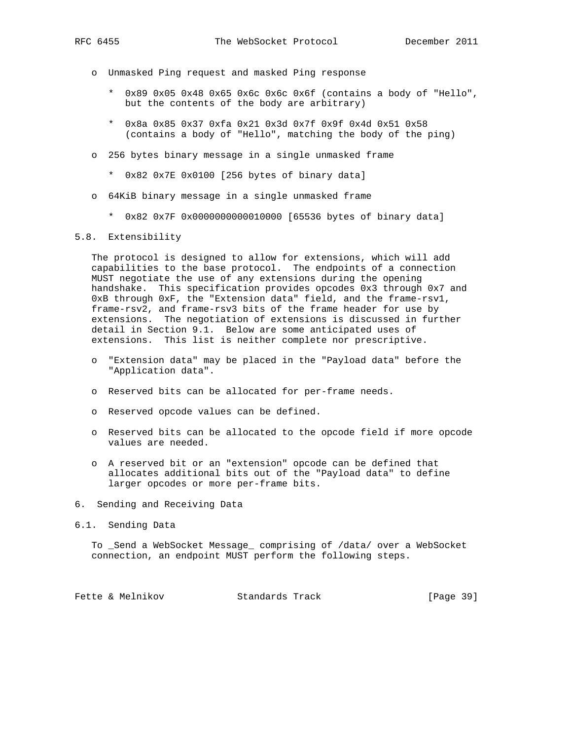- Unmasked Ping request and masked Ping response

  * 0x89 0x05 0x48 0x65 0x6c 0x6c 0x6f (contains a body of "Hello", but the contents of the body are arbitrary)

  * 0x8a 0x85 0x37 0xfa 0x21 0x3d 0x7f 0x9f 0x4d 0x51 0x58 (contains a body of "Hello", matching the body of the ping)

- 256 bytes binary message in a single unmasked frame

  * 0x82 0x7E 0x0100 [256 bytes of binary data]

- 64KiB binary message in a single unmasked frame

  * 0x82 0x7F 0x0000000000010000 [65536 bytes of binary data]

## 5.8. Extensibility

The protocol is designed to allow for extensions, which will add capabilities to the base protocol. The endpoints of a connection MUST negotiate the use of any extensions during the opening handshake. This specification provides opcodes 0x3 through 0x7 and 0xB through 0xF, the "Extension data" field, and the frame-rsv1, frame-rsv2, and frame-rsv3 bits of the frame header for use by extensions. The negotiation of extensions is discussed in further detail in Section 9.1. Below are some anticipated uses of extensions. This list is neither complete nor prescriptive.

- "Extension data" may be placed in the "Payload data" before the "Application data".

- Reserved bits can be allocated for per-frame needs.

- Reserved opcode values can be defined.

- Reserved bits can be allocated to the opcode field if more opcode values are needed.

- A reserved bit or an "extension" opcode can be defined that allocates additional bits out of the "Payload data" to define larger opcodes or more per-frame bits.

# 6. Sending and Receiving Data

## 6.1. Sending Data

To _Send a WebSocket Message_ comprising of /data/ over a WebSocket connection, an endpoint MUST perform the following steps.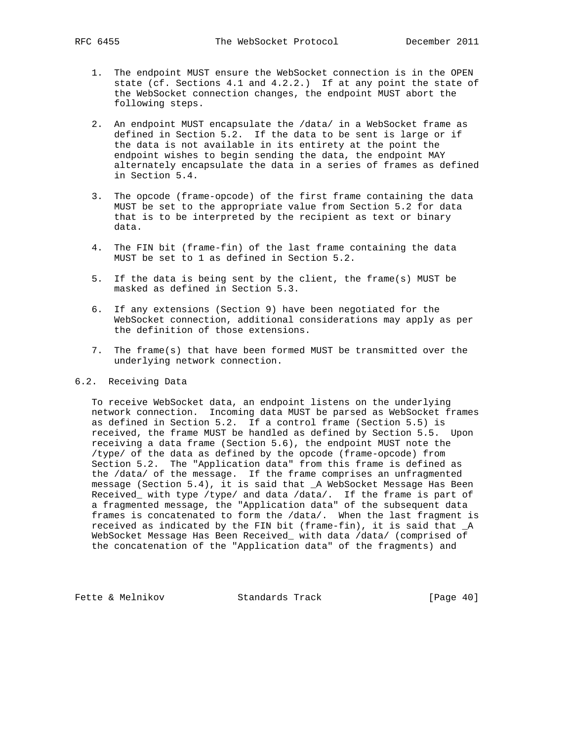1. The endpoint MUST ensure the WebSocket connection is in the OPEN state (cf. Sections 4.1 and 4.2.2.) If at any point the state of the WebSocket connection changes, the endpoint MUST abort the following steps.

2. An endpoint MUST encapsulate the /data/ in a WebSocket frame as defined in Section 5.2. If the data to be sent is large or if the data is not available in its entirety at the point the endpoint wishes to begin sending the data, the endpoint MAY alternately encapsulate the data in a series of frames as defined in Section 5.4.

3. The opcode (frame-opcode) of the first frame containing the data MUST be set to the appropriate value from Section 5.2 for data that is to be interpreted by the recipient as text or binary data.

4. The FIN bit (frame-fin) of the last frame containing the data MUST be set to 1 as defined in Section 5.2.

5. If the data is being sent by the client, the frame(s) MUST be masked as defined in Section 5.3.

6. If any extensions (Section 9) have been negotiated for the WebSocket connection, additional considerations may apply as per the definition of those extensions.

7. The frame(s) that have been formed MUST be transmitted over the underlying network connection.

## 6.2. Receiving Data

To receive WebSocket data, an endpoint listens on the underlying network connection. Incoming data MUST be parsed as WebSocket frames as defined in Section 5.2. If a control frame (Section 5.5) is received, the frame MUST be handled as defined by Section 5.5. Upon receiving a data frame (Section 5.6), the endpoint MUST note the /type/ of the data as defined by the opcode (frame-opcode) from Section 5.2. The "Application data" from this frame is defined as the /data/ of the message. If the frame comprises an unfragmented message (Section 5.4), it is said that _A WebSocket Message Has Been Received_ with type /type/ and data /data/. If the frame is part of a fragmented message, the "Application data" of the subsequent data frames is concatenated to form the /data/. When the last fragment is received as indicated by the FIN bit (frame-fin), it is said that _A WebSocket Message Has Been Received_ with data /data/ (comprised of the concatenation of the "Application data" of the fragments) and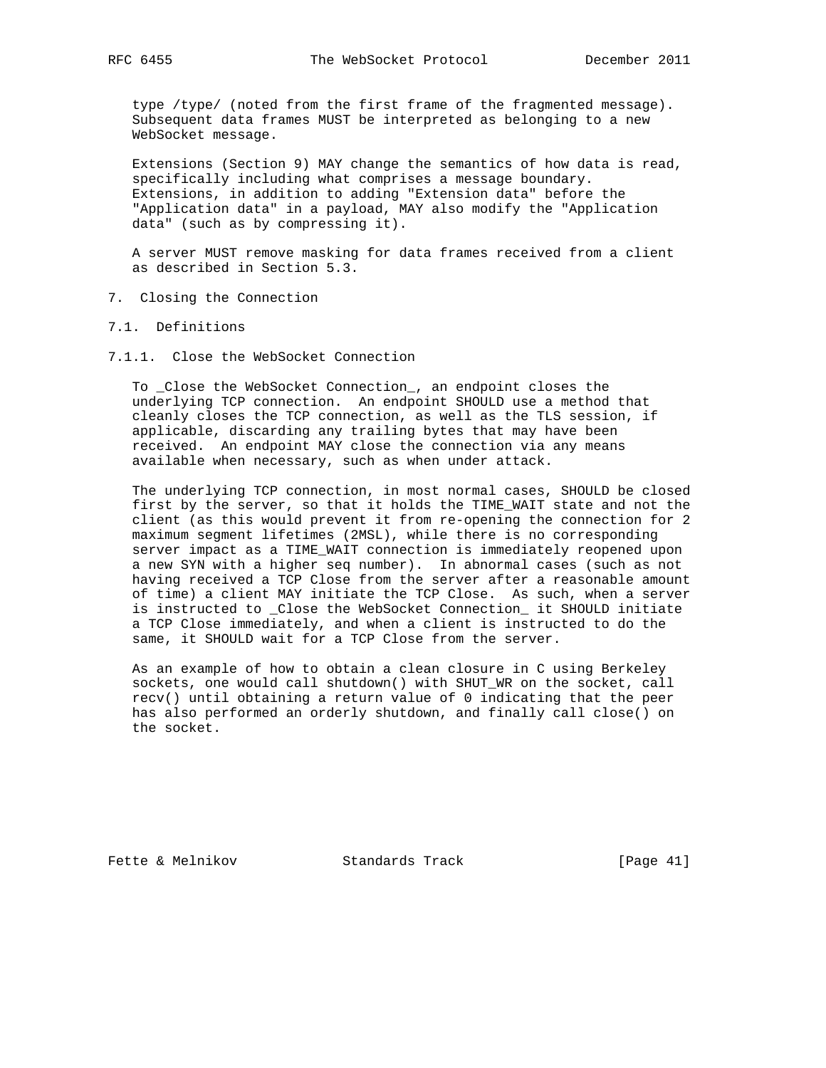type /type/ (noted from the first frame of the fragmented message). Subsequent data frames MUST be interpreted as belonging to a new WebSocket message.

Extensions (Section 9) MAY change the semantics of how data is read, specifically including what comprises a message boundary. Extensions, in addition to adding "Extension data" before the "Application data" in a payload, MAY also modify the "Application data" (such as by compressing it).

A server MUST remove masking for data frames received from a client as described in Section 5.3.

# 7. Closing the Connection

## 7.1. Definitions

### 7.1.1. Close the WebSocket Connection

To _Close the WebSocket Connection_, an endpoint closes the underlying TCP connection. An endpoint SHOULD use a method that cleanly closes the TCP connection, as well as the TLS session, if applicable, discarding any trailing bytes that may have been received. An endpoint MAY close the connection via any means available when necessary, such as when under attack.

The underlying TCP connection, in most normal cases, SHOULD be closed first by the server, so that it holds the TIME_WAIT state and not the client (as this would prevent it from re-opening the connection for 2 maximum segment lifetimes (2MSL), while there is no corresponding server impact as a TIME_WAIT connection is immediately reopened upon a new SYN with a higher seq number). In abnormal cases (such as not having received a TCP Close from the server after a reasonable amount of time) a client MAY initiate the TCP Close. As such, when a server is instructed to _Close the WebSocket Connection_ it SHOULD initiate a TCP Close immediately, and when a client is instructed to do the same, it SHOULD wait for a TCP Close from the server.

As an example of how to obtain a clean closure in C using Berkeley sockets, one would call shutdown() with SHUT_WR on the socket, call recv() until obtaining a return value of 0 indicating that the peer has also performed an orderly shutdown, and finally call close() on the socket.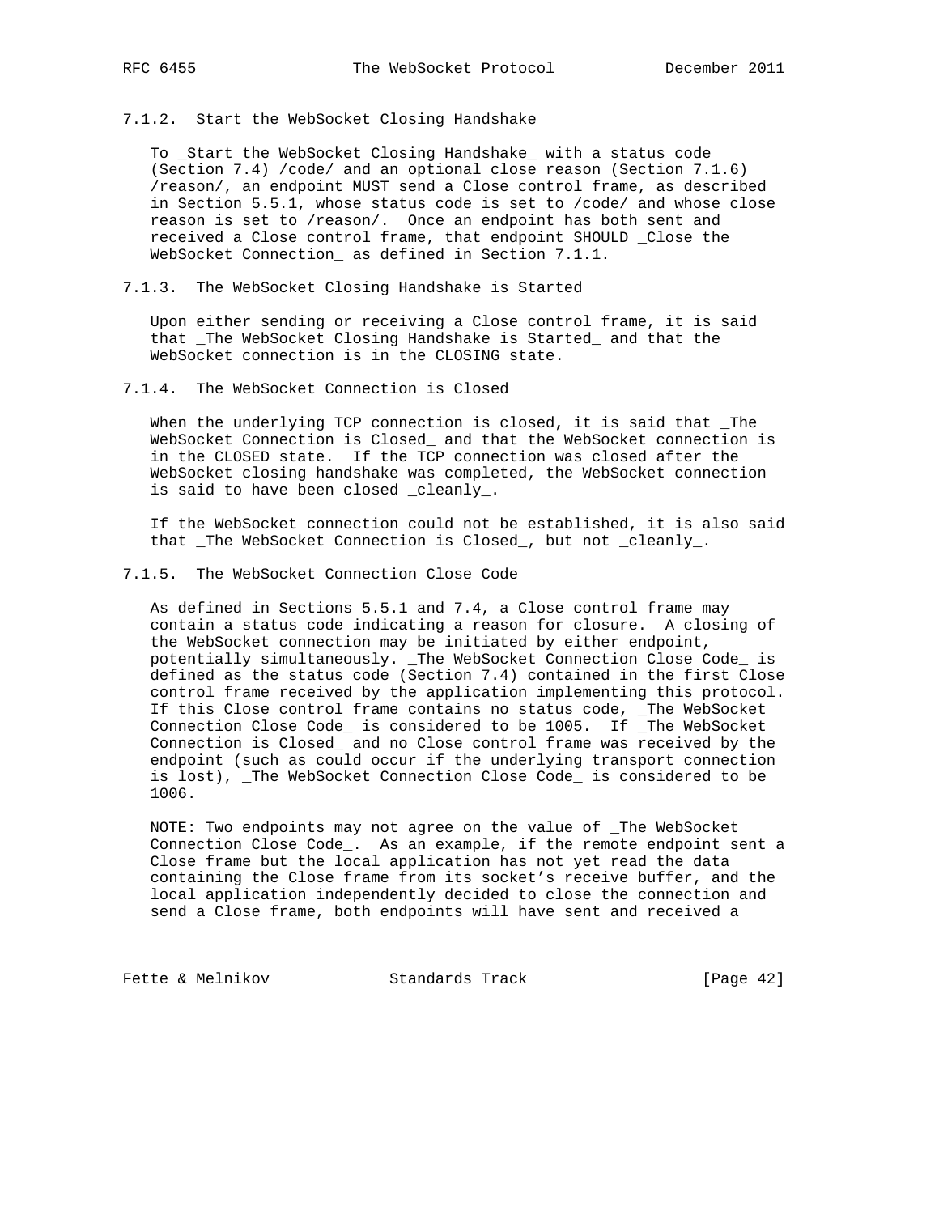### 7.1.2. Start the WebSocket Closing Handshake

To _Start the WebSocket Closing Handshake_ with a status code (Section 7.4) /code/ and an optional close reason (Section 7.1.6) /reason/, an endpoint MUST send a Close control frame, as described in Section 5.5.1, whose status code is set to /code/ and whose close reason is set to /reason/. Once an endpoint has both sent and received a Close control frame, that endpoint SHOULD _Close the WebSocket Connection_ as defined in Section 7.1.1.

### 7.1.3. The WebSocket Closing Handshake is Started

Upon either sending or receiving a Close control frame, it is said that _The WebSocket Closing Handshake is Started_ and that the WebSocket connection is in the CLOSING state.

### 7.1.4. The WebSocket Connection is Closed

When the underlying TCP connection is closed, it is said that _The WebSocket Connection is Closed_ and that the WebSocket connection is in the CLOSED state. If the TCP connection was closed after the WebSocket closing handshake was completed, the WebSocket connection is said to have been closed _cleanly_.

If the WebSocket connection could not be established, it is also said that _The WebSocket Connection is Closed_, but not _cleanly_.

### 7.1.5. The WebSocket Connection Close Code

As defined in Sections 5.5.1 and 7.4, a Close control frame may contain a status code indicating a reason for closure. A closing of the WebSocket connection may be initiated by either endpoint, potentially simultaneously. _The WebSocket Connection Close Code_ is defined as the status code (Section 7.4) contained in the first Close control frame received by the application implementing this protocol. If this Close control frame contains no status code, _The WebSocket Connection Close Code_ is considered to be 1005. If _The WebSocket Connection is Closed_ and no Close control frame was received by the endpoint (such as could occur if the underlying transport connection is lost), _The WebSocket Connection Close Code_ is considered to be 1006.

NOTE: Two endpoints may not agree on the value of _The WebSocket Connection Close Code_. As an example, if the remote endpoint sent a Close frame but the local application has not yet read the data containing the Close frame from its socket's receive buffer, and the local application independently decided to close the connection and send a Close frame, both endpoints will have sent and received a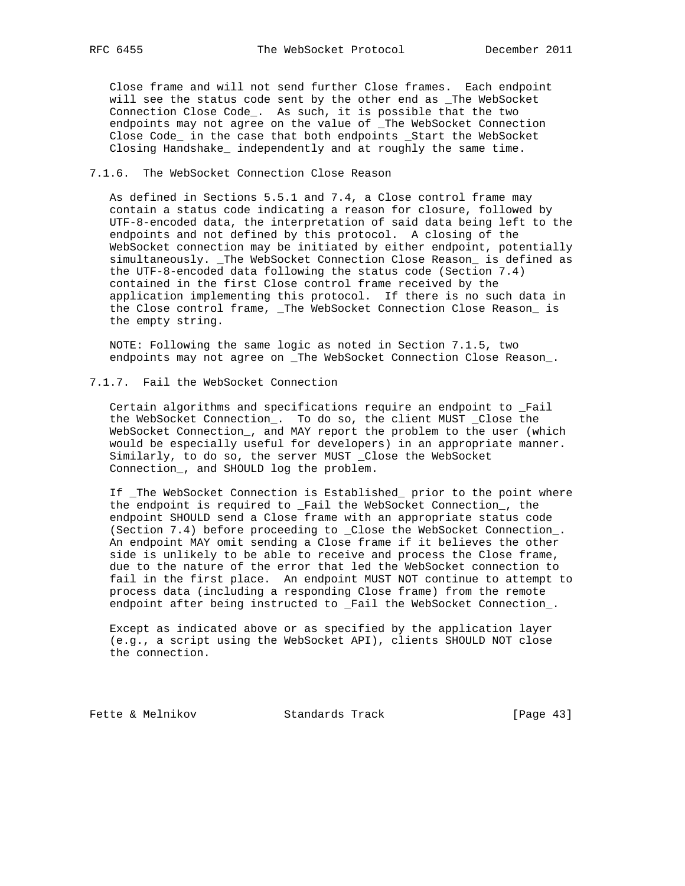Close frame and will not send further Close frames. Each endpoint will see the status code sent by the other end as _The WebSocket Connection Close Code_. As such, it is possible that the two endpoints may not agree on the value of _The WebSocket Connection Close Code_ in the case that both endpoints _Start the WebSocket Closing Handshake_ independently and at roughly the same time.

### 7.1.6. The WebSocket Connection Close Reason

As defined in Sections 5.5.1 and 7.4, a Close control frame may contain a status code indicating a reason for closure, followed by UTF-8-encoded data, the interpretation of said data being left to the endpoints and not defined by this protocol. A closing of the WebSocket connection may be initiated by either endpoint, potentially simultaneously. _The WebSocket Connection Close Reason_ is defined as the UTF-8-encoded data following the status code (Section 7.4) contained in the first Close control frame received by the application implementing this protocol. If there is no such data in the Close control frame, _The WebSocket Connection Close Reason_ is the empty string.

NOTE: Following the same logic as noted in Section 7.1.5, two endpoints may not agree on _The WebSocket Connection Close Reason_.

### 7.1.7. Fail the WebSocket Connection

Certain algorithms and specifications require an endpoint to _Fail the WebSocket Connection_. To do so, the client MUST _Close the WebSocket Connection_, and MAY report the problem to the user (which would be especially useful for developers) in an appropriate manner. Similarly, to do so, the server MUST _Close the WebSocket Connection_, and SHOULD log the problem.

If _The WebSocket Connection is Established_ prior to the point where the endpoint is required to _Fail the WebSocket Connection_, the endpoint SHOULD send a Close frame with an appropriate status code (Section 7.4) before proceeding to _Close the WebSocket Connection_. An endpoint MAY omit sending a Close frame if it believes the other side is unlikely to be able to receive and process the Close frame, due to the nature of the error that led the WebSocket connection to fail in the first place. An endpoint MUST NOT continue to attempt to process data (including a responding Close frame) from the remote endpoint after being instructed to _Fail the WebSocket Connection_.

Except as indicated above or as specified by the application layer (e.g., a script using the WebSocket API), clients SHOULD NOT close the connection.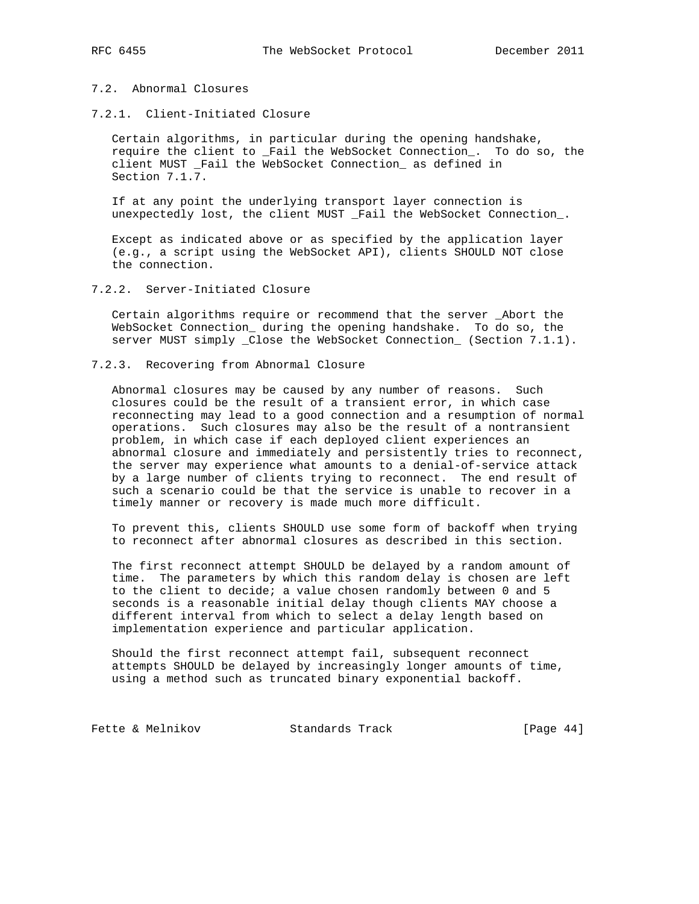### 7.2. Abnormal Closures

#### 7.2.1. Client-Initiated Closure

Certain algorithms, in particular during the opening handshake, require the client to _Fail the WebSocket Connection_. To do so, the client MUST _Fail the WebSocket Connection_ as defined in Section 7.1.7.

If at any point the underlying transport layer connection is unexpectedly lost, the client MUST _Fail the WebSocket Connection_.

Except as indicated above or as specified by the application layer (e.g., a script using the WebSocket API), clients SHOULD NOT close the connection.

#### 7.2.2. Server-Initiated Closure

Certain algorithms require or recommend that the server _Abort the WebSocket Connection_ during the opening handshake. To do so, the server MUST simply _Close the WebSocket Connection_ (Section 7.1.1).

#### 7.2.3. Recovering from Abnormal Closure

Abnormal closures may be caused by any number of reasons. Such closures could be the result of a transient error, in which case reconnecting may lead to a good connection and a resumption of normal operations. Such closures may also be the result of a nontransient problem, in which case if each deployed client experiences an abnormal closure and immediately and persistently tries to reconnect, the server may experience what amounts to a denial-of-service attack by a large number of clients trying to reconnect. The end result of such a scenario could be that the service is unable to recover in a timely manner or recovery is made much more difficult.

To prevent this, clients SHOULD use some form of backoff when trying to reconnect after abnormal closures as described in this section.

The first reconnect attempt SHOULD be delayed by a random amount of time. The parameters by which this random delay is chosen are left to the client to decide; a value chosen randomly between 0 and 5 seconds is a reasonable initial delay though clients MAY choose a different interval from which to select a delay length based on implementation experience and particular application.

Should the first reconnect attempt fail, subsequent reconnect attempts SHOULD be delayed by increasingly longer amounts of time, using a method such as truncated binary exponential backoff.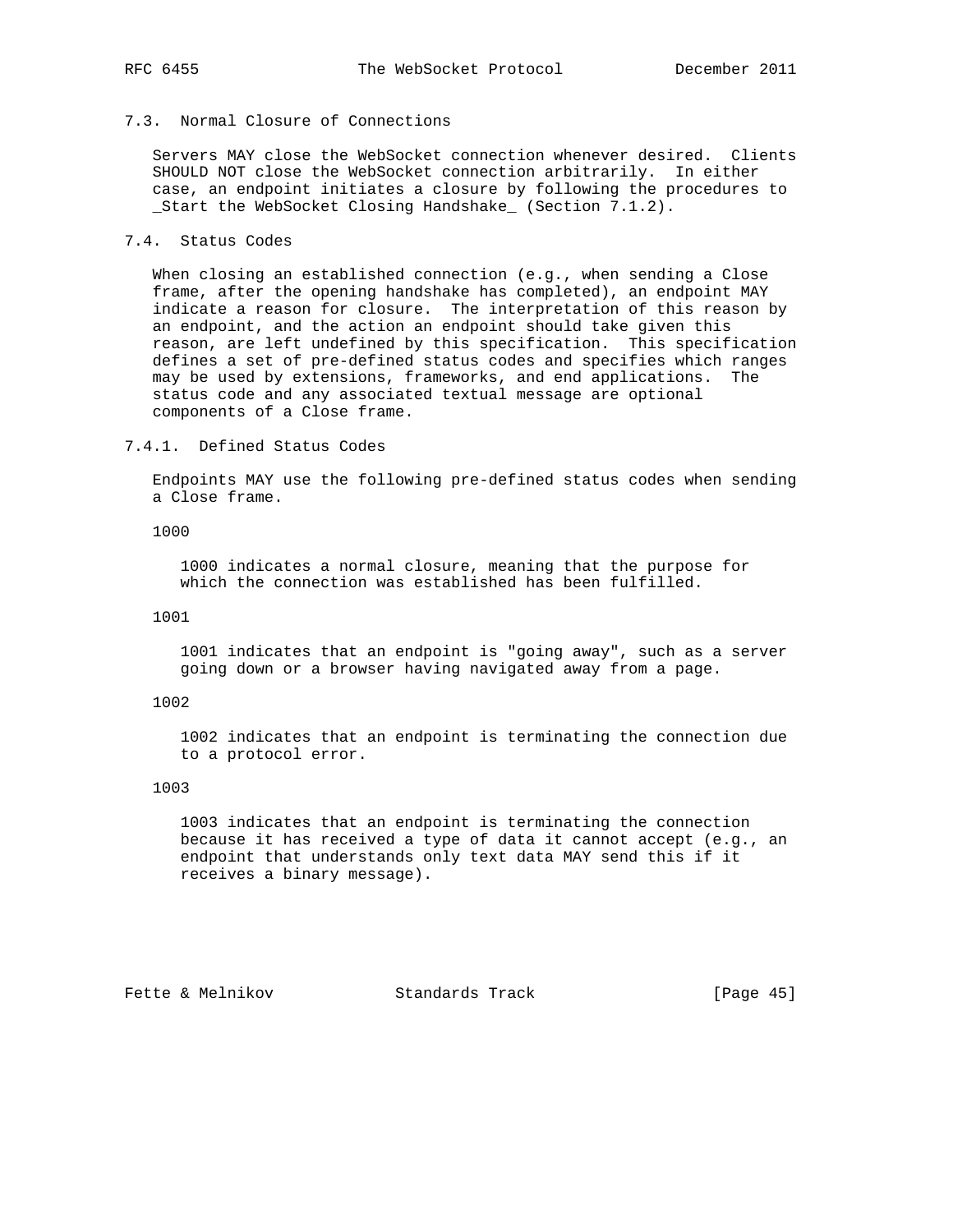### 7.3. Normal Closure of Connections

Servers MAY close the WebSocket connection whenever desired. Clients SHOULD NOT close the WebSocket connection arbitrarily. In either case, an endpoint initiates a closure by following the procedures to _Start the WebSocket Closing Handshake_ (Section 7.1.2).

### 7.4. Status Codes

When closing an established connection (e.g., when sending a Close frame, after the opening handshake has completed), an endpoint MAY indicate a reason for closure. The interpretation of this reason by an endpoint, and the action an endpoint should take given this reason, are left undefined by this specification. This specification defines a set of pre-defined status codes and specifies which ranges may be used by extensions, frameworks, and end applications. The status code and any associated textual message are optional components of a Close frame.

#### 7.4.1. Defined Status Codes

Endpoints MAY use the following pre-defined status codes when sending a Close frame.

1000

1000 indicates a normal closure, meaning that the purpose for which the connection was established has been fulfilled.

1001

1001 indicates that an endpoint is "going away", such as a server going down or a browser having navigated away from a page.

1002

1002 indicates that an endpoint is terminating the connection due to a protocol error.

1003

1003 indicates that an endpoint is terminating the connection because it has received a type of data it cannot accept (e.g., an endpoint that understands only text data MAY send this if it receives a binary message).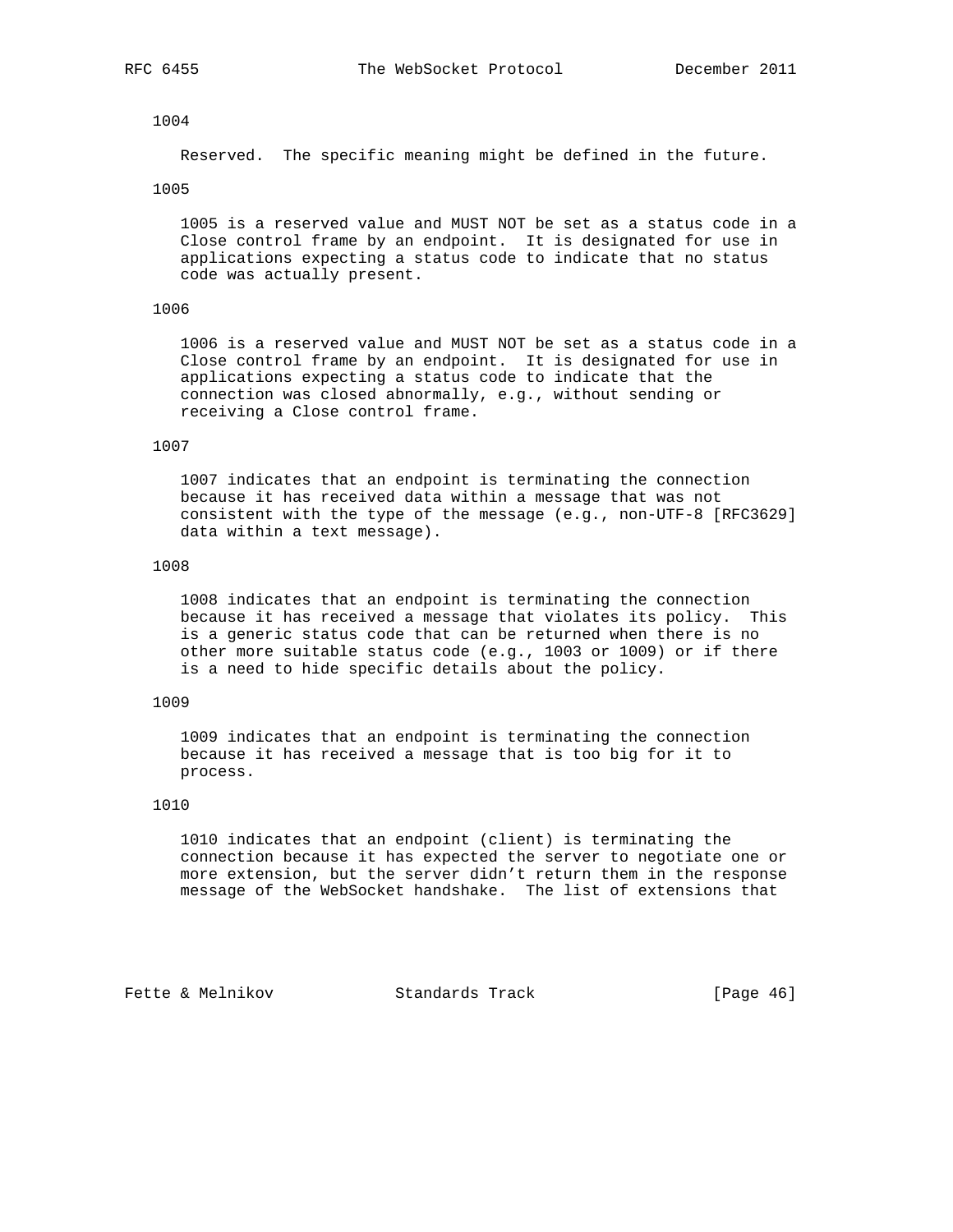1004

Reserved. The specific meaning might be defined in the future.

1005

1005 is a reserved value and MUST NOT be set as a status code in a Close control frame by an endpoint. It is designated for use in applications expecting a status code to indicate that no status code was actually present.

1006

1006 is a reserved value and MUST NOT be set as a status code in a Close control frame by an endpoint. It is designated for use in applications expecting a status code to indicate that the connection was closed abnormally, e.g., without sending or receiving a Close control frame.

1007

1007 indicates that an endpoint is terminating the connection because it has received data within a message that was not consistent with the type of the message (e.g., non-UTF-8 [RFC3629] data within a text message).

1008

1008 indicates that an endpoint is terminating the connection because it has received a message that violates its policy. This is a generic status code that can be returned when there is no other more suitable status code (e.g., 1003 or 1009) or if there is a need to hide specific details about the policy.

1009

1009 indicates that an endpoint is terminating the connection because it has received a message that is too big for it to process.

1010

1010 indicates that an endpoint (client) is terminating the connection because it has expected the server to negotiate one or more extension, but the server didn't return them in the response message of the WebSocket handshake. The list of extensions that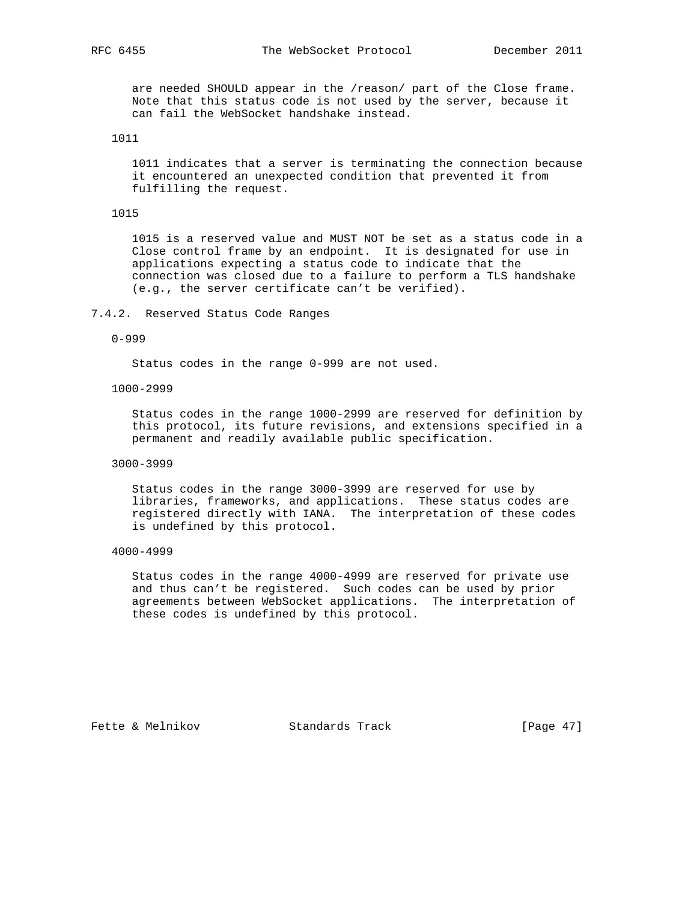are needed SHOULD appear in the /reason/ part of the Close frame. Note that this status code is not used by the server, because it can fail the WebSocket handshake instead.

1011

1011 indicates that a server is terminating the connection because it encountered an unexpected condition that prevented it from fulfilling the request.

1015

1015 is a reserved value and MUST NOT be set as a status code in a Close control frame by an endpoint. It is designated for use in applications expecting a status code to indicate that the connection was closed due to a failure to perform a TLS handshake (e.g., the server certificate can't be verified).

### 7.4.2. Reserved Status Code Ranges

0-999

Status codes in the range 0-999 are not used.

1000-2999

Status codes in the range 1000-2999 are reserved for definition by this protocol, its future revisions, and extensions specified in a permanent and readily available public specification.

3000-3999

Status codes in the range 3000-3999 are reserved for use by libraries, frameworks, and applications. These status codes are registered directly with IANA. The interpretation of these codes is undefined by this protocol.

4000-4999

Status codes in the range 4000-4999 are reserved for private use and thus can't be registered. Such codes can be used by prior agreements between WebSocket applications. The interpretation of these codes is undefined by this protocol.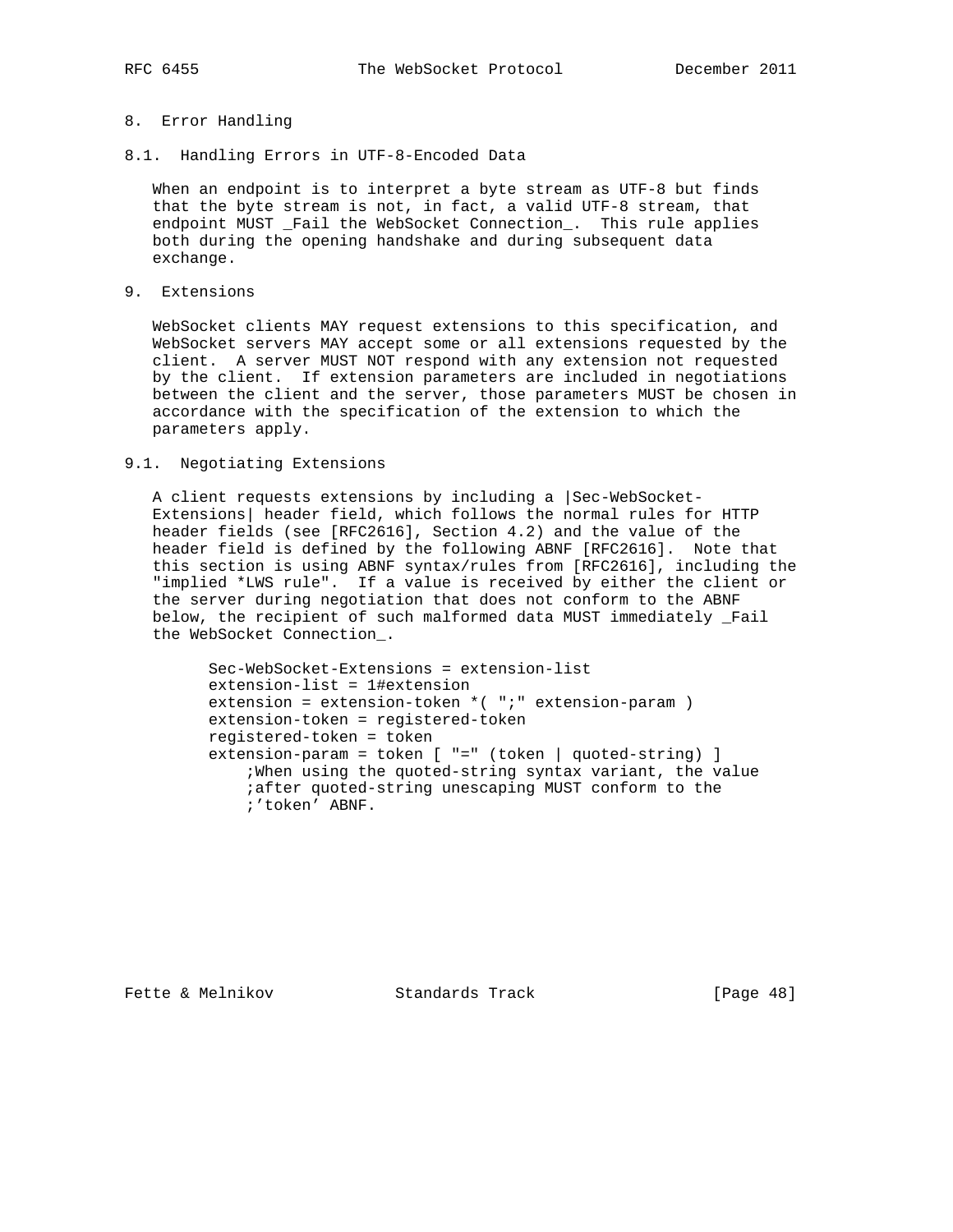# 8. Error Handling

## 8.1. Handling Errors in UTF-8-Encoded Data

When an endpoint is to interpret a byte stream as UTF-8 but finds that the byte stream is not, in fact, a valid UTF-8 stream, that endpoint MUST _Fail the WebSocket Connection_. This rule applies both during the opening handshake and during subsequent data exchange.

# 9. Extensions

WebSocket clients MAY request extensions to this specification, and WebSocket servers MAY accept some or all extensions requested by the client. A server MUST NOT respond with any extension not requested by the client. If extension parameters are included in negotiations between the client and the server, those parameters MUST be chosen in accordance with the specification of the extension to which the parameters apply.

## 9.1. Negotiating Extensions

A client requests extensions by including a |Sec-WebSocket-Extensions| header field, which follows the normal rules for HTTP header fields (see [RFC2616], Section 4.2) and the value of the header field is defined by the following ABNF [RFC2616]. Note that this section is using ABNF syntax/rules from [RFC2616], including the "implied *LWS rule". If a value is received by either the client or the server during negotiation that does not conform to the ABNF below, the recipient of such malformed data MUST immediately _Fail the WebSocket Connection_.

```
Sec-WebSocket-Extensions = extension-list
extension-list = 1#extension
extension = extension-token *( ";" extension-param )
extension-token = registered-token
registered-token = token
extension-param = token [ "=" (token | quoted-string) ]
    ;When using the quoted-string syntax variant, the value
    ;after quoted-string unescaping MUST conform to the
    ;'token' ABNF.
```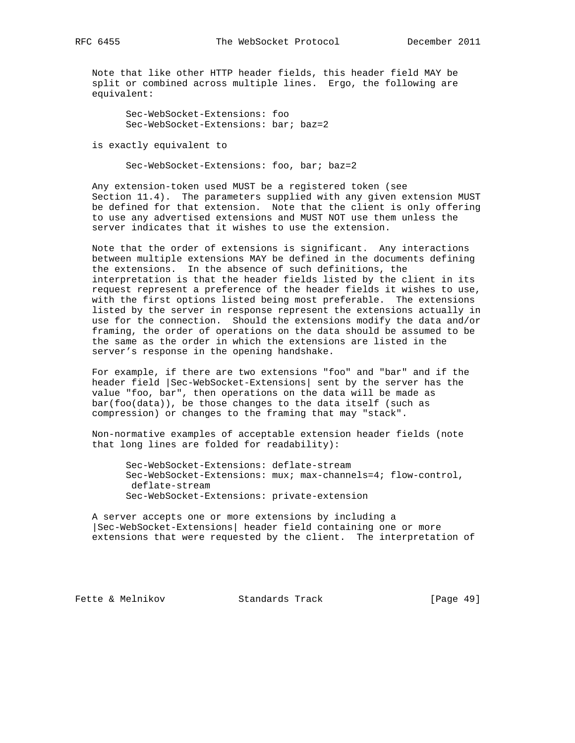Note that like other HTTP header fields, this header field MAY be split or combined across multiple lines. Ergo, the following are equivalent:

```
Sec-WebSocket-Extensions: foo
Sec-WebSocket-Extensions: bar; baz=2
```

is exactly equivalent to

```
Sec-WebSocket-Extensions: foo, bar; baz=2
```

Any extension-token used MUST be a registered token (see Section 11.4). The parameters supplied with any given extension MUST be defined for that extension. Note that the client is only offering to use any advertised extensions and MUST NOT use them unless the server indicates that it wishes to use the extension.

Note that the order of extensions is significant. Any interactions between multiple extensions MAY be defined in the documents defining the extensions. In the absence of such definitions, the interpretation is that the header fields listed by the client in its request represent a preference of the header fields it wishes to use, with the first options listed being most preferable. The extensions listed by the server in response represent the extensions actually in use for the connection. Should the extensions modify the data and/or framing, the order of operations on the data should be assumed to be the same as the order in which the extensions are listed in the server's response in the opening handshake.

For example, if there are two extensions "foo" and "bar" and if the header field |Sec-WebSocket-Extensions| sent by the server has the value "foo, bar", then operations on the data will be made as bar(foo(data)), be those changes to the data itself (such as compression) or changes to the framing that may "stack".

Non-normative examples of acceptable extension header fields (note that long lines are folded for readability):

```
Sec-WebSocket-Extensions: deflate-stream
Sec-WebSocket-Extensions: mux; max-channels=4; flow-control,
 deflate-stream
Sec-WebSocket-Extensions: private-extension
```

A server accepts one or more extensions by including a |Sec-WebSocket-Extensions| header field containing one or more extensions that were requested by the client. The interpretation of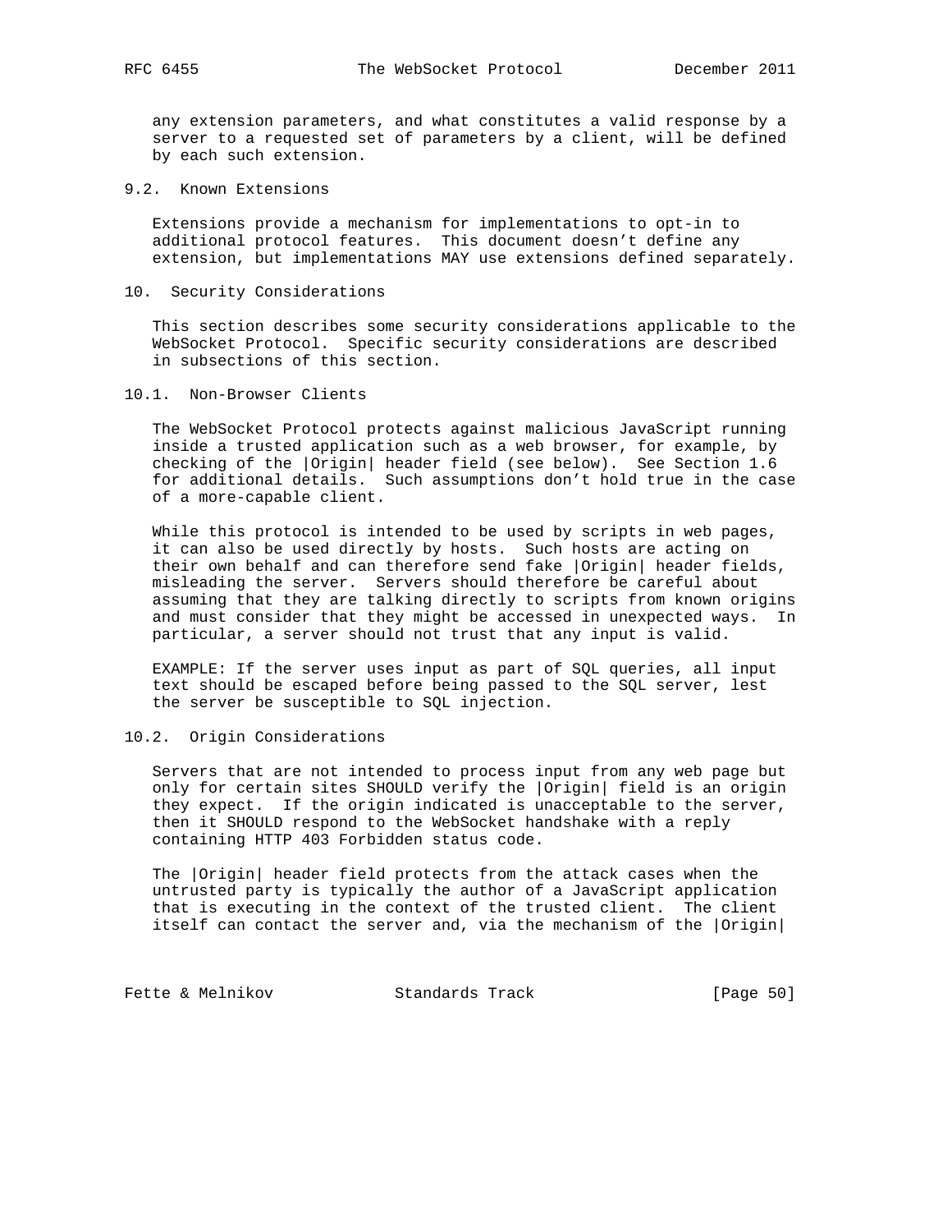any extension parameters, and what constitutes a valid response by a server to a requested set of parameters by a client, will be defined by each such extension.

### 9.2. Known Extensions

Extensions provide a mechanism for implementations to opt-in to additional protocol features. This document doesn't define any extension, but implementations MAY use extensions defined separately.

## 10. Security Considerations

This section describes some security considerations applicable to the WebSocket Protocol. Specific security considerations are described in subsections of this section.

### 10.1. Non-Browser Clients

The WebSocket Protocol protects against malicious JavaScript running inside a trusted application such as a web browser, for example, by checking of the |Origin| header field (see below). See Section 1.6 for additional details. Such assumptions don't hold true in the case of a more-capable client.

While this protocol is intended to be used by scripts in web pages, it can also be used directly by hosts. Such hosts are acting on their own behalf and can therefore send fake |Origin| header fields, misleading the server. Servers should therefore be careful about assuming that they are talking directly to scripts from known origins and must consider that they might be accessed in unexpected ways. In particular, a server should not trust that any input is valid.

EXAMPLE: If the server uses input as part of SQL queries, all input text should be escaped before being passed to the SQL server, lest the server be susceptible to SQL injection.

### 10.2. Origin Considerations

Servers that are not intended to process input from any web page but only for certain sites SHOULD verify the |Origin| field is an origin they expect. If the origin indicated is unacceptable to the server, then it SHOULD respond to the WebSocket handshake with a reply containing HTTP 403 Forbidden status code.

The |Origin| header field protects from the attack cases when the untrusted party is typically the author of a JavaScript application that is executing in the context of the trusted client. The client itself can contact the server and, via the mechanism of the |Origin|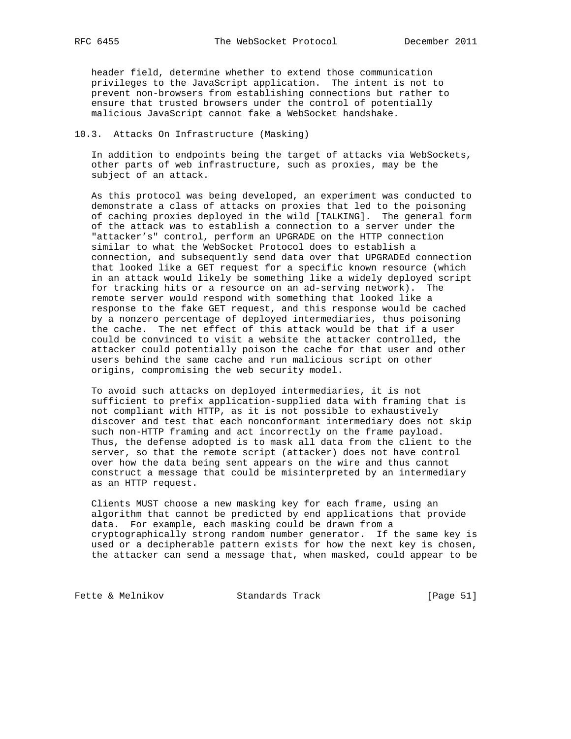header field, determine whether to extend those communication privileges to the JavaScript application. The intent is not to prevent non-browsers from establishing connections but rather to ensure that trusted browsers under the control of potentially malicious JavaScript cannot fake a WebSocket handshake.

## 10.3. Attacks On Infrastructure (Masking)

In addition to endpoints being the target of attacks via WebSockets, other parts of web infrastructure, such as proxies, may be the subject of an attack.

As this protocol was being developed, an experiment was conducted to demonstrate a class of attacks on proxies that led to the poisoning of caching proxies deployed in the wild [TALKING]. The general form of the attack was to establish a connection to a server under the "attacker's" control, perform an UPGRADE on the HTTP connection similar to what the WebSocket Protocol does to establish a connection, and subsequently send data over that UPGRADEd connection that looked like a GET request for a specific known resource (which in an attack would likely be something like a widely deployed script for tracking hits or a resource on an ad-serving network). The remote server would respond with something that looked like a response to the fake GET request, and this response would be cached by a nonzero percentage of deployed intermediaries, thus poisoning the cache. The net effect of this attack would be that if a user could be convinced to visit a website the attacker controlled, the attacker could potentially poison the cache for that user and other users behind the same cache and run malicious script on other origins, compromising the web security model.

To avoid such attacks on deployed intermediaries, it is not sufficient to prefix application-supplied data with framing that is not compliant with HTTP, as it is not possible to exhaustively discover and test that each nonconformant intermediary does not skip such non-HTTP framing and act incorrectly on the frame payload. Thus, the defense adopted is to mask all data from the client to the server, so that the remote script (attacker) does not have control over how the data being sent appears on the wire and thus cannot construct a message that could be misinterpreted by an intermediary as an HTTP request.

Clients MUST choose a new masking key for each frame, using an algorithm that cannot be predicted by end applications that provide data. For example, each masking could be drawn from a cryptographically strong random number generator. If the same key is used or a decipherable pattern exists for how the next key is chosen, the attacker can send a message that, when masked, could appear to be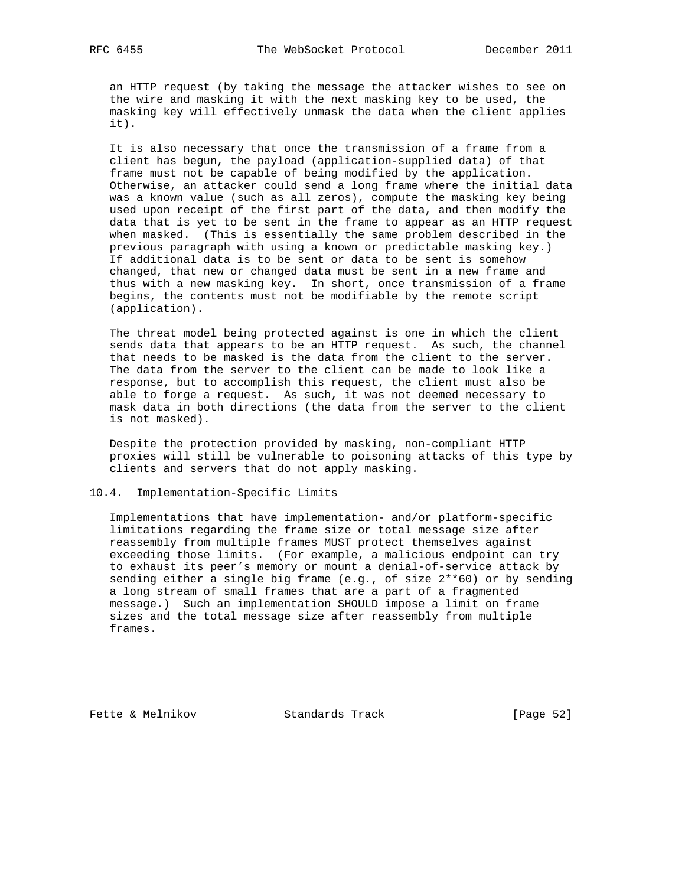an HTTP request (by taking the message the attacker wishes to see on the wire and masking it with the next masking key to be used, the masking key will effectively unmask the data when the client applies it).

It is also necessary that once the transmission of a frame from a client has begun, the payload (application-supplied data) of that frame must not be capable of being modified by the application. Otherwise, an attacker could send a long frame where the initial data was a known value (such as all zeros), compute the masking key being used upon receipt of the first part of the data, and then modify the data that is yet to be sent in the frame to appear as an HTTP request when masked. (This is essentially the same problem described in the previous paragraph with using a known or predictable masking key.) If additional data is to be sent or data to be sent is somehow changed, that new or changed data must be sent in a new frame and thus with a new masking key. In short, once transmission of a frame begins, the contents must not be modifiable by the remote script (application).

The threat model being protected against is one in which the client sends data that appears to be an HTTP request. As such, the channel that needs to be masked is the data from the client to the server. The data from the server to the client can be made to look like a response, but to accomplish this request, the client must also be able to forge a request. As such, it was not deemed necessary to mask data in both directions (the data from the server to the client is not masked).

Despite the protection provided by masking, non-compliant HTTP proxies will still be vulnerable to poisoning attacks of this type by clients and servers that do not apply masking.

## 10.4. Implementation-Specific Limits

Implementations that have implementation- and/or platform-specific limitations regarding the frame size or total message size after reassembly from multiple frames MUST protect themselves against exceeding those limits. (For example, a malicious endpoint can try to exhaust its peer's memory or mount a denial-of-service attack by sending either a single big frame (e.g., of size 2**60) or by sending a long stream of small frames that are a part of a fragmented message.) Such an implementation SHOULD impose a limit on frame sizes and the total message size after reassembly from multiple frames.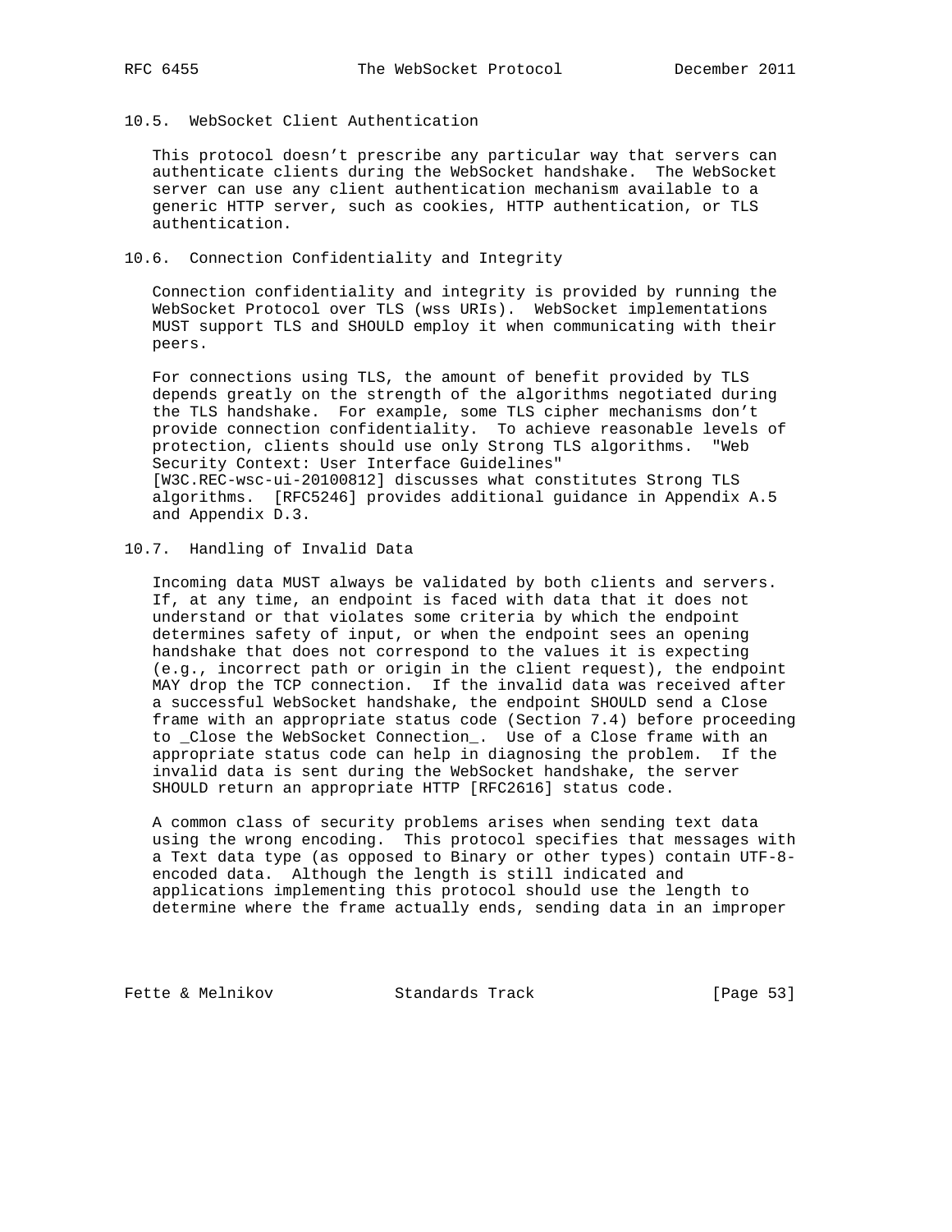### 10.5. WebSocket Client Authentication

This protocol doesn’t prescribe any particular way that servers can authenticate clients during the WebSocket handshake. The WebSocket server can use any client authentication mechanism available to a generic HTTP server, such as cookies, HTTP authentication, or TLS authentication.

### 10.6. Connection Confidentiality and Integrity

Connection confidentiality and integrity is provided by running the WebSocket Protocol over TLS (wss URIs). WebSocket implementations MUST support TLS and SHOULD employ it when communicating with their peers.

For connections using TLS, the amount of benefit provided by TLS depends greatly on the strength of the algorithms negotiated during the TLS handshake. For example, some TLS cipher mechanisms don’t provide connection confidentiality. To achieve reasonable levels of protection, clients should use only Strong TLS algorithms. "Web Security Context: User Interface Guidelines" [W3C.REC-wsc-ui-20100812] discusses what constitutes Strong TLS algorithms. [RFC5246] provides additional guidance in Appendix A.5 and Appendix D.3.

### 10.7. Handling of Invalid Data

Incoming data MUST always be validated by both clients and servers. If, at any time, an endpoint is faced with data that it does not understand or that violates some criteria by which the endpoint determines safety of input, or when the endpoint sees an opening handshake that does not correspond to the values it is expecting (e.g., incorrect path or origin in the client request), the endpoint MAY drop the TCP connection. If the invalid data was received after a successful WebSocket handshake, the endpoint SHOULD send a Close frame with an appropriate status code (Section 7.4) before proceeding to _Close the WebSocket Connection_. Use of a Close frame with an appropriate status code can help in diagnosing the problem. If the invalid data is sent during the WebSocket handshake, the server SHOULD return an appropriate HTTP [RFC2616] status code.

A common class of security problems arises when sending text data using the wrong encoding. This protocol specifies that messages with a Text data type (as opposed to Binary or other types) contain UTF-8-encoded data. Although the length is still indicated and applications implementing this protocol should use the length to determine where the frame actually ends, sending data in an improper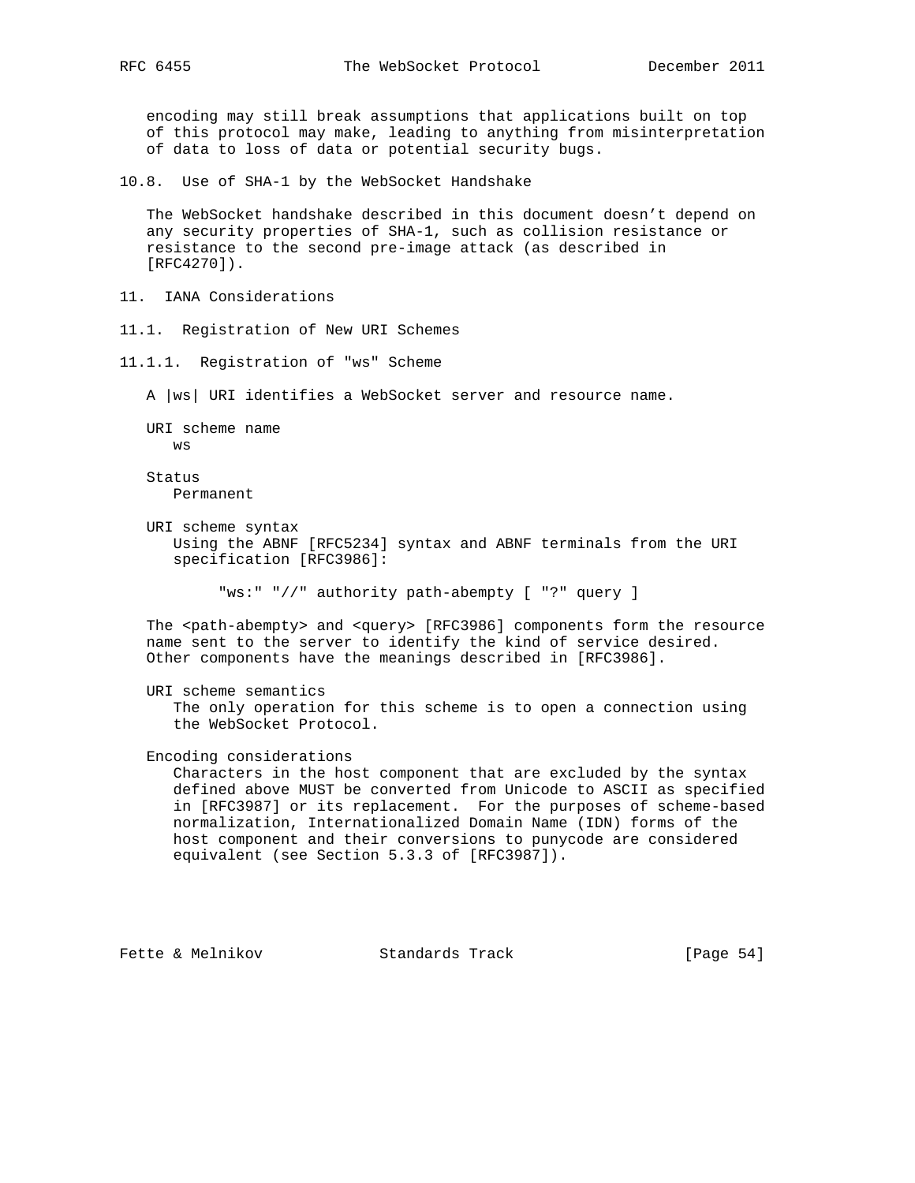encoding may still break assumptions that applications built on top of this protocol may make, leading to anything from misinterpretation of data to loss of data or potential security bugs.

### 10.8. Use of SHA-1 by the WebSocket Handshake

The WebSocket handshake described in this document doesn't depend on any security properties of SHA-1, such as collision resistance or resistance to the second pre-image attack (as described in [RFC4270]).

## 11. IANA Considerations

### 11.1. Registration of New URI Schemes

#### 11.1.1. Registration of "ws" Scheme

A |ws| URI identifies a WebSocket server and resource name.

URI scheme name
   ws

Status
   Permanent

URI scheme syntax
   Using the ABNF [RFC5234] syntax and ABNF terminals from the URI specification [RFC3986]:

```
"ws:" "//" authority path-abempty [ "?" query ]
```

The <path-abempty> and <query> [RFC3986] components form the resource name sent to the server to identify the kind of service desired. Other components have the meanings described in [RFC3986].

URI scheme semantics
   The only operation for this scheme is to open a connection using the WebSocket Protocol.

Encoding considerations
   Characters in the host component that are excluded by the syntax defined above MUST be converted from Unicode to ASCII as specified in [RFC3987] or its replacement. For the purposes of scheme-based normalization, Internationalized Domain Name (IDN) forms of the host component and their conversions to punycode are considered equivalent (see Section 5.3.3 of [RFC3987]).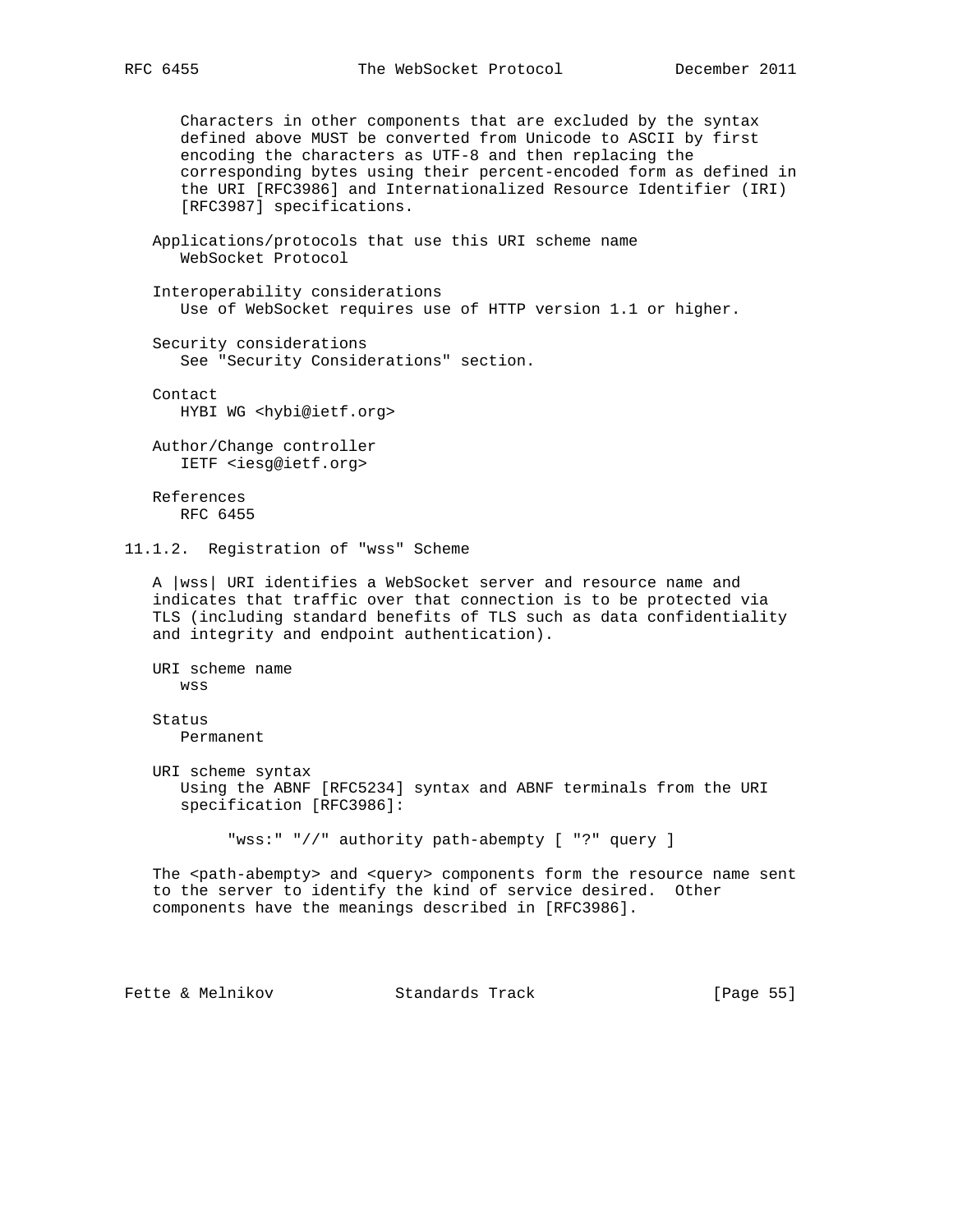Characters in other components that are excluded by the syntax defined above MUST be converted from Unicode to ASCII by first encoding the characters as UTF-8 and then replacing the corresponding bytes using their percent-encoded form as defined in the URI [RFC3986] and Internationalized Resource Identifier (IRI) [RFC3987] specifications.

Applications/protocols that use this URI scheme name
WebSocket Protocol

Interoperability considerations
Use of WebSocket requires use of HTTP version 1.1 or higher.

Security considerations
See "Security Considerations" section.

Contact
HYBI WG <hybi@ietf.org>

Author/Change controller
IETF <iesg@ietf.org>

References
RFC 6455

### 11.1.2. Registration of "wss" Scheme

A |wss| URI identifies a WebSocket server and resource name and indicates that traffic over that connection is to be protected via TLS (including standard benefits of TLS such as data confidentiality and integrity and endpoint authentication).

URI scheme name
wss

Status
Permanent

URI scheme syntax
Using the ABNF [RFC5234] syntax and ABNF terminals from the URI specification [RFC3986]:

```
"wss:" "//" authority path-abempty [ "?" query ]
```

The <path-abempty> and <query> components form the resource name sent to the server to identify the kind of service desired. Other components have the meanings described in [RFC3986].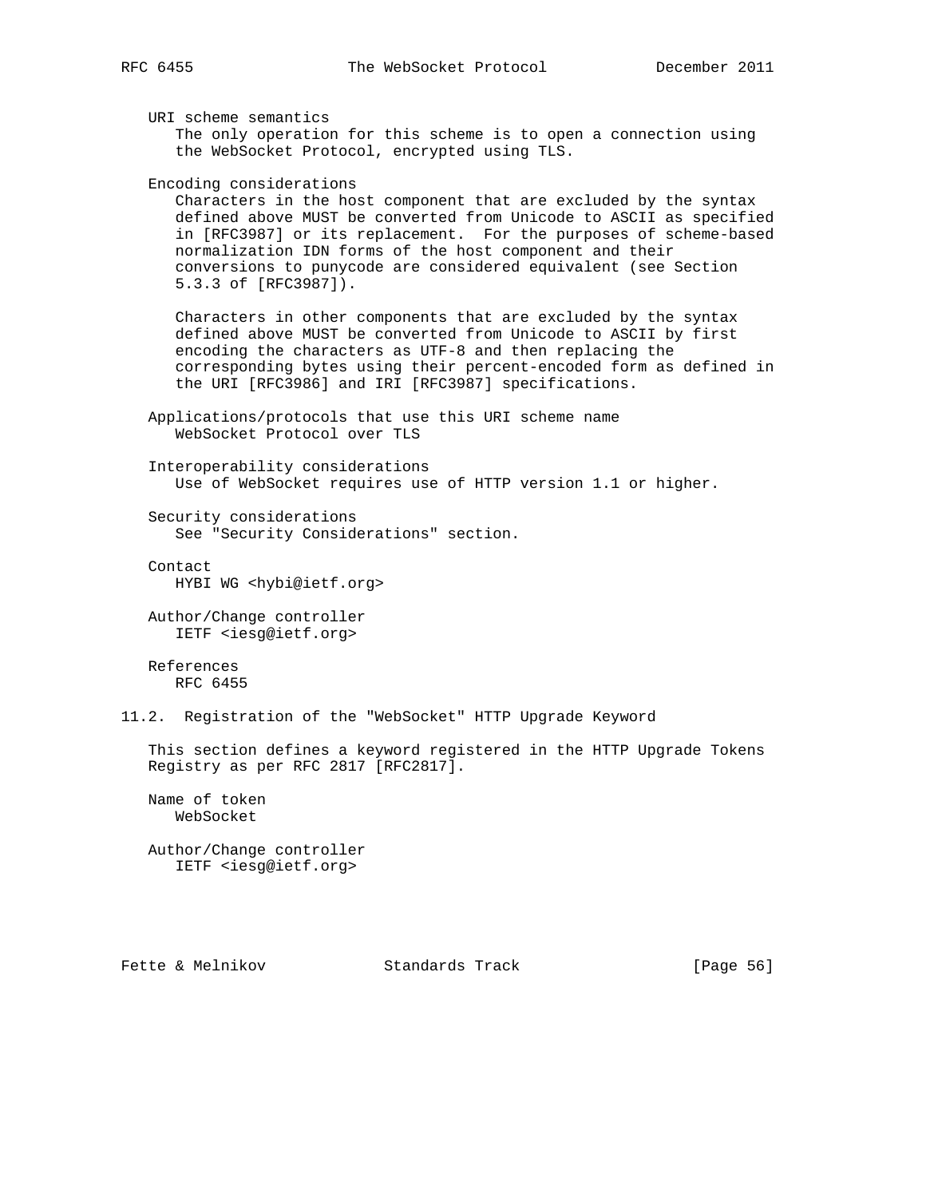URI scheme semantics

The only operation for this scheme is to open a connection using the WebSocket Protocol, encrypted using TLS.

Encoding considerations

Characters in the host component that are excluded by the syntax defined above MUST be converted from Unicode to ASCII as specified in [RFC3987] or its replacement. For the purposes of scheme-based normalization IDN forms of the host component and their conversions to punycode are considered equivalent (see Section 5.3.3 of [RFC3987]).

Characters in other components that are excluded by the syntax defined above MUST be converted from Unicode to ASCII by first encoding the characters as UTF-8 and then replacing the corresponding bytes using their percent-encoded form as defined in the URI [RFC3986] and IRI [RFC3987] specifications.

Applications/protocols that use this URI scheme name

WebSocket Protocol over TLS

Interoperability considerations

Use of WebSocket requires use of HTTP version 1.1 or higher.

Security considerations

See "Security Considerations" section.

Contact

HYBI WG <hybi@ietf.org>

Author/Change controller

IETF <iesg@ietf.org>

References

RFC 6455

## 11.2. Registration of the "WebSocket" HTTP Upgrade Keyword

This section defines a keyword registered in the HTTP Upgrade Tokens Registry as per RFC 2817 [RFC2817].

Name of token

WebSocket

Author/Change controller

IETF <iesg@ietf.org>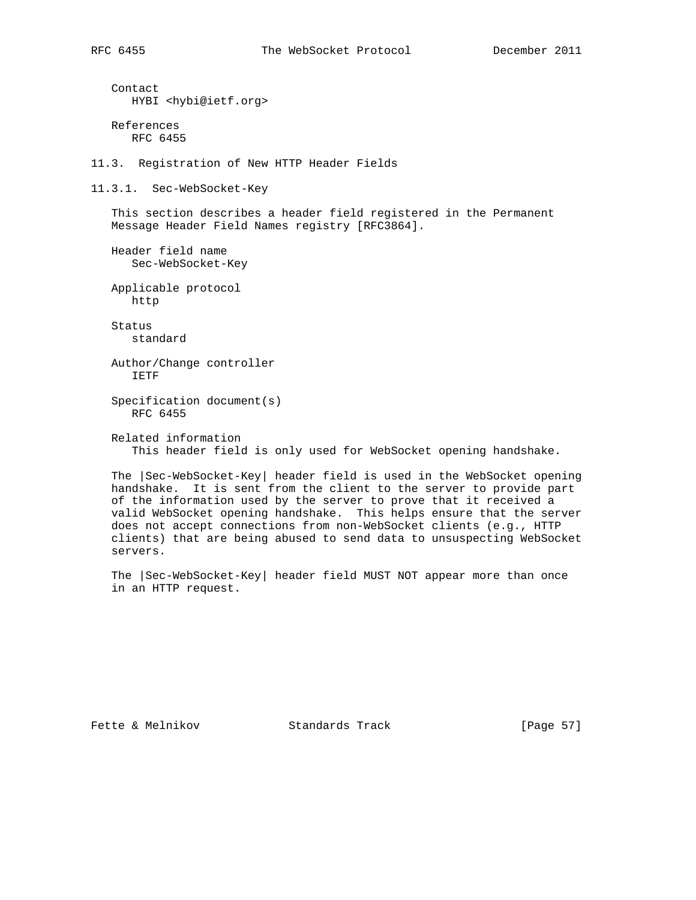Contact
HYBI <hybi@ietf.org>

References
RFC 6455

### 11.3. Registration of New HTTP Header Fields

#### 11.3.1. Sec-WebSocket-Key

This section describes a header field registered in the Permanent Message Header Field Names registry [RFC3864].

Header field name
Sec-WebSocket-Key

Applicable protocol
http

Status
standard

Author/Change controller
IETF

Specification document(s)
RFC 6455

Related information
This header field is only used for WebSocket opening handshake.

The |Sec-WebSocket-Key| header field is used in the WebSocket opening handshake. It is sent from the client to the server to provide part of the information used by the server to prove that it received a valid WebSocket opening handshake. This helps ensure that the server does not accept connections from non-WebSocket clients (e.g., HTTP clients) that are being abused to send data to unsuspecting WebSocket servers.

The |Sec-WebSocket-Key| header field MUST NOT appear more than once in an HTTP request.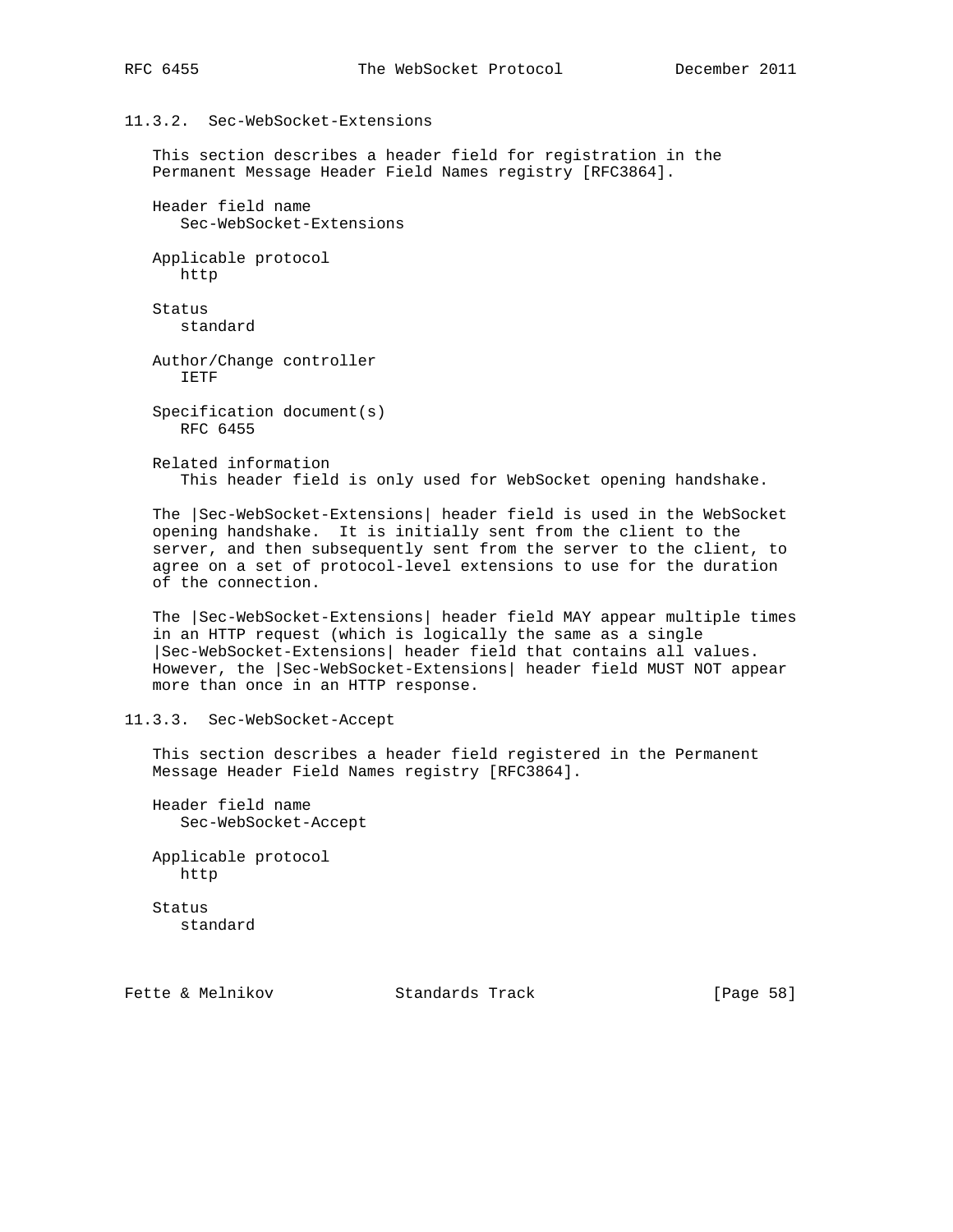### 11.3.2. Sec-WebSocket-Extensions

This section describes a header field for registration in the Permanent Message Header Field Names registry [RFC3864].

Header field name
  Sec-WebSocket-Extensions

Applicable protocol
  http

Status
  standard

Author/Change controller
  IETF

Specification document(s)
  RFC 6455

Related information
  This header field is only used for WebSocket opening handshake.

The |Sec-WebSocket-Extensions| header field is used in the WebSocket opening handshake. It is initially sent from the client to the server, and then subsequently sent from the server to the client, to agree on a set of protocol-level extensions to use for the duration of the connection.

The |Sec-WebSocket-Extensions| header field MAY appear multiple times in an HTTP request (which is logically the same as a single |Sec-WebSocket-Extensions| header field that contains all values. However, the |Sec-WebSocket-Extensions| header field MUST NOT appear more than once in an HTTP response.

### 11.3.3. Sec-WebSocket-Accept

This section describes a header field registered in the Permanent Message Header Field Names registry [RFC3864].

Header field name
  Sec-WebSocket-Accept

Applicable protocol
  http

Status
  standard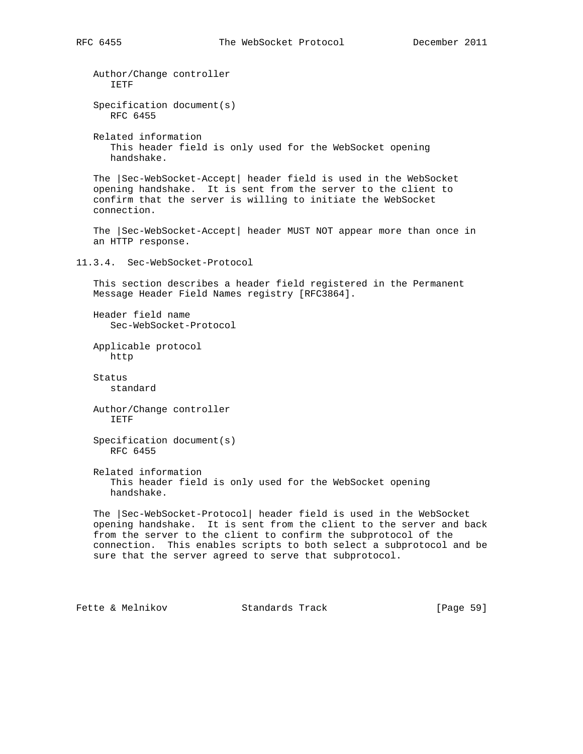Author/Change controller
IETF

Specification document(s)
RFC 6455

Related information
This header field is only used for the WebSocket opening handshake.

The |Sec-WebSocket-Accept| header field is used in the WebSocket opening handshake. It is sent from the server to the client to confirm that the server is willing to initiate the WebSocket connection.

The |Sec-WebSocket-Accept| header MUST NOT appear more than once in an HTTP response.

### 11.3.4. Sec-WebSocket-Protocol

This section describes a header field registered in the Permanent Message Header Field Names registry [RFC3864].

Header field name
Sec-WebSocket-Protocol

Applicable protocol
http

Status
standard

Author/Change controller
IETF

Specification document(s)
RFC 6455

Related information
This header field is only used for the WebSocket opening handshake.

The |Sec-WebSocket-Protocol| header field is used in the WebSocket opening handshake. It is sent from the client to the server and back from the server to the client to confirm the subprotocol of the connection. This enables scripts to both select a subprotocol and be sure that the server agreed to serve that subprotocol.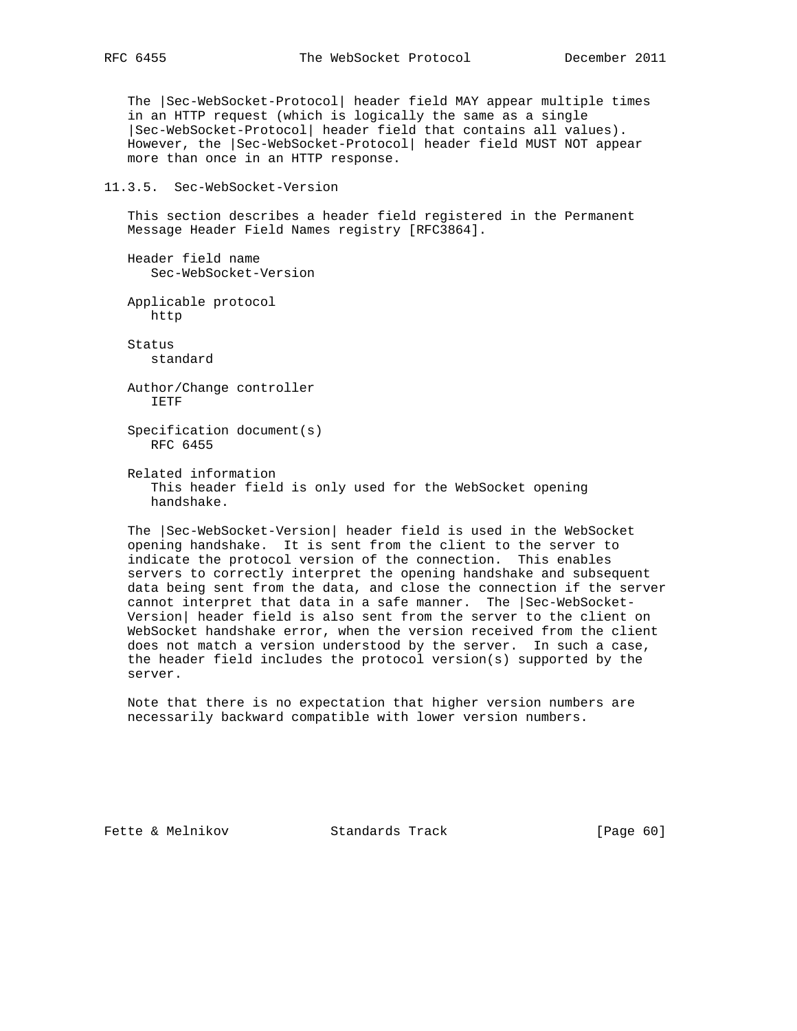The |Sec-WebSocket-Protocol| header field MAY appear multiple times in an HTTP request (which is logically the same as a single |Sec-WebSocket-Protocol| header field that contains all values). However, the |Sec-WebSocket-Protocol| header field MUST NOT appear more than once in an HTTP response.

### 11.3.5. Sec-WebSocket-Version

This section describes a header field registered in the Permanent Message Header Field Names registry [RFC3864].

Header field name
   Sec-WebSocket-Version

Applicable protocol
   http

Status
   standard

Author/Change controller
   IETF

Specification document(s)
   RFC 6455

Related information
   This header field is only used for the WebSocket opening handshake.

The |Sec-WebSocket-Version| header field is used in the WebSocket opening handshake. It is sent from the client to the server to indicate the protocol version of the connection. This enables servers to correctly interpret the opening handshake and subsequent data being sent from the data, and close the connection if the server cannot interpret that data in a safe manner. The |Sec-WebSocket-Version| header field is also sent from the server to the client on WebSocket handshake error, when the version received from the client does not match a version understood by the server. In such a case, the header field includes the protocol version(s) supported by the server.

Note that there is no expectation that higher version numbers are necessarily backward compatible with lower version numbers.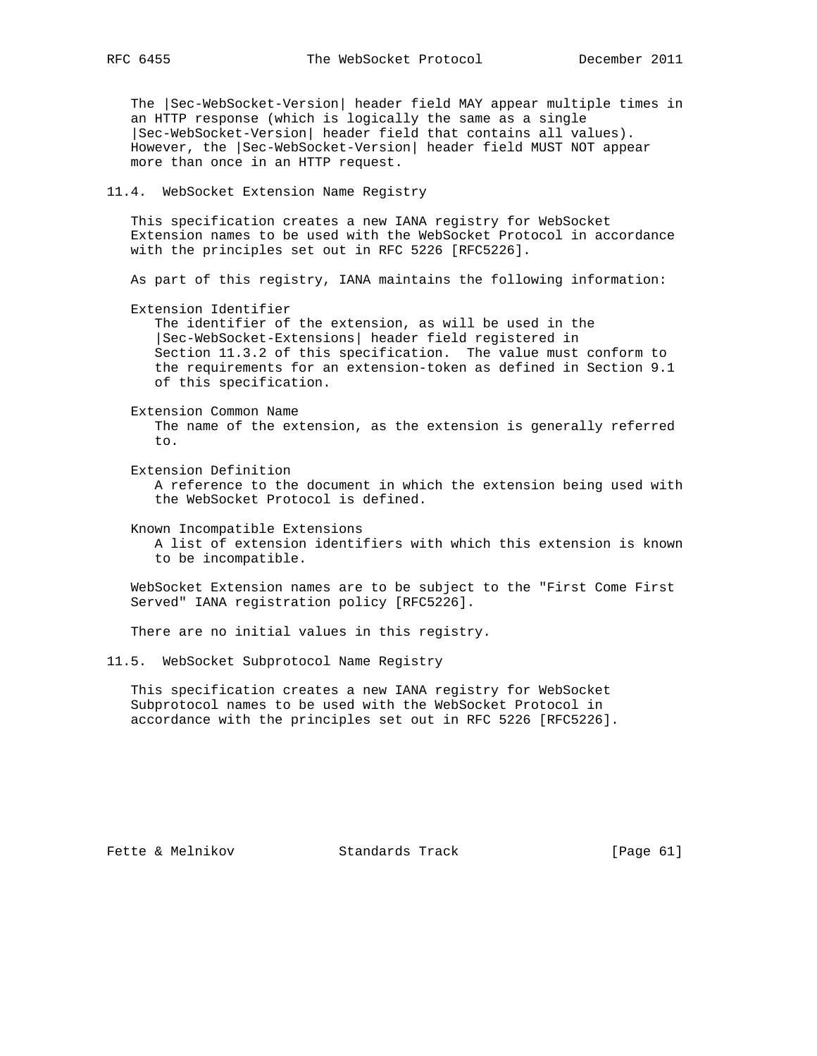The |Sec-WebSocket-Version| header field MAY appear multiple times in an HTTP response (which is logically the same as a single |Sec-WebSocket-Version| header field that contains all values). However, the |Sec-WebSocket-Version| header field MUST NOT appear more than once in an HTTP request.

## 11.4. WebSocket Extension Name Registry

This specification creates a new IANA registry for WebSocket Extension names to be used with the WebSocket Protocol in accordance with the principles set out in RFC 5226 [RFC5226].

As part of this registry, IANA maintains the following information:

Extension Identifier
   The identifier of the extension, as will be used in the |Sec-WebSocket-Extensions| header field registered in Section 11.3.2 of this specification. The value must conform to the requirements for an extension-token as defined in Section 9.1 of this specification.

Extension Common Name
   The name of the extension, as the extension is generally referred to.

Extension Definition
   A reference to the document in which the extension being used with the WebSocket Protocol is defined.

Known Incompatible Extensions
   A list of extension identifiers with which this extension is known to be incompatible.

WebSocket Extension names are to be subject to the "First Come First Served" IANA registration policy [RFC5226].

There are no initial values in this registry.

## 11.5. WebSocket Subprotocol Name Registry

This specification creates a new IANA registry for WebSocket Subprotocol names to be used with the WebSocket Protocol in accordance with the principles set out in RFC 5226 [RFC5226].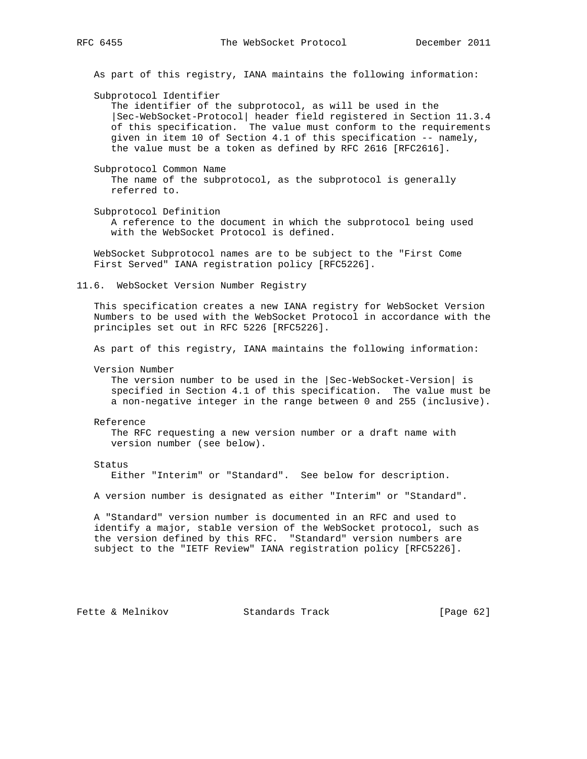As part of this registry, IANA maintains the following information:

Subprotocol Identifier
The identifier of the subprotocol, as will be used in the |Sec-WebSocket-Protocol| header field registered in Section 11.3.4 of this specification. The value must conform to the requirements given in item 10 of Section 4.1 of this specification -- namely, the value must be a token as defined by RFC 2616 [RFC2616].

Subprotocol Common Name
The name of the subprotocol, as the subprotocol is generally referred to.

Subprotocol Definition
A reference to the document in which the subprotocol being used with the WebSocket Protocol is defined.

WebSocket Subprotocol names are to be subject to the "First Come First Served" IANA registration policy [RFC5226].

## 11.6. WebSocket Version Number Registry

This specification creates a new IANA registry for WebSocket Version Numbers to be used with the WebSocket Protocol in accordance with the principles set out in RFC 5226 [RFC5226].

As part of this registry, IANA maintains the following information:

Version Number
The version number to be used in the |Sec-WebSocket-Version| is specified in Section 4.1 of this specification. The value must be a non-negative integer in the range between 0 and 255 (inclusive).

Reference
The RFC requesting a new version number or a draft name with version number (see below).

Status
Either "Interim" or "Standard". See below for description.

A version number is designated as either "Interim" or "Standard".

A "Standard" version number is documented in an RFC and used to identify a major, stable version of the WebSocket protocol, such as the version defined by this RFC. "Standard" version numbers are subject to the "IETF Review" IANA registration policy [RFC5226].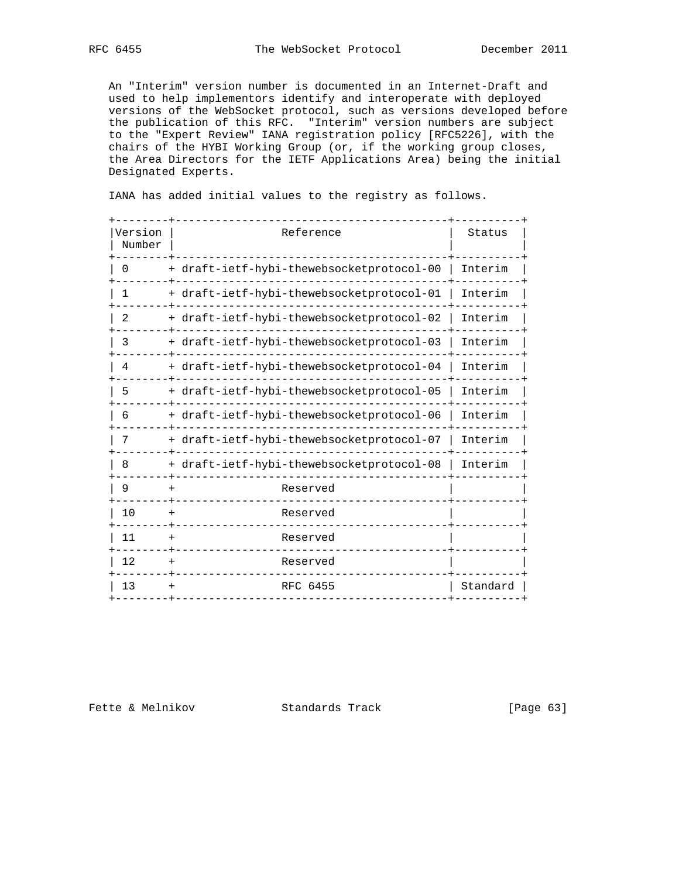An "Interim" version number is documented in an Internet-Draft and used to help implementors identify and interoperate with deployed versions of the WebSocket protocol, such as versions developed before the publication of this RFC. "Interim" version numbers are subject to the "Expert Review" IANA registration policy [RFC5226], with the chairs of the HYBI Working Group (or, if the working group closes, the Area Directors for the IETF Applications Area) being the initial Designated Experts.

IANA has added initial values to the registry as follows.

| Version Number | Reference | Status |
|---|---|---|
| 0 | + draft-ietf-hybi-thewebsocketprotocol-00 | Interim |
| 1 | + draft-ietf-hybi-thewebsocketprotocol-01 | Interim |
| 2 | + draft-ietf-hybi-thewebsocketprotocol-02 | Interim |
| 3 | + draft-ietf-hybi-thewebsocketprotocol-03 | Interim |
| 4 | + draft-ietf-hybi-thewebsocketprotocol-04 | Interim |
| 5 | + draft-ietf-hybi-thewebsocketprotocol-05 | Interim |
| 6 | + draft-ietf-hybi-thewebsocketprotocol-06 | Interim |
| 7 | + draft-ietf-hybi-thewebsocketprotocol-07 | Interim |
| 8 | + draft-ietf-hybi-thewebsocketprotocol-08 | Interim |
| 9 | + Reserved | |
| 10 | + Reserved | |
| 11 | + Reserved | |
| 12 | + Reserved | |
| 13 | + RFC 6455 | Standard |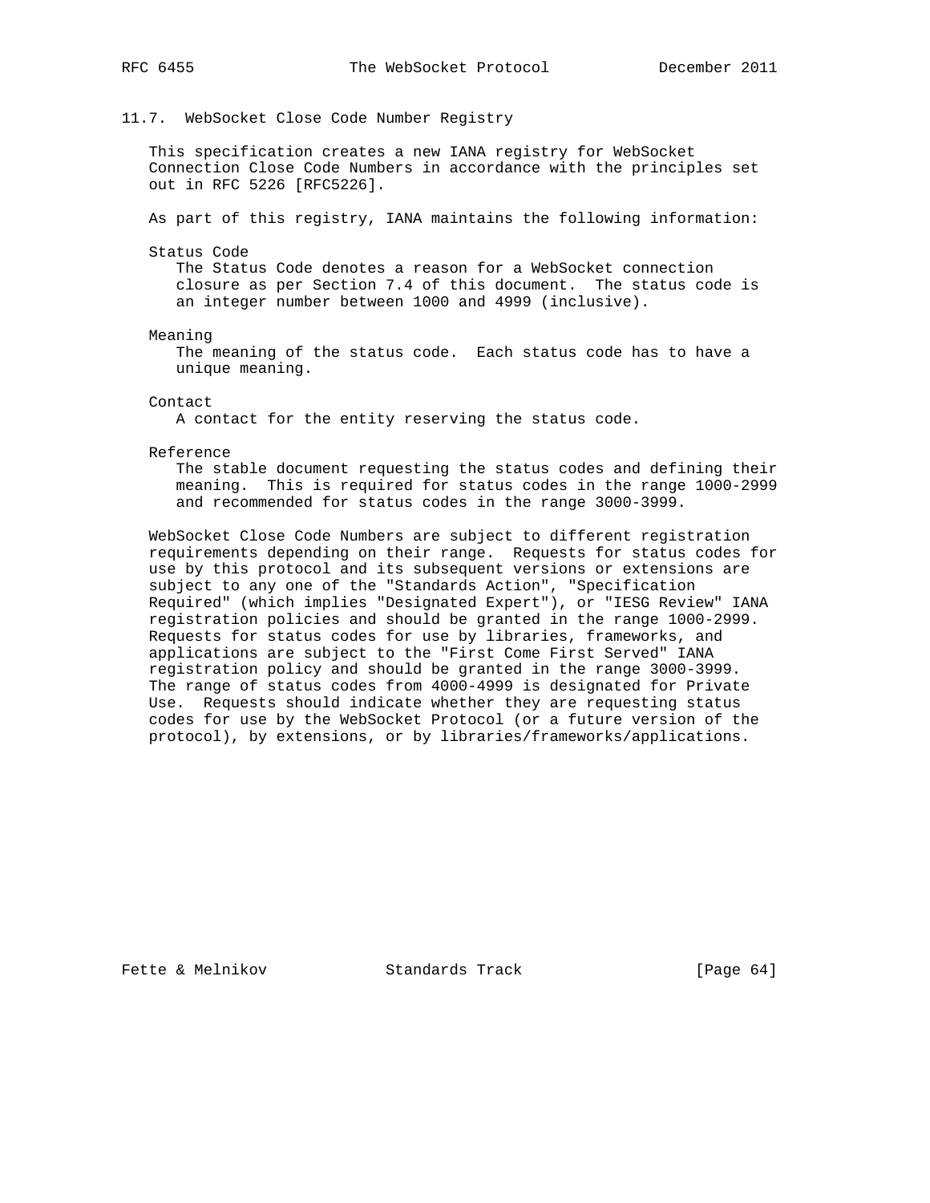### 11.7. WebSocket Close Code Number Registry

This specification creates a new IANA registry for WebSocket Connection Close Code Numbers in accordance with the principles set out in RFC 5226 [RFC5226].

As part of this registry, IANA maintains the following information:

Status Code
: The Status Code denotes a reason for a WebSocket connection closure as per Section 7.4 of this document. The status code is an integer number between 1000 and 4999 (inclusive).

Meaning
: The meaning of the status code. Each status code has to have a unique meaning.

Contact
: A contact for the entity reserving the status code.

Reference
: The stable document requesting the status codes and defining their meaning. This is required for status codes in the range 1000-2999 and recommended for status codes in the range 3000-3999.

WebSocket Close Code Numbers are subject to different registration requirements depending on their range. Requests for status codes for use by this protocol and its subsequent versions or extensions are subject to any one of the "Standards Action", "Specification Required" (which implies "Designated Expert"), or "IESG Review" IANA registration policies and should be granted in the range 1000-2999. Requests for status codes for use by libraries, frameworks, and applications are subject to the "First Come First Served" IANA registration policy and should be granted in the range 3000-3999. The range of status codes from 4000-4999 is designated for Private Use. Requests should indicate whether they are requesting status codes for use by the WebSocket Protocol (or a future version of the protocol), by extensions, or by libraries/frameworks/applications.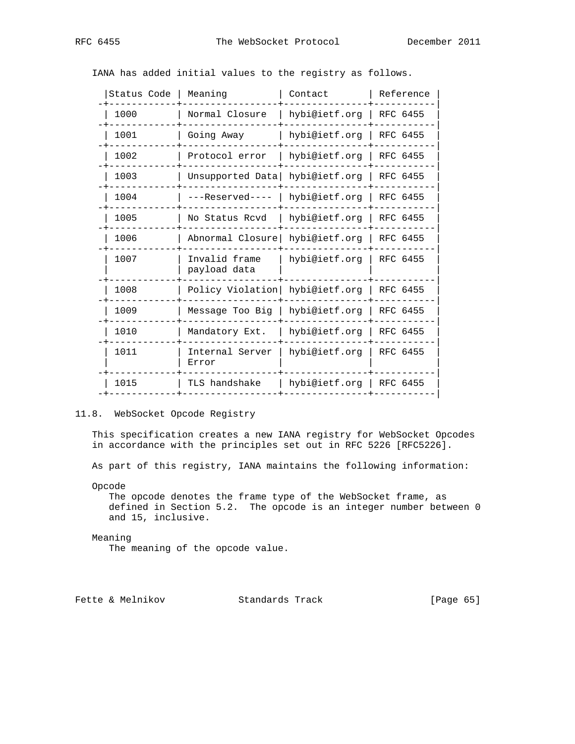IANA has added initial values to the registry as follows.

| Status Code | Meaning | Contact | Reference |
|---|---|---|---|
| 1000 | Normal Closure | hybi@ietf.org | RFC 6455 |
| 1001 | Going Away | hybi@ietf.org | RFC 6455 |
| 1002 | Protocol error | hybi@ietf.org | RFC 6455 |
| 1003 | Unsupported Data | hybi@ietf.org | RFC 6455 |
| 1004 | ---Reserved---- | hybi@ietf.org | RFC 6455 |
| 1005 | No Status Rcvd | hybi@ietf.org | RFC 6455 |
| 1006 | Abnormal Closure | hybi@ietf.org | RFC 6455 |
| 1007 | Invalid frame payload data | hybi@ietf.org | RFC 6455 |
| 1008 | Policy Violation | hybi@ietf.org | RFC 6455 |
| 1009 | Message Too Big | hybi@ietf.org | RFC 6455 |
| 1010 | Mandatory Ext. | hybi@ietf.org | RFC 6455 |
| 1011 | Internal Server Error | hybi@ietf.org | RFC 6455 |
| 1015 | TLS handshake | hybi@ietf.org | RFC 6455 |

## 11.8. WebSocket Opcode Registry

This specification creates a new IANA registry for WebSocket Opcodes in accordance with the principles set out in RFC 5226 [RFC5226].

As part of this registry, IANA maintains the following information:

Opcode
: The opcode denotes the frame type of the WebSocket frame, as defined in Section 5.2. The opcode is an integer number between 0 and 15, inclusive.

Meaning
: The meaning of the opcode value.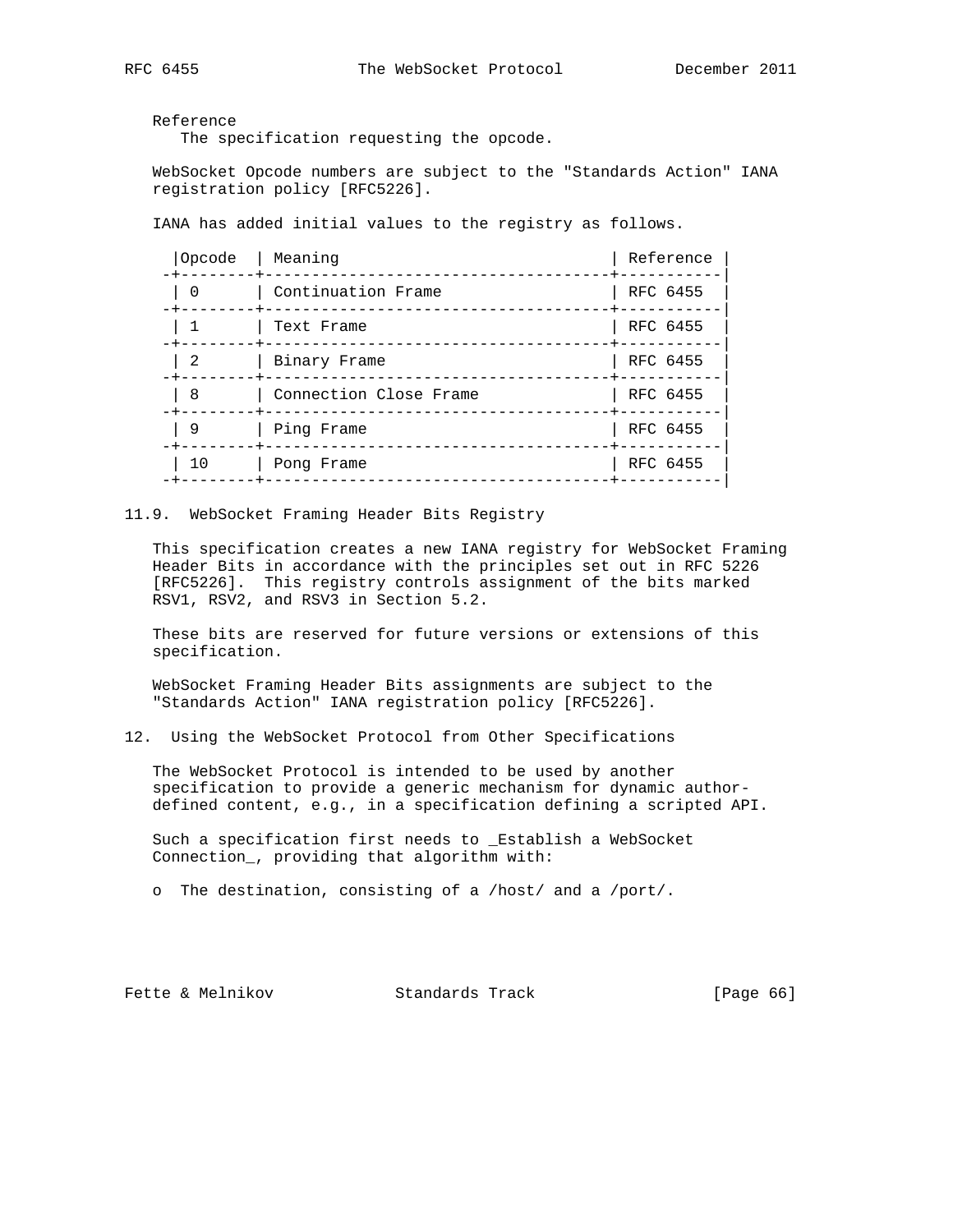Reference
   The specification requesting the opcode.

WebSocket Opcode numbers are subject to the "Standards Action" IANA registration policy [RFC5226].

IANA has added initial values to the registry as follows.

| Opcode | Meaning | Reference |
|---|---|---|
| 0 | Continuation Frame | RFC 6455 |
| 1 | Text Frame | RFC 6455 |
| 2 | Binary Frame | RFC 6455 |
| 8 | Connection Close Frame | RFC 6455 |
| 9 | Ping Frame | RFC 6455 |
| 10 | Pong Frame | RFC 6455 |

## 11.9. WebSocket Framing Header Bits Registry

This specification creates a new IANA registry for WebSocket Framing Header Bits in accordance with the principles set out in RFC 5226 [RFC5226]. This registry controls assignment of the bits marked RSV1, RSV2, and RSV3 in Section 5.2.

These bits are reserved for future versions or extensions of this specification.

WebSocket Framing Header Bits assignments are subject to the "Standards Action" IANA registration policy [RFC5226].

# 12. Using the WebSocket Protocol from Other Specifications

The WebSocket Protocol is intended to be used by another specification to provide a generic mechanism for dynamic author-defined content, e.g., in a specification defining a scripted API.

Such a specification first needs to _Establish a WebSocket Connection_, providing that algorithm with:

- The destination, consisting of a /host/ and a /port/.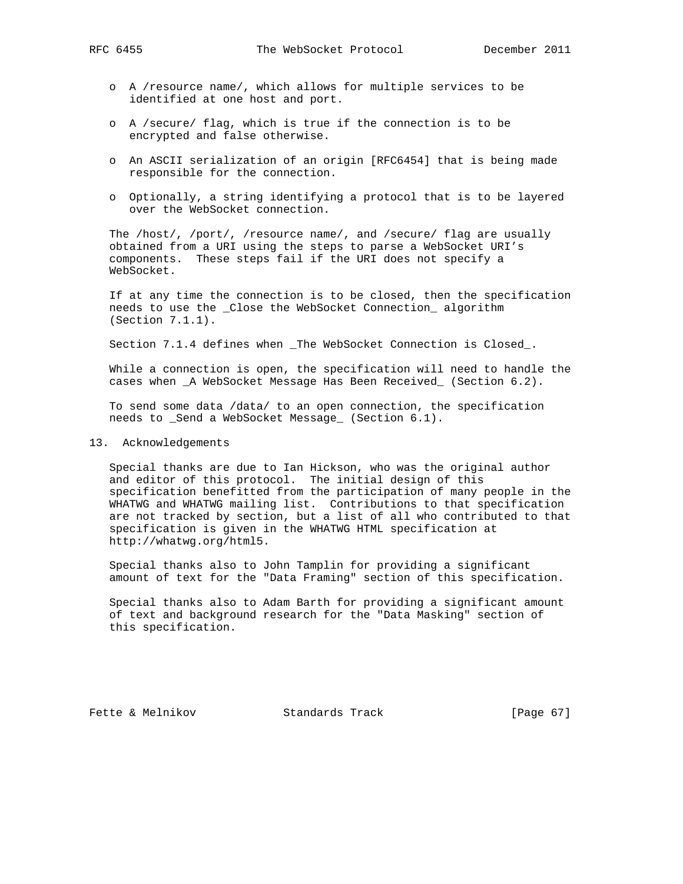- A /resource name/, which allows for multiple services to be identified at one host and port.

- A /secure/ flag, which is true if the connection is to be encrypted and false otherwise.

- An ASCII serialization of an origin [RFC6454] that is being made responsible for the connection.

- Optionally, a string identifying a protocol that is to be layered over the WebSocket connection.

The /host/, /port/, /resource name/, and /secure/ flag are usually obtained from a URI using the steps to parse a WebSocket URI's components. These steps fail if the URI does not specify a WebSocket.

If at any time the connection is to be closed, then the specification needs to use the _Close the WebSocket Connection_ algorithm (Section 7.1.1).

Section 7.1.4 defines when _The WebSocket Connection is Closed_.

While a connection is open, the specification will need to handle the cases when _A WebSocket Message Has Been Received_ (Section 6.2).

To send some data /data/ to an open connection, the specification needs to _Send a WebSocket Message_ (Section 6.1).

## 13. Acknowledgements

Special thanks are due to Ian Hickson, who was the original author and editor of this protocol. The initial design of this specification benefitted from the participation of many people in the WHATWG and WHATWG mailing list. Contributions to that specification are not tracked by section, but a list of all who contributed to that specification is given in the WHATWG HTML specification at http://whatwg.org/html5.

Special thanks also to John Tamplin for providing a significant amount of text for the "Data Framing" section of this specification.

Special thanks also to Adam Barth for providing a significant amount of text and background research for the "Data Masking" section of this specification.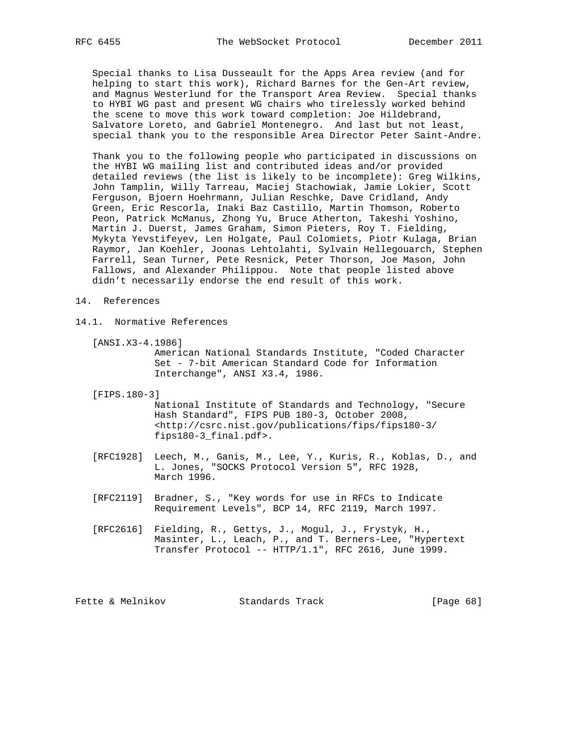Special thanks to Lisa Dusseault for the Apps Area review (and for helping to start this work), Richard Barnes for the Gen-Art review, and Magnus Westerlund for the Transport Area Review. Special thanks to HYBI WG past and present WG chairs who tirelessly worked behind the scene to move this work toward completion: Joe Hildebrand, Salvatore Loreto, and Gabriel Montenegro. And last but not least, special thank you to the responsible Area Director Peter Saint-Andre.

Thank you to the following people who participated in discussions on the HYBI WG mailing list and contributed ideas and/or provided detailed reviews (the list is likely to be incomplete): Greg Wilkins, John Tamplin, Willy Tarreau, Maciej Stachowiak, Jamie Lokier, Scott Ferguson, Bjoern Hoehrmann, Julian Reschke, Dave Cridland, Andy Green, Eric Rescorla, Inaki Baz Castillo, Martin Thomson, Roberto Peon, Patrick McManus, Zhong Yu, Bruce Atherton, Takeshi Yoshino, Martin J. Duerst, James Graham, Simon Pieters, Roy T. Fielding, Mykyta Yevstifeyev, Len Holgate, Paul Colomiets, Piotr Kulaga, Brian Raymor, Jan Koehler, Joonas Lehtolahti, Sylvain Hellegouarch, Stephen Farrell, Sean Turner, Pete Resnick, Peter Thorson, Joe Mason, John Fallows, and Alexander Philippou. Note that people listed above didn't necessarily endorse the end result of this work.

## 14. References

### 14.1. Normative References

[ANSI.X3-4.1986]
American National Standards Institute, "Coded Character Set - 7-bit American Standard Code for Information Interchange", ANSI X3.4, 1986.

[FIPS.180-3]
National Institute of Standards and Technology, "Secure Hash Standard", FIPS PUB 180-3, October 2008, <http://csrc.nist.gov/publications/fips/fips180-3/fips180-3_final.pdf>.

[RFC1928] Leech, M., Ganis, M., Lee, Y., Kuris, R., Koblas, D., and L. Jones, "SOCKS Protocol Version 5", RFC 1928, March 1996.

[RFC2119] Bradner, S., "Key words for use in RFCs to Indicate Requirement Levels", BCP 14, RFC 2119, March 1997.

[RFC2616] Fielding, R., Gettys, J., Mogul, J., Frystyk, H., Masinter, L., Leach, P., and T. Berners-Lee, "Hypertext Transfer Protocol -- HTTP/1.1", RFC 2616, June 1999.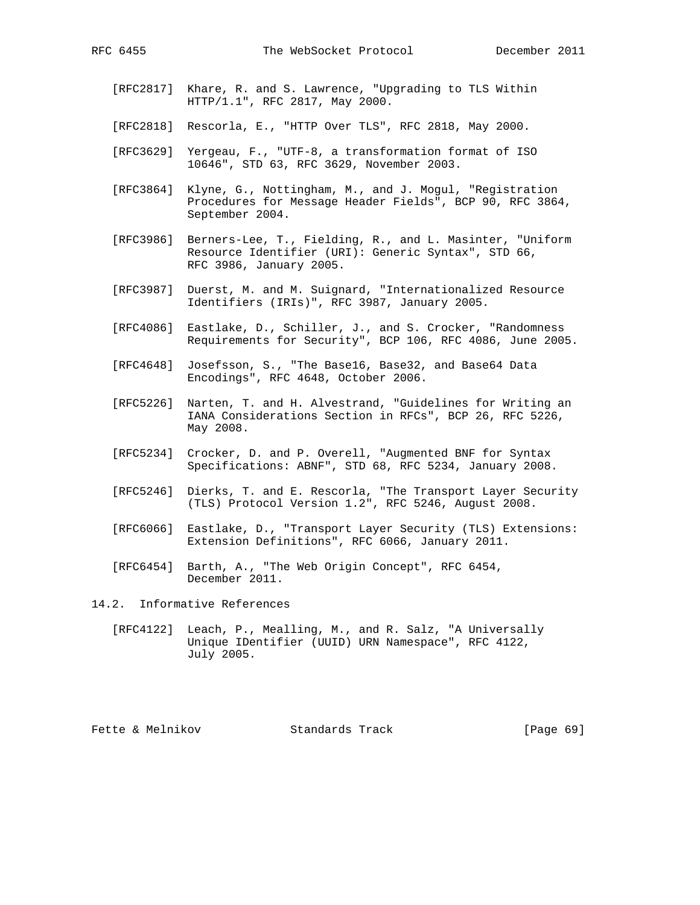[RFC2817] Khare, R. and S. Lawrence, "Upgrading to TLS Within HTTP/1.1", RFC 2817, May 2000.

[RFC2818] Rescorla, E., "HTTP Over TLS", RFC 2818, May 2000.

[RFC3629] Yergeau, F., "UTF-8, a transformation format of ISO 10646", STD 63, RFC 3629, November 2003.

[RFC3864] Klyne, G., Nottingham, M., and J. Mogul, "Registration Procedures for Message Header Fields", BCP 90, RFC 3864, September 2004.

[RFC3986] Berners-Lee, T., Fielding, R., and L. Masinter, "Uniform Resource Identifier (URI): Generic Syntax", STD 66, RFC 3986, January 2005.

[RFC3987] Duerst, M. and M. Suignard, "Internationalized Resource Identifiers (IRIs)", RFC 3987, January 2005.

[RFC4086] Eastlake, D., Schiller, J., and S. Crocker, "Randomness Requirements for Security", BCP 106, RFC 4086, June 2005.

[RFC4648] Josefsson, S., "The Base16, Base32, and Base64 Data Encodings", RFC 4648, October 2006.

[RFC5226] Narten, T. and H. Alvestrand, "Guidelines for Writing an IANA Considerations Section in RFCs", BCP 26, RFC 5226, May 2008.

[RFC5234] Crocker, D. and P. Overell, "Augmented BNF for Syntax Specifications: ABNF", STD 68, RFC 5234, January 2008.

[RFC5246] Dierks, T. and E. Rescorla, "The Transport Layer Security (TLS) Protocol Version 1.2", RFC 5246, August 2008.

[RFC6066] Eastlake, D., "Transport Layer Security (TLS) Extensions: Extension Definitions", RFC 6066, January 2011.

[RFC6454] Barth, A., "The Web Origin Concept", RFC 6454, December 2011.

## 14.2. Informative References

[RFC4122] Leach, P., Mealling, M., and R. Salz, "A Universally Unique IDentifier (UUID) URN Namespace", RFC 4122, July 2005.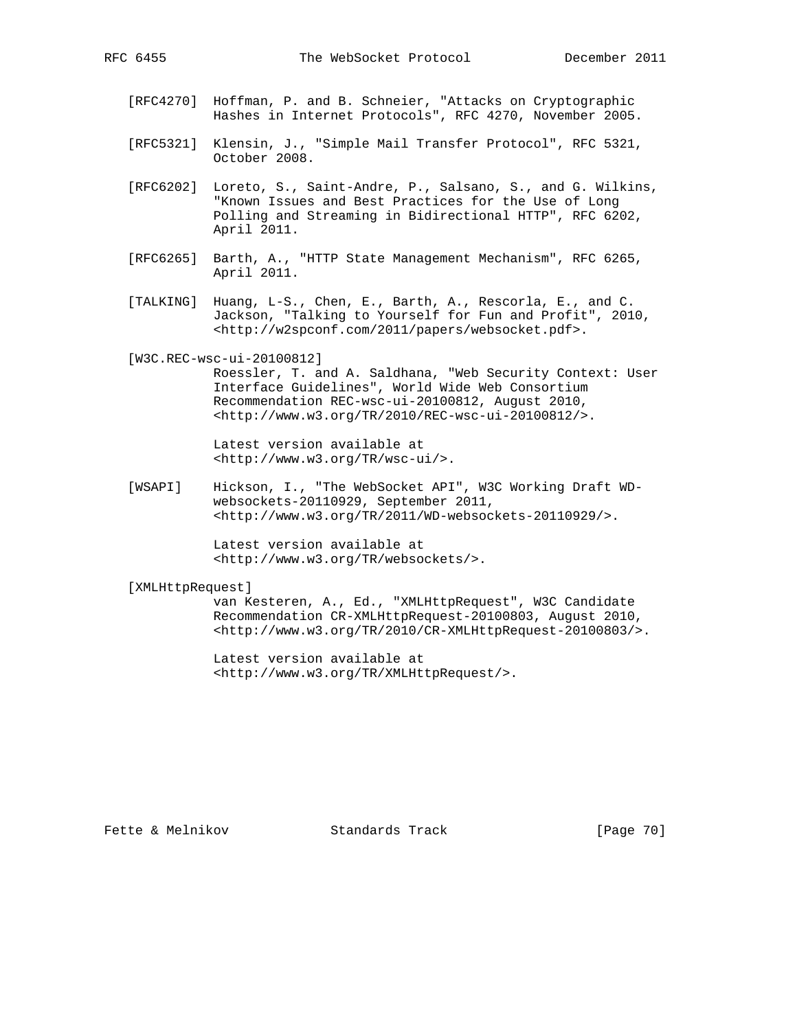[RFC4270] Hoffman, P. and B. Schneier, "Attacks on Cryptographic Hashes in Internet Protocols", RFC 4270, November 2005.

[RFC5321] Klensin, J., "Simple Mail Transfer Protocol", RFC 5321, October 2008.

[RFC6202] Loreto, S., Saint-Andre, P., Salsano, S., and G. Wilkins, "Known Issues and Best Practices for the Use of Long Polling and Streaming in Bidirectional HTTP", RFC 6202, April 2011.

[RFC6265] Barth, A., "HTTP State Management Mechanism", RFC 6265, April 2011.

[TALKING] Huang, L-S., Chen, E., Barth, A., Rescorla, E., and C. Jackson, "Talking to Yourself for Fun and Profit", 2010, <http://w2spconf.com/2011/papers/websocket.pdf>.

[W3C.REC-wsc-ui-20100812]
Roessler, T. and A. Saldhana, "Web Security Context: User Interface Guidelines", World Wide Web Consortium Recommendation REC-wsc-ui-20100812, August 2010, <http://www.w3.org/TR/2010/REC-wsc-ui-20100812/>.

Latest version available at <http://www.w3.org/TR/wsc-ui/>.

[WSAPI] Hickson, I., "The WebSocket API", W3C Working Draft WD-websockets-20110929, September 2011, <http://www.w3.org/TR/2011/WD-websockets-20110929/>.

Latest version available at <http://www.w3.org/TR/websockets/>.

[XMLHttpRequest]
van Kesteren, A., Ed., "XMLHttpRequest", W3C Candidate Recommendation CR-XMLHttpRequest-20100803, August 2010, <http://www.w3.org/TR/2010/CR-XMLHttpRequest-20100803/>.

Latest version available at <http://www.w3.org/TR/XMLHttpRequest/>.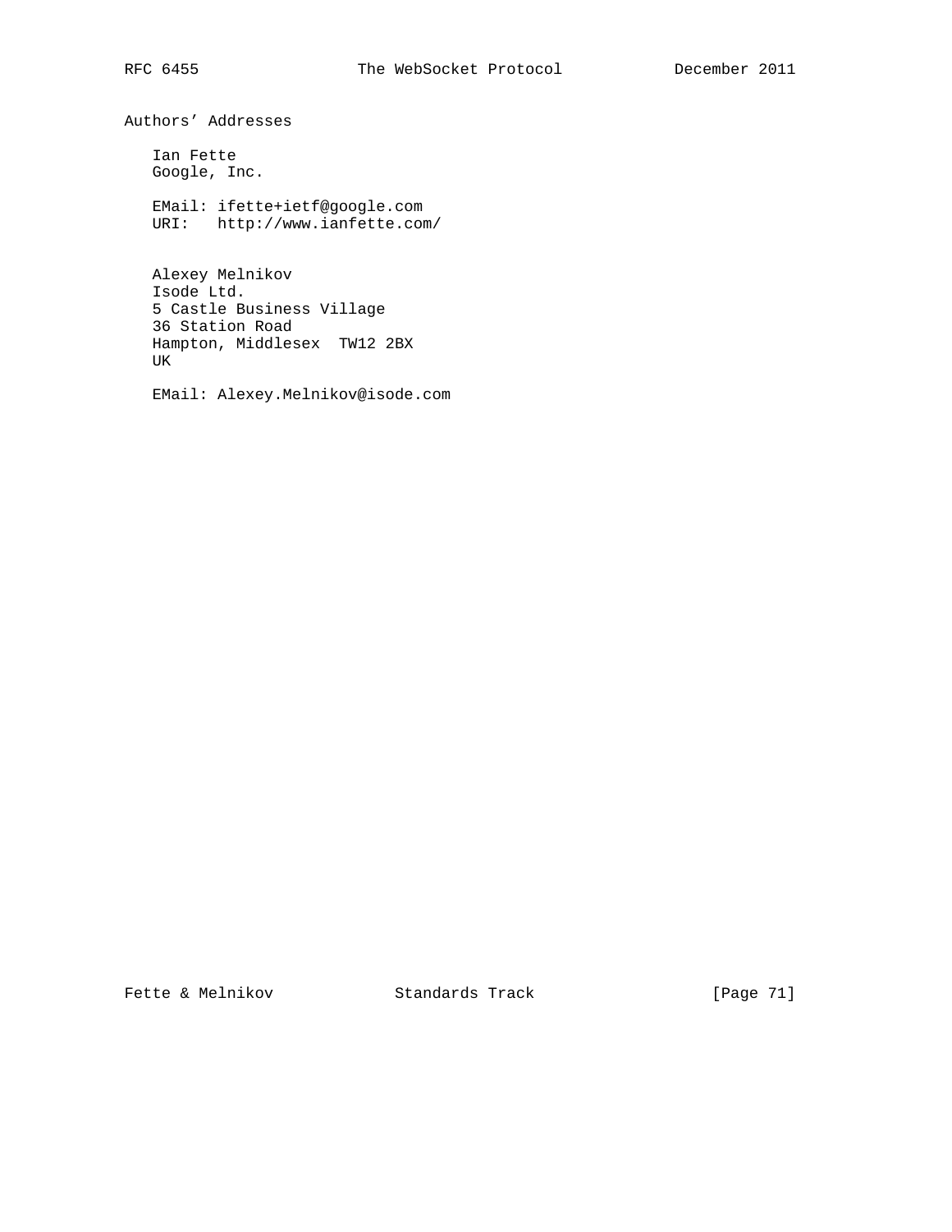## Authors' Addresses

Ian Fette
Google, Inc.

EMail: ifette+ietf@google.com
URI: http://www.ianfette.com/

Alexey Melnikov
Isode Ltd.
5 Castle Business Village
36 Station Road
Hampton, Middlesex TW12 2BX
UK

EMail: Alexey.Melnikov@isode.com